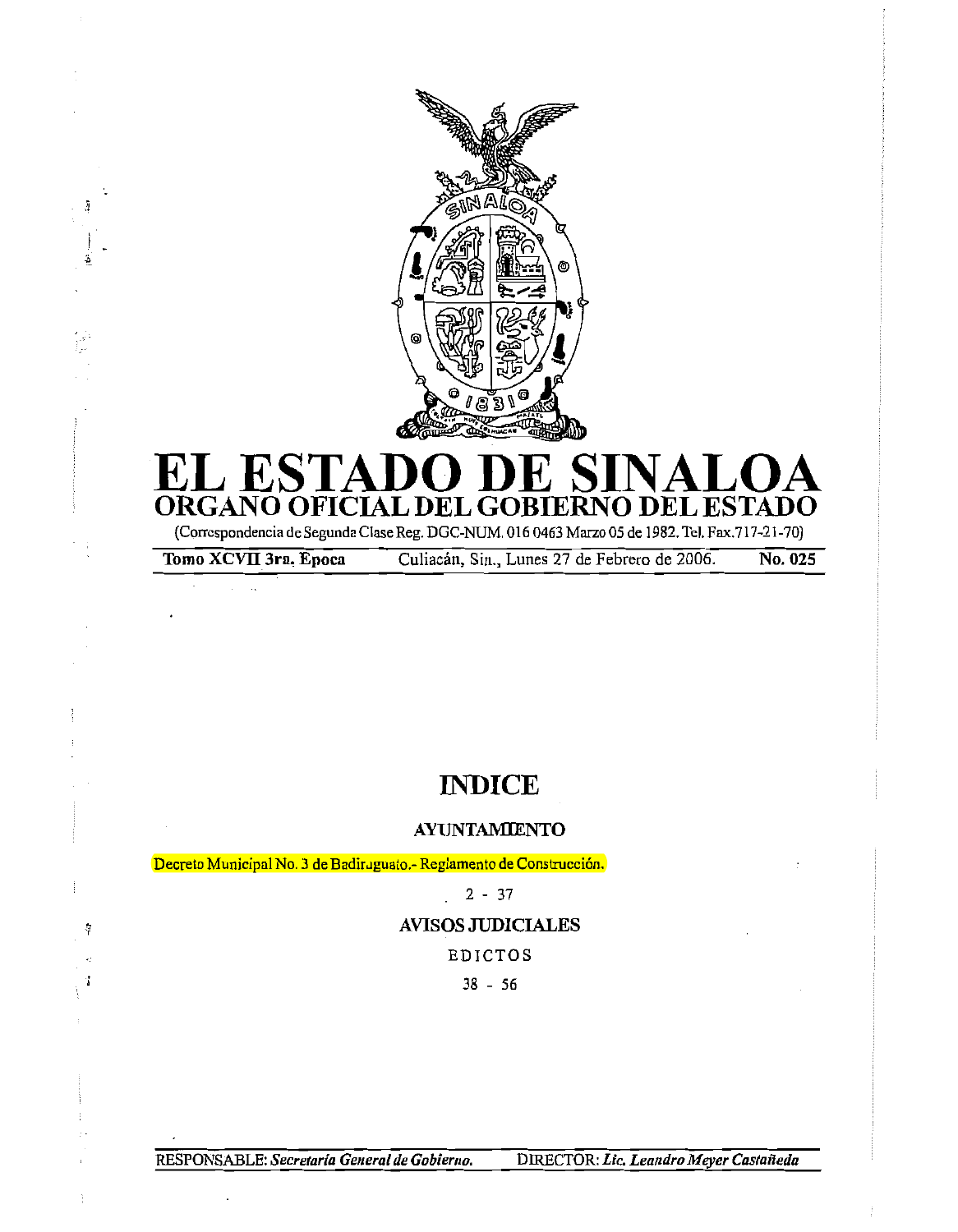# EL ESTADO DE SINALOA

## ORGANO OFICIAL DEL GOBIERNO DEL ESTADO

(Correspondencia de Segunda Clase Reg. DGC-NUM. 016 0463 Marzo 05 de 1982. Tel. Fax.717-21-70)

**Tomo XCVII 3ra. Epoca** Culiacán, Sin., Lunes 27 de Febrero de 2006. **No. 025**

## INDICE

### AYUNTAMIENTO

Decreto Municipal No. 3 de Badiraguato.- Reglamento de Construcción.

2 - 37

### AVISOS JUDICIALES

EDICTOS

38 - 56

RESPONSABLE: *Secretaría General de Gobierno.* DIRECTOR: *Lic. Leandro Meyer Castañeda*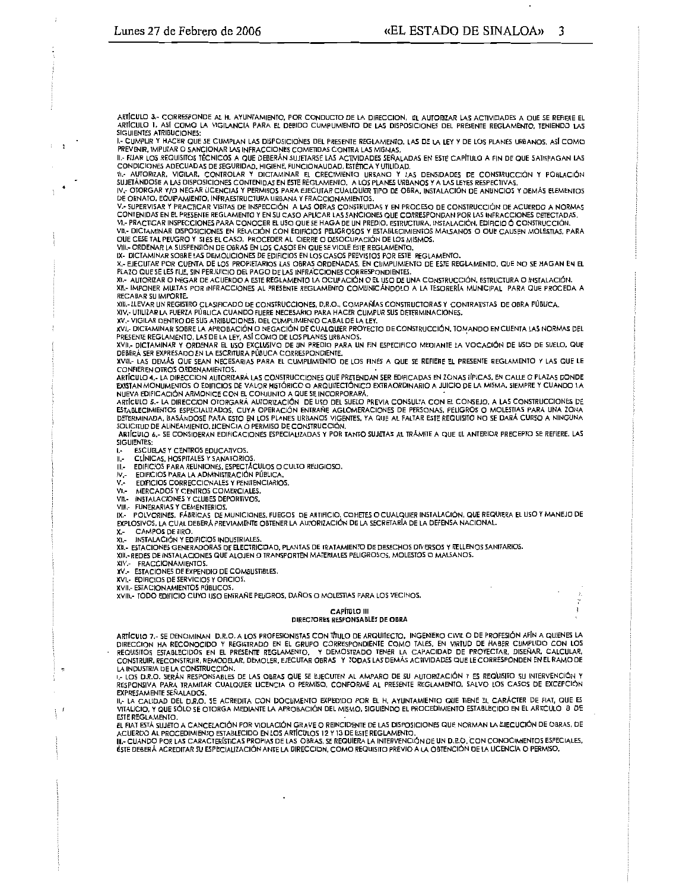ARTÍCULO 3.- CORRESPONDE AL H. AYUNTAMIENTO, POR CONDUCTO DE LA DIRECCION, EL AUTORIZAR LAS ACTIVIDADES A QUE SE REFIERE EL ARTÍCULO 1, ASÍ COMO LA VIGILANCIA PARA EL DEBIDO CUMPLIMIENTO DE LAS DISPOSICIONES DEL PRESENTE REGLAMENTO, TENIENDO LAS SIGUIENTES ATRIBUCIONES:

I.- CUMPLIR Y HACER QUE SE CUMPLAN LAS DISPOSICIONES DEL PRESENTE REGLAMENTO, LAS DE LA LEY Y DE LOS PLANES URBANOS, ASÍ COMO PREVENIR, IMPUTAR O SANCIONAR LAS INFRACCIONES COMETIDAS CONTRA LAS MISMAS.

II.- FIJAR LOS REQUISITOS TÉCNICOS A QUE DEBERÁN SUJETARSE LAS ACTIVIDADES SEÑALADAS EN ESTE CAPÍTULO A FIN DE QUE SATISFAGAN LAS CONDICIONES ADECUADAS DE SEGURIDAD, HIGIENE, FUNCIONALIDAD, ESTÉTICA Y UTILIDAD.

III.- AUTORIZAR, VIGILAR, CONTROLAR Y DICTAMINAR EL CRECIMIENTO URBANO Y LAS DENSIDADES DE CONSTRUCCIÓN Y POBLACIÓN SUJETÁNDOSE A LAS DISPOSICIONES CONTENIDAS EN ESTE REGLAMENTO, A LOS PLANES URBANOS Y A LAS LEYES RESPECTIVAS.

IV.- OTORGAR Y/O NEGAR LICENCIAS Y PERMISOS PARA EJECUTAR CUALQUIER TIPO DE OBRA, INSTALACIÓN DE ANUNCIOS Y DEMÁS ELEMENTOS DE ORNATO, EQUIPAMIENTO, INFRAESTRUCTURA URBANA Y FRACCIONAMIENTOS.

V.- SUPERVISAR Y PRACTICAR VISITAS DE INSPECCIÓN A LAS OBRAS CONSTRUIDAS Y EN PROCESO DE CONSTRUCCIÓN DE ACUERDO A NORMAS CONTENIDAS EN EL PRESENTE REGLAMENTO Y EN SU CASO APLICAR LAS SANCIONES QUE CORRESPONDAN POR LAS INFRACCIONES DETECTADAS.

VI.- PRACTICAR INSPECCIONES PARA CONOCER EL USO QUE SE HAGA DE UN PREDIO, ESTRUCTURA, INSTALACIÓN, EDIFICIO Ó CONSTRUCCIÓN.

VII.- DICTAMINAR DISPOSICIONES EN RELACIÓN CON EDIFICIOS PELIGROSOS Y ESTABLECIMIENTOS MALSANOS O QUE CAUSEN MOLESTIAS, PARA QUE CESE TAL PELIGRO Y SI ES EL CASO, PROCEDER AL CIERRE O DESOCUPACIÓN DE LOS MISMOS.

VIII.- ORDENAR LA SUSPENSIÓN DE OBRAS EN LOS CASOS EN QUE SE VIOLE ESTE REGLAMENTO.

IX.- DICTAMINAR SOBRE LAS DEMOLICIONES DE EDIFICIOS EN LOS CASOS PREVISTOS POR ESTE REGLAMENTO.

X.- EJECUTAR POR CUENTA DE LOS PROPIETARIOS LAS OBRAS ORDENADAS, EN CUMPLIMIENTO DE ESTE REGLAMENTO, QUE NO SE HAGAN EN EL PLAZO QUE SE LES FIJE, SIN PERJUICIO DEL PAGO DE LAS INFRACCIONES CORRESPONDIENTES.

XI.- AUTORIZAR O NEGAR DE ACUERDO A ESTE REGLAMENTO LA OCUPACIÓN O EL USO DE UNA CONSTRUCCIÓN, ESTRUCTURA O INSTALACIÓN.

XII.- IMPONER MULTAS POR INFRACCIONES AL PRESENTE REGLAMENTO COMUNICÁNDOLO A LA TESORERÍA MUNICIPAL PARA QUE PROCEDA A RECABAR SU IMPORTE.

XIII.- LLEVAR UN REGISTRO CLASIFICADO DE CONSTRUCCIONES, D.R.O., COMPAÑÍAS CONSTRUCTORAS Y CONTRATISTAS DE OBRA PÚBLICA.

XIV.- UTILIZAR LA FUERZA PÚBLICA CUANDO FUERE NECESARIO PARA HACER CUMPLIR SUS DETERMINACIONES.

XV.- VIGILAR DENTRO DE SUS ATRIBUCIONES, DEL CUMPLIMIENTO CABAL DE LA LEY.

XVI.- DICTAMINAR SOBRE LA APROBACIÓN O NEGACIÓN DE CUALQUIER PROYECTO DE CONSTRUCCIÓN, TOMANDO EN CUENTA LAS NORMAS DEL PRESENTE REGLAMENTO, LAS DE LA LEY, ASÍ COMO DE LOS PLANES URBANOS.

XVII.- DICTAMINAR Y ORDENAR EL USO EXCLUSIVO DE UN PREDIO PARA UN FIN ESPECIFICO MEDIANTE LA VOCACIÓN DE USO DE SUELO, QUE DEBERÁ SER EXPRESADO EN LA ESCRITURA PÚBLICA CORRESPONDIENTE.

XVIII.- LAS DEMÁS QUE SEAN NECESARIAS PARA EL CUMPLIMIENTO DE LOS FINES A QUE SE REFIERE EL PRESENTE REGLAMENTO Y LAS QUE LE CONFIEREN OTROS ORDENAMIENTOS.

ARTÍCULO 4.- LA DIRECCION AUTORIZARÁ LAS CONSTRUCCIONES QUE PRETENDAN SER EDIFICADAS EN ZONAS TÍPICAS, EN CALLE O PLAZAS DONDE EXISTAN MONUMENTOS O EDIFICIOS DE VALOR HISTÓRICO O ARQUITECTÓNICO EXTRAORDINARIO A JUICIO DE LA MISMA, SIEMPRE Y CUANDO LA NUEVA EDIFICACIÓN ARMONICE CON EL CONJUNTO A QUE SE INCORPORARÁ.

ARTÍCULO 5.- LA DIRECCION OTORGARÁ AUTORIZACIÓN DE USO DEL SUELO PREVIA CONSULTA CON EL CONSEJO, A LAS CONSTRUCCIONES DE ESTABLECIMIENTOS ESPECIALIZADOS, CUYA OPERACIÓN ENTRAÑE AGLOMERACIONES DE PERSONAS, PELIGROS O MOLESTIAS PARA UNA ZONA DETERMINADA, BASÁNDOSE PARA ESTO EN LOS PLANES URBANOS VIGENTES, YA QUE AL FALTAR ESTE REQUISITO NO SE DARÁ CURSO A NINGUNA SOLICITUD DE ALINEAMIENTO, LICENCIA O PERMISO DE CONSTRUCCIÓN.

ARTÍCULO 6.- SE CONSIDERAN EDIFICACIONES ESPECIALIZADAS Y POR TANTO SUJETAS AL TRÁMITE A QUE EL ANTERIOR PRECEPTO SE REFIERE, LAS SIGUIENTES:

I.- ESCUELAS Y CENTROS EDUCATIVOS.

II.- CLÍNICAS, HOSPITALES Y SANATORIOS.

III.- EDIFICIOS PARA REUNIONES, ESPECTÁCULOS O CULTO RELIGIOSO.

IV.- EDIFICIOS PARA LA ADMINISTRACIÓN PÚBLICA.

V.- EDIFICIOS CORRECCIONALES Y PENITENCIARIOS.

VI.- MERCADOS Y CENTROS COMERCIALES.

VII.- INSTALACIONES Y CLUBES DEPORTIVOS.

VIII.- FUNERARIAS Y CEMENTERIOS.

IX.- POLVORINES, FÁBRICAS DE MUNICIONES, FUEGOS DE ARTIFICIO, COHETES O CUALQUIER INSTALACIÓN, QUE REQUIERA EL USO Y MANEJO DE EXPLOSIVOS, LA CUAL DEBERÁ PREVIAMENTE OBTENER LA AUTORIZACIÓN DE LA SECRETARÍA DE LA DEFENSA NACIONAL.

X.- CAMPOS DE TIRO.

XI.- INSTALACIÓN Y EDIFICIOS INDUSTRIALES.

XII.- ESTACIONES GENERADORAS DE ELECTRICIDAD, PLANTAS DE TRATAMIENTO DE DESECHOS DIVERSOS Y RELLENOS SANITARIOS.

XIII.- REDES DE INSTALACIONES QUE ALOJEN O TRANSPORTEN MATERIALES PELIGROSOS, MOLESTOS O MALSANOS.

XIV.- FRACCIONAMIENTOS.

XV.- ESTACIONES DE EXPENDIO DE COMBUSTIBLES.

XVI.- EDIFICIOS DE SERVICIOS Y OFICIOS.

XVII.- ESTACIONAMIENTOS PÚBLICOS.

XVIII.- TODO EDIFICIO CUYO USO ENTRAÑE PELIGROS, DAÑOS O MOLESTIAS PARA LOS VECINOS.

## CAPÍTULO III
## DIRECTORES RESPONSABLES DE OBRA

ARTÍCULO 7.- SE DENOMINAN D.R.O. A LOS PROFESIONISTAS CON TÍTULO DE ARQUITECTO, INGENIERO CIVIL O DE PROFESIÓN AFÍN A QUIENES LA DIRECCION HA RECONOCIDO Y REGISTRADO EN EL GRUPO CORRESPONDIENTE COMO TALES, EN VIRTUD DE HABER CUMPLIDO CON LOS REQUISITOS ESTABLECIDOS EN EL PRESENTE REGLAMENTO, Y DEMOSTRADO TENER LA CAPACIDAD DE PROYECTAR, DISEÑAR, CALCULAR, CONSTRUIR, RECONSTRUIR, REMODELAR, DEMOLER, EJECUTAR OBRAS Y TODAS LAS DEMÁS ACTIVIDADES QUE LE CORRESPONDEN EN EL RAMO DE LA INDUSTRIA DE LA CONSTRUCCIÓN.

I.- LOS D.R.O. SERÁN RESPONSABLES DE LAS OBRAS QUE SE EJECUTEN AL AMPARO DE SU AUTORIZACIÓN Y ES REQUISITO SU INTERVENCIÓN Y RESPONSIVA PARA TRAMITAR CUALQUIER LICENCIA O PERMISO, CONFORME AL PRESENTE REGLAMENTO, SALVO LOS CASOS DE EXCEPCIÓN EXPRESAMENTE SEÑALADOS.

II.- LA CALIDAD DEL D.R.O. SE ACREDITA CON DOCUMENTO EXPEDIDO POR EL H. AYUNTAMIENTO QUE TIENE EL CARÁCTER DE FIAT, QUE ES VITALICIO, Y QUE SÓLO SE OTORGA MEDIANTE LA APROBACIÓN DEL MISMO, SIGUIENDO EL PROCEDIMIENTO ESTABLECIDO EN EL ARTÍCULO 8 DE ESTE REGLAMENTO.

EL FIAT ESTÁ SUJETO A CANCELACIÓN POR VIOLACIÓN GRAVE O REINCIDENTE DE LAS DISPOSICIONES QUE NORMAN LA EJECUCIÓN DE OBRAS, DE ACUERDO AL PROCEDIMIENTO ESTABLECIDO EN LOS ARTÍCULOS 12 Y 13 DE ESTE REGLAMENTO.

III.- CUANDO POR LAS CARACTERÍSTICAS PROPIAS DE LAS OBRAS, SE REQUIERA LA INTERVENCIÓN DE UN D.R.O. CON CONOCIMIENTOS ESPECIALES, ÉSTE DEBERÁ ACREDITAR SU ESPECIALIZACIÓN ANTE LA DIRECCION, COMO REQUISITO PREVIO A LA OBTENCIÓN DE LA LICENCIA O PERMISO.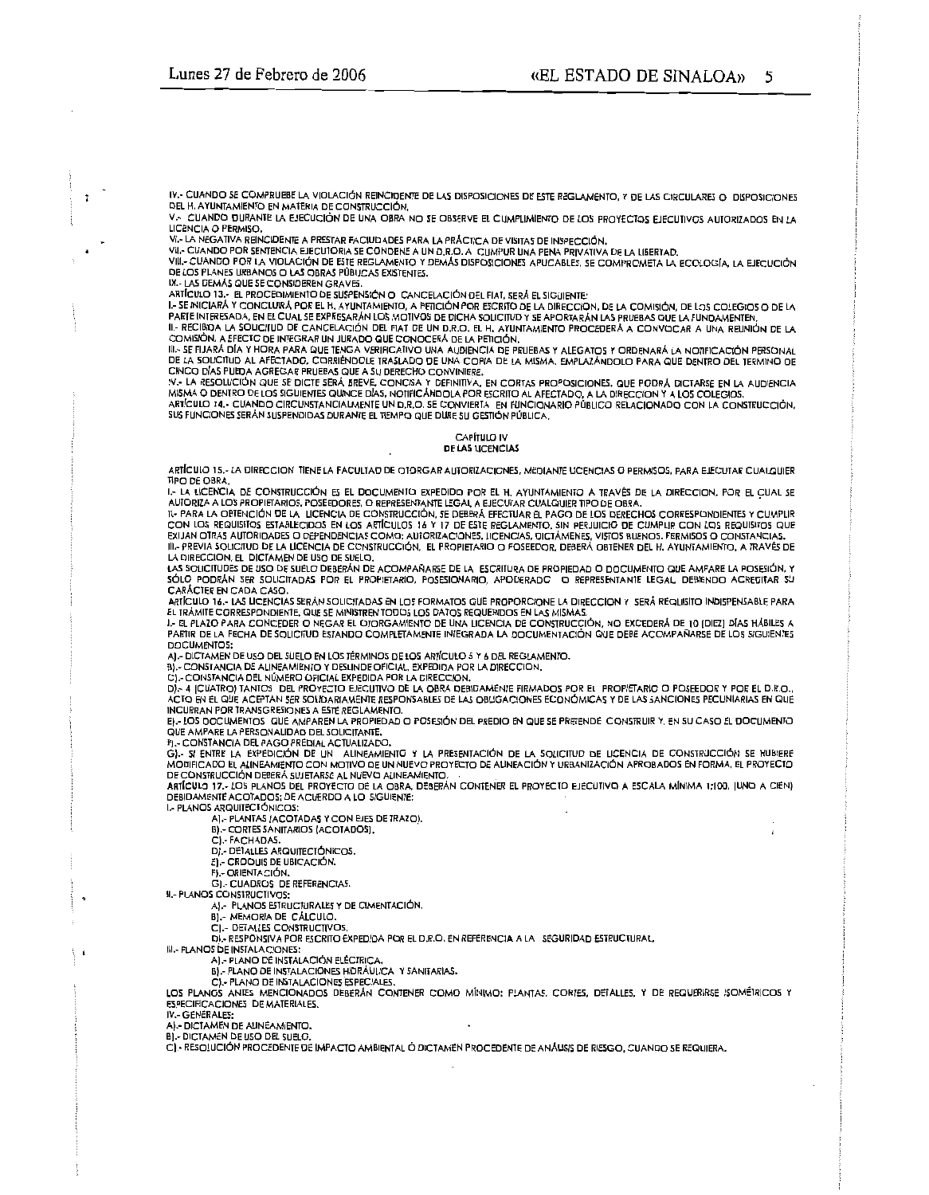IV.- CUANDO SE COMPRUEBE LA VIOLACIÓN REINCIDENTE DE LAS DISPOSICIONES DE ESTE REGLAMENTO, Y DE LAS CIRCULARES O DISPOSICIONES DEL H. AYUNTAMIENTO EN MATERIA DE CONSTRUCCIÓN.

V.- CUANDO DURANTE LA EJECUCIÓN DE UNA OBRA NO SE OBSERVE EL CUMPLIMIENTO DE LOS PROYECTOS EJECUTIVOS AUTORIZADOS EN LA LICENCIA O PERMISO.

VI.- LA NEGATIVA REINCIDENTE A PRESTAR FACILIDADES PARA LA PRÁCTICA DE VISITAS DE INSPECCIÓN.

VII.- CUANDO POR SENTENCIA EJECUTORIA SE CONDENE A UN D.R.O. A CUMPLIR UNA PENA PRIVATIVA DE LA LIBERTAD.

VIII.- CUANDO POR LA VIOLACIÓN DE ESTE REGLAMENTO Y DEMÁS DISPOSICIONES APLICABLES, SE COMPROMETA LA ECOLOGÍA, LA EJECUCIÓN DE LOS PLANES URBANOS O LAS OBRAS PÚBLICAS EXISTENTES.

IX.- LAS DEMÁS QUE SE CONSIDEREN GRAVES.

ARTÍCULO 13.- EL PROCEDIMIENTO DE SUSPENSIÓN O CANCELACIÓN DEL FIAT, SERÁ EL SIGUIENTE:

I.- SE INICIARÁ Y CONCLUIRÁ POR EL H. AYUNTAMIENTO, A PETICIÓN POR ESCRITO DE LA DIRECCION, DE LA COMISIÓN, DE LOS COLEGIOS O DE LA PARTE INTERESADA, EN EL CUAL SE EXPRESARÁN LOS MOTIVOS DE DICHA SOLICITUD Y SE APORTARÁN LAS PRUEBAS QUE LA FUNDAMENTEN.

II.- RECIBIDA LA SOLICITUD DE CANCELACIÓN DEL FIAT DE UN D.R.O. EL H. AYUNTAMIENTO PROCEDERÁ A CONVOCAR A UNA REUNIÓN DE LA COMISIÓN, A EFECTO DE INTEGRAR UN JURADO QUE CONOCERÁ DE LA PETICIÓN.

III.- SE FIJARÁ DÍA Y HORA PARA QUE TENGA VERIFICATIVO UNA AUDIENCIA DE PRUEBAS Y ALEGATOS Y ORDENARÁ LA NOTIFICACIÓN PERSONAL DE LA SOLICITUD AL AFECTADO, CORRIÉNDOLE TRASLADO DE UNA COPIA DE LA MISMA, EMPLAZÁNDOLO PARA QUE DENTRO DEL TERMINO DE CINCO DÍAS PUEDA AGREGAR PRUEBAS QUE A SU DERECHO CONVINIERE.

IV.- LA RESOLUCIÓN QUE SE DICTE SERÁ BREVE, CONCISA Y DEFINITIVA, EN CORTAS PROPOSICIONES, QUE PODRÁ DICTARSE EN LA AUDIENCIA MISMA O DENTRO DE LOS SIGUIENTES QUINCE DÍAS, NOTIFICÁNDOLA POR ESCRITO AL AFECTADO, A LA DIRECCION Y A LOS COLEGIOS.

ARTÍCULO 14.- CUANDO CIRCUNSTANCIALMENTE UN D.R.O. SE CONVIERTA EN FUNCIONARIO PÚBLICO RELACIONADO CON LA CONSTRUCCIÓN, SUS FUNCIONES SERÁN SUSPENDIDAS DURANTE EL TIEMPO QUE DURE SU GESTIÓN PÚBLICA.

## CAPÍTULO IV
## DE LAS LICENCIAS

ARTÍCULO 15.- LA DIRECCION TIENE LA FACULTAD DE OTORGAR AUTORIZACIONES, MEDIANTE LICENCIAS O PERMISOS, PARA EJECUTAR CUALQUIER TIPO DE OBRA.

I.- LA LICENCIA DE CONSTRUCCIÓN ES EL DOCUMENTO EXPEDIDO POR EL H. AYUNTAMIENTO A TRAVÉS DE LA DIRECCION, POR EL CUAL SE AUTORIZA A LOS PROPIETARIOS, POSEEDORES, O REPRESENTANTE LEGAL A EJECUTAR CUALQUIER TIPO DE OBRA.

II.- PARA LA OBTENCIÓN DE LA LICENCIA DE CONSTRUCCIÓN, SE DEBERÁ EFECTUAR EL PAGO DE LOS DERECHOS CORRESPONDIENTES Y CUMPLIR CON LOS REQUISITOS ESTABLECIDOS EN LOS ARTÍCULOS 16 Y 17 DE ESTE REGLAMENTO, SIN PERJUICIO DE CUMPLIR CON LOS REQUISITOS QUE EXIJAN OTRAS AUTORIDADES O DEPENDENCIAS COMO: AUTORIZACIONES, LICENCIAS, DICTÁMENES, VISTOS BUENOS, PERMISOS O CONSTANCIAS.

III.- PREVIA SOLICITUD DE LA LICENCIA DE CONSTRUCCIÓN, EL PROPIETARIO O POSEEDOR, DEBERÁ OBTENER DEL H. AYUNTAMIENTO, A TRAVÉS DE LA DIRECCION, EL DICTAMEN DE USO DE SUELO.

LAS SOLICITUDES DE USO DE SUELO DEBERÁN DE ACOMPAÑARSE DE LA ESCRITURA DE PROPIEDAD O DOCUMENTO QUE AMPARE LA POSESIÓN, Y SÓLO PODRÁN SER SOLICITADAS POR EL PROPIETARIO, POSESIONARIO, APODERADO O REPRESENTANTE LEGAL DEBIENDO ACREDITAR SU CARÁCTER EN CADA CASO.

ARTÍCULO 16.- LAS LICENCIAS SERÁN SOLICITADAS EN LOS FORMATOS QUE PROPORCIONE LA DIRECCION Y SERÁ REQUISITO INDISPENSABLE PARA EL TRÁMITE CORRESPONDIENTE, QUE SE MINISTREN TODOS LOS DATOS REQUERIDOS EN LAS MISMAS.

I.- EL PLAZO PARA CONCEDER O NEGAR EL OTORGAMIENTO DE UNA LICENCIA DE CONSTRUCCIÓN, NO EXCEDERÁ DE 10 (DIEZ) DÍAS HÁBILES A PARTIR DE LA FECHA DE SOLICITUD ESTANDO COMPLETAMENTE INTEGRADA LA DOCUMENTACIÓN QUE DEBE ACOMPAÑARSE DE LOS SIGUIENTES DOCUMENTOS:

A).- DICTAMEN DE USO DEL SUELO EN LOS TÉRMINOS DE LOS ARTÍCULO 5 Y 6 DEL REGLAMENTO.

B).- CONSTANCIA DE ALINEAMIENTO Y DESLINDE OFICIAL, EXPEDIDA POR LA DIRECCION.

C).- CONSTANCIA DEL NÚMERO OFICIAL EXPEDIDA POR LA DIRECCION.

D).- 4 (CUATRO) TANTOS DEL PROYECTO EJECUTIVO DE LA OBRA DEBIDAMENTE FIRMADOS POR EL PROPIETARIO O POSEEDOR Y POR EL D.R.O., ACTO EN EL QUE ACEPTAN SER SOLIDARIAMENTE RESPONSABLES DE LAS OBLIGACIONES ECONÓMICAS Y DE LAS SANCIONES PECUNIARIAS EN QUE INCURRAN POR TRANSGRESIONES A ESTE REGLAMENTO.

E).- LOS DOCUMENTOS QUE AMPAREN LA PROPIEDAD O POSESIÓN DEL PREDIO EN QUE SE PRETENDE CONSTRUIR Y, EN SU CASO EL DOCUMENTO QUE AMPARE LA PERSONALIDAD DEL SOLICITANTE.

F).- CONSTANCIA DEL PAGO PREDIAL ACTUALIZADO.

G).- SI ENTRE LA EXPEDICIÓN DE UN ALINEAMIENTO Y LA PRESENTACIÓN DE LA SOLICITUD DE LICENCIA DE CONSTRUCCIÓN SE HUBIERE MODIFICADO EL ALINEAMIENTO CON MOTIVO DE UN NUEVO PROYECTO DE ALINEACIÓN Y URBANIZACIÓN APROBADOS EN FORMA, EL PROYECTO DE CONSTRUCCIÓN DEBERÁ SUJETARSE AL NUEVO ALINEAMIENTO.

ARTÍCULO 17.- LOS PLANOS DEL PROYECTO DE LA OBRA, DEBERÁN CONTENER EL PROYECTO EJECUTIVO A ESCALA MÍNIMA 1:100, (UNO A CIEN) DEBIDAMENTE ACOTADOS; DE ACUERDO A LO SIGUIENTE:

I.- PLANOS ARQUITECTÓNICOS:

- A).- PLANTAS (ACOTADAS Y CON EJES DE TRAZO).
- B).- CORTES SANITARIOS (ACOTADOS).
- C).- FACHADAS.
- D).- DETALLES ARQUITECTÓNICOS.
- E).- CROQUIS DE UBICACIÓN.
- F).- ORIENTACIÓN.
- G).- CUADROS DE REFERENCIAS.

II.- PLANOS CONSTRUCTIVOS:

- A).- PLANOS ESTRUCTURALES Y DE CIMENTACIÓN.
- B).- MEMORIA DE CÁLCULO.
- C).- DETALLES CONSTRUCTIVOS.
- D).- RESPONSIVA POR ESCRITO EXPEDIDA POR EL D.R.O. EN REFERENCIA A LA SEGURIDAD ESTRUCTURAL.

III.- PLANOS DE INSTALACIONES:

- A).- PLANO DE INSTALACIÓN ELÉCTRICA.
- B).- PLANO DE INSTALACIONES HIDRÁULICA Y SANITARIAS.
- C).- PLANO DE INSTALACIONES ESPECIALES.

LOS PLANOS ANTES MENCIONADOS DEBERÁN CONTENER COMO MÍNIMO: PLANTAS, CORTES, DETALLES, Y DE REQUERIRSE ISOMÉTRICOS Y ESPECIFICACIONES DE MATERIALES.

IV.- GENERALES:

A).- DICTAMEN DE ALINEAMIENTO.

B).- DICTAMEN DE USO DEL SUELO.

C).- RESOLUCIÓN PROCEDENTE DE IMPACTO AMBIENTAL Ó DICTAMEN PROCEDENTE DE ANÁLISIS DE RIESGO, CUANDO SE REQUIERA.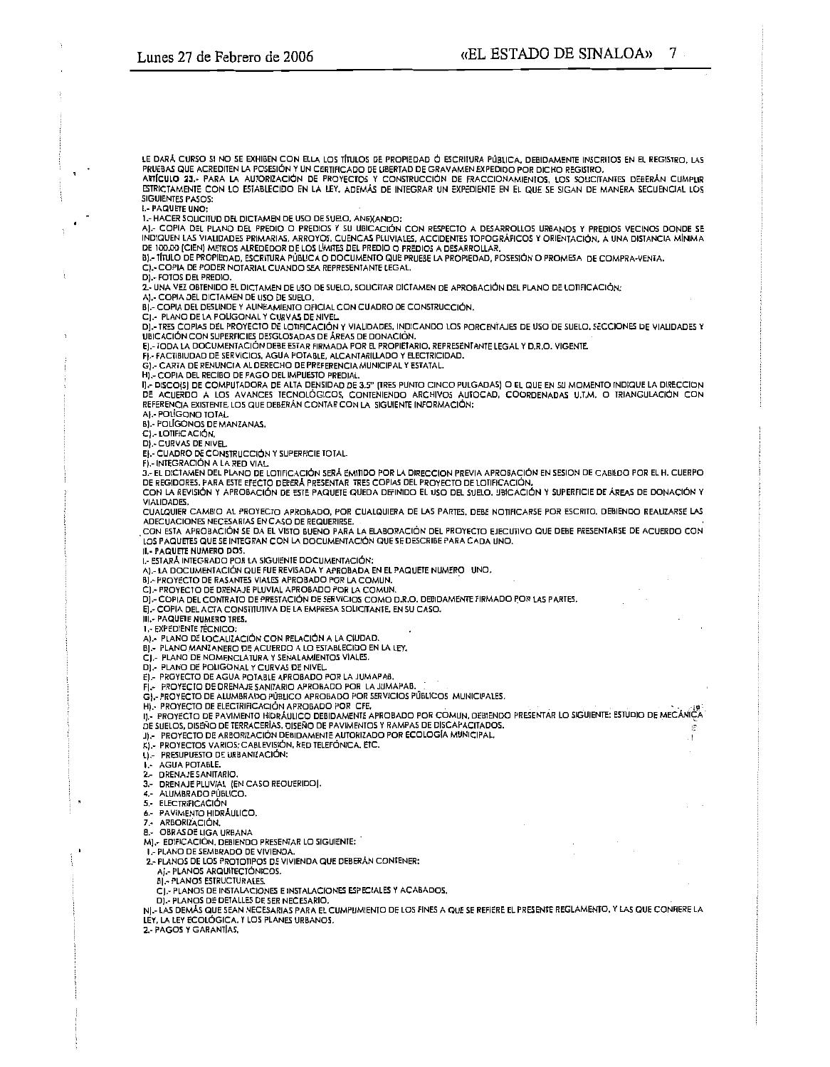LE DARÁ CURSO SI NO SE EXHIBEN CON ELLA LOS TÍTULOS DE PROPIEDAD Ó ESCRITURA PÚBLICA, DEBIDAMENTE INSCRITOS EN EL REGISTRO, LAS PRUEBAS QUE ACREDITEN LA POSESIÓN Y UN CERTIFICADO DE LIBERTAD DE GRAVAMEN EXPEDIDO POR DICHO REGISTRO.

**ARTÍCULO 23.-** PARA LA AUTORIZACIÓN DE PROYECTOS Y CONSTRUCCIÓN DE FRACCIONAMIENTOS, LOS SOLICITANTES DEBERÁN CUMPLIR ESTRICTAMENTE CON LO ESTABLECIDO EN LA LEY, ADEMÁS DE INTEGRAR UN EXPEDIENTE EN EL QUE SE SIGAN DE MANERA SECUENCIAL LOS SIGUIENTES PASOS:

**I.- PAQUETE UNO:**

1.- HACER SOLICITUD DEL DICTAMEN DE USO DE SUELO, ANEXANDO:

A).- COPIA DEL PLANO DEL PREDIO O PREDIOS Y SU UBICACIÓN CON RESPECTO A DESARROLLOS URBANOS Y PREDIOS VECINOS DONDE SE INDIQUEN LAS VIALIDADES PRIMARIAS, ARROYOS, CUENCAS PLUVIALES, ACCIDENTES TOPOGRÁFICOS Y ORIENTACIÓN, A UNA DISTANCIA MÍNIMA DE 100.00 (CIEN) METROS ALREDEDOR DE LOS LÍMITES DEL PREDIO O PREDIOS A DESARROLLAR.

B).- TÍTULO DE PROPIEDAD, ESCRITURA PÚBLICA O DOCUMENTO QUE PRUEBE LA PROPIEDAD, POSESIÓN O PROMESA DE COMPRA-VENTA.

C).- COPIA DE PODER NOTARIAL CUANDO SEA REPRESENTANTE LEGAL.

D).- FOTOS DEL PREDIO.

2.- UNA VEZ OBTENIDO EL DICTAMEN DE USO DE SUELO, SOLICITAR DICTAMEN DE APROBACIÓN DEL PLANO DE LOTIFICACIÓN:

A).- COPIA DEL DICTAMEN DE USO DE SUELO.

B).- COPIA DEL DESLINDE Y ALINEAMIENTO OFICIAL CON CUADRO DE CONSTRUCCIÓN.

C).- PLANO DE LA POLIGONAL Y CURVAS DE NIVEL.

D).- TRES COPIAS DEL PROYECTO DE LOTIFICACIÓN Y VIALIDADES, INDICANDO LOS PORCENTAJES DE USO DE SUELO, SECCIONES DE VIALIDADES Y UBICACIÓN CON SUPERFICIES DESGLOSADAS DE ÁREAS DE DONACIÓN.

E).- TODA LA DOCUMENTACIÓN DEBE ESTAR FIRMADA POR EL PROPIETARIO, REPRESENTANTE LEGAL Y D.R.O. VIGENTE.

F).- FACTIBILIDAD DE SERVICIOS, AGUA POTABLE, ALCANTARILLADO Y ELECTRICIDAD.

G).- CARTA DE RENUNCIA AL DERECHO DE PREFERENCIA MUNICIPAL Y ESTATAL.

H).- COPIA DEL RECIBO DE PAGO DEL IMPUESTO PREDIAL.

I).- DISCO(S) DE COMPUTADORA DE ALTA DENSIDAD DE 3.5" (TRES PUNTO CINCO PULGADAS) O EL QUE EN SU MOMENTO INDIQUE LA DIRECCION DE ACUERDO A LOS AVANCES TECNOLÓGICOS, CONTENIENDO ARCHIVOS AUTOCAD, COORDENADAS U.T.M. O TRIANGULACIÓN CON REFERENCIA EXISTENTE, LOS QUE DEBERÁN CONTAR CON LA SIGUIENTE INFORMACIÓN:

A).- POLÍGONO TOTAL.

B).- POLÍGONOS DE MANZANAS.

C).- LOTIFICACIÓN.

D).- CURVAS DE NIVEL.

E).- CUADRO DE CONSTRUCCIÓN Y SUPERFICIE TOTAL.

F).- INTEGRACIÓN A LA RED VIAL.

3.- EL DICTAMEN DEL PLANO DE LOTIFICACIÓN SERÁ EMITIDO POR LA DIRECCION PREVIA APROBACIÓN EN SESION DE CABILDO POR EL H. CUERPO DE REGIDORES. PARA ESTE EFECTO DEBERÁ PRESENTAR TRES COPIAS DEL PROYECTO DE LOTIFICACIÓN.

CON LA REVISIÓN Y APROBACIÓN DE ESTE PAQUETE QUEDA DEFINIDO EL USO DEL SUELO, UBICACIÓN Y SUPERFICIE DE ÁREAS DE DONACIÓN Y VIALIDADES.

CUALQUIER CAMBIO AL PROYECTO APROBADO, POR CUALQUIERA DE LAS PARTES, DEBE NOTIFICARSE POR ESCRITO, DEBIENDO REALIZARSE LAS ADECUACIONES NECESARIAS EN CASO DE REQUERIRSE.

CON ESTA APROBACIÓN SE DA EL VISTO BUENO PARA LA ELABORACIÓN DEL PROYECTO EJECUTIVO QUE DEBE PRESENTARSE DE ACUERDO CON LOS PAQUETES QUE SE INTEGRAN CON LA DOCUMENTACIÓN QUE SE DESCRIBE PARA CADA UNO.

**II.- PAQUETE NUMERO DOS.**

1.- ESTARÁ INTEGRADO POR LA SIGUIENTE DOCUMENTACIÓN:

A).- LA DOCUMENTACIÓN QUE FUE REVISADA Y APROBADA EN EL PAQUETE NUMERO UNO.

B).- PROYECTO DE RASANTES VIALES APROBADO POR LA COMUN.

C).- PROYECTO DE DRENAJE PLUVIAL APROBADO POR LA COMUN.

D).- COPIA DEL CONTRATO DE PRESTACIÓN DE SERVICIOS COMO D.R.O. DEBIDAMENTE FIRMADO POR LAS PARTES.

E).- COPIA DEL ACTA CONSTITUTIVA DE LA EMPRESA SOLICITANTE, EN SU CASO.

**III.- PAQUETE NUMERO TRES.**

1.- EXPEDIENTE TÉCNICO:

A).- PLANO DE LOCALIZACIÓN CON RELACIÓN A LA CIUDAD.

B).- PLANO MANZANERO DE ACUERDO A LO ESTABLECIDO EN LA LEY.

C).- PLANO DE NOMENCLATURA Y SEÑALAMIENTOS VIALES.

D).- PLANO DE POLIGONAL Y CURVAS DE NIVEL.

E).- PROYECTO DE AGUA POTABLE APROBADO POR LA JUMAPAB.

F).- PROYECTO DE DRENAJE SANITARIO APROBADO POR LA JUMAPAB.

G).- PROYECTO DE ALUMBRADO PÚBLICO APROBADO POR SERVICIOS PÚBLICOS MUNICIPALES.

H).- PROYECTO DE ELECTRIFICACIÓN APROBADO POR CFE.

I).- PROYECTO DE PAVIMENTO HIDRÁULICO DEBIDAMENTE APROBADO POR COMUN, DEBIENDO PRESENTAR LO SIGUIENTE: ESTUDIO DE MECÁNICA DE SUELOS, DISEÑO DE TERRACERÍAS, DISEÑO DE PAVIMENTOS Y RAMPAS DE DISCAPACITADOS.

J).- PROYECTO DE ARBORIZACIÓN DEBIDAMENTE AUTORIZADO POR ECOLOGÍA MUNICIPAL.

K).- PROYECTOS VARIOS: CABLEVISIÓN, RED TELEFÓNICA, ETC.

L).- PRESUPUESTO DE URBANIZACIÓN:

1.- AGUA POTABLE.
2.- DRENAJE SANITARIO.
3.- DRENAJE PLUVIAL (EN CASO REQUERIDO).
4.- ALUMBRADO PÚBLICO.
5.- ELECTRIFICACIÓN
6.- PAVIMENTO HIDRÁULICO.
7.- ARBORIZACIÓN.
8.- OBRAS DE LIGA URBANA

M).- EDIFICACIÓN, DEBIENDO PRESENTAR LO SIGUIENTE:

1.- PLANO DE SEMBRADO DE VIVIENDA.

2.- PLANOS DE LOS PROTOTIPOS DE VIVIENDA QUE DEBERÁN CONTENER:

A).- PLANOS ARQUITECTÓNICOS.

B).- PLANOS ESTRUCTURALES.

C).- PLANOS DE INSTALACIONES E INSTALACIONES ESPECIALES Y ACABADOS.

D).- PLANOS DE DETALLES DE SER NECESARIO.

N).- LAS DEMÁS QUE SEAN NECESARIAS PARA EL CUMPLIMIENTO DE LOS FINES A QUE SE REFIERE EL PRESENTE REGLAMENTO, Y LAS QUE CONFIERE LA LEY, LA LEY ECOLÓGICA, Y LOS PLANES URBANOS.

2.- PAGOS Y GARANTÍAS.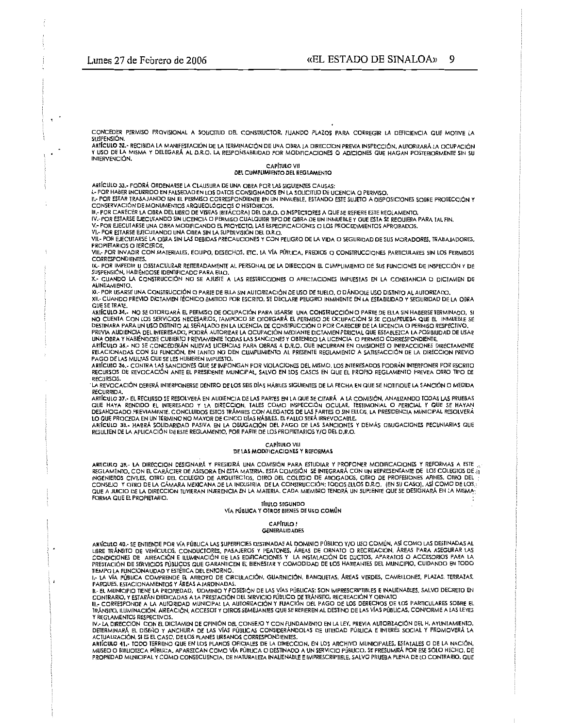CONCEDER PERMISO PROVISIONAL A SOLICITUD DEL CONSTRUCTOR, FIJANDO PLAZOS PARA CORREGIR LA DEFICIENCIA QUE MOTIVE LA SUSPENSIÓN.

**ARTÍCULO 32.-** RECIBIDA LA MANIFESTACIÓN DE LA TERMINACIÓN DE UNA OBRA LA DIRECCION PREVIA INSPECCIÓN, AUTORIZARÁ LA OCUPACIÓN Y USO DE LA MISMA Y DELEGARÁ AL D.R.O. LA RESPONSABILIDAD POR MODIFICACIONES O ADICIONES QUE HAGAN POSTERIORMENTE SIN SU INTERVENCIÓN.

## CAPÍTULO VII
## DEL CUMPLIMIENTO DEL REGLAMENTO

**ARTÍCULO 33.-** PODRÁ ORDENARSE LA CLAUSURA DE UNA OBRA POR LAS SIGUIENTES CAUSAS:

I.- POR HABER INCURRIDO EN FALSEDAD EN LOS DATOS CONSIGNADOS EN LA SOLICITUD DE LICENCIA O PERMISO.

II.- POR ESTAR TRABAJANDO SIN EL PERMISO CORRESPONDIENTE EN UN INMUEBLE, ESTANDO ESTE SUJETO A DISPOSICIONES SOBRE PROTECCIÓN Y CONSERVACIÓN DE MONUMENTOS ARQUEOLÓGICOS O HISTÓRICOS.

III.- POR CARECER LA OBRA DEL LIBRO DE VISITAS (BITÁCORA) DEL D.R.O. O INSPECTORES A QUE SE REFIERE ESTE REGLAMENTO.

IV.- POR ESTARSE EJECUTANDO SIN LICENCIA O PERMISO CUALQUIER TIPO DE OBRA DE UN INMUEBLE Y QUE ESTA SE REQUIERA PARA TAL FIN.

V.- POR EJECUTARSE UNA OBRA MODIFICANDO EL PROYECTO, LAS ESPECIFICACIONES O LOS PROCEDIMIENTOS APROBADOS.

VI.- POR ESTARSE EJECUTANDO UNA OBRA SIN LA SUPERVISIÓN DEL D.R.O.

VII.- POR EJECUTARSE LA OBRA SIN LAS DEBIDAS PRECAUCIONES Y CON PELIGRO DE LA VIDA O SEGURIDAD DE SUS MORADORES, TRABAJADORES, PROPIETARIOS O TERCEROS.

VIII.- POR INVADIR CON MATERIALES, EQUIPO, DESECHOS, ETC. LA VÍA PÚBLICA, PREDIOS O CONSTRUCCIONES PARTICULARES SIN LOS PERMISOS CORRESPONDIENTES.

IX.- POR IMPEDIR U OBSTACULIZAR REITERADAMENTE AL PERSONAL DE LA DIRECCION EL CUMPLIMIENTO DE SUS FUNCIONES DE INSPECCIÓN Y DE SUSPENSIÓN, HABIÉNDOSE IDENTIFICADO PARA ELLO.

X.- CUANDO LA CONSTRUCCIÓN NO SE AJUSTE A LAS RESTRICCIONES O AFECTACIONES IMPUESTAS EN LA CONSTANCIA O DICTAMEN DE ALINEAMIENTO.

XI.- POR USARSE UNA CONSTRUCCIÓN O PARTE DE ELLA SIN AUTORIZACIÓN DE USO DE SUELO, O DÁNDOLE USO DISTINTO AL AUTORIZADO.

XII.- CUANDO PREVIO DICTAMEN TÉCNICO EMITIDO POR ESCRITO, SE DECLARE PELIGRO INMINENTE EN LA ESTABILIDAD Y SEGURIDAD DE LA OBRA QUE SE TRATE.

**ARTÍCULO 34.-** NO SE OTORGARÁ EL PERMISO DE OCUPACIÓN PARA USARSE UNA CONSTRUCCIÓN O PARTE DE ELLA SIN HABERSE TERMINADO, SI NO CUENTA CON LOS SERVICIOS NECESARIOS, TAMPOCO SE OTORGARÁ EL PERMISO DE OCUPACIÓN SI SE COMPRUEBA QUE EL INMUEBLE SE DESTINARA PARA UN USO DISTINTO AL SEÑALADO EN LA LICENCIA DE CONSTRUCCIÓN O POR CARECER DE LA LICENCIA O PERMISO RESPECTIVO.

PREVIA AUDIENCIA DEL INTERESADO, PODRÁ AUTORIZAR LA OCUPACIÓN MEDIANTE DICTAMEN PERICIAL QUE ESTABLEZCA LA POSIBILIDAD DE USAR UNA OBRA Y HABIÉNDOSE CUBIERTO PREVIAMENTE TODAS LAS SANCIONES Y OBTENIDO LA LICENCIA O PERMISO CORRESPONDIENTE.

**ARTÍCULO 35.-** NO SE CONCEDERÁN NUEVAS LICENCIAS PARA OBRAS A D.R.O. QUE INCURRAN EN OMISIONES O INFRACCIONES DIRECTAMENTE RELACIONADAS CON SU FUNCIÓN, EN TANTO NO DEN CUMPLIMIENTO AL PRESENTE REGLAMENTO A SATISFACCIÓN DE LA DIRECCION PREVIO PAGO DE LAS MULTAS QUE SE LES HUBIEREN IMPUESTO.

**ARTÍCULO 36.-** CONTRA LAS SANCIONES QUE SE IMPONGAN POR VIOLACIONES DEL MISMO, LOS INTERESADOS PODRÁN INTERPONER POR ESCRITO RECURSOS DE REVOCACIÓN ANTE EL PRESIDENTE MUNICIPAL, SALVO EN LOS CASOS EN QUE EL PROPIO REGLAMENTO PREVEA OTRO TIPO DE RECURSOS.

LA REVOCACIÓN DEBERÁ INTERPONERSE DENTRO DE LOS SEIS DÍAS HÁBILES SIGUIENTES DE LA FECHA EN QUE SE NOTIFIQUE LA SANCIÓN O MEDIDA RECURRIDA.

**ARTÍCULO 37.-** EL RECURSO SE RESOLVERÁ EN AUDIENCIA DE LAS PARTES EN LA QUE SE CITARÁ A LA COMISIÓN, ANALIZANDO TODAS LAS PRUEBAS QUE HAYA RENDIDO EL INTERESADO Y LA DIRECCION, TALES COMO INSPECCIÓN OCULAR, TESTIMONIAL O PERICIAL Y QUE SE HAYAN DESAHOGADO PREVIAMENTE. CONCLUIDOS ESTOS TRÁMITES CON ALEGATOS DE LAS PARTES O SIN ELLOS, LA PRESIDENCIA MUNICIPAL RESOLVERÁ LO QUE PROCEDA EN UN TÉRMINO NO MAYOR DE CINCO DÍAS HÁBILES. EL FALLO SERÁ IRREVOCABLE.

**ARTÍCULO 38.-** HABRÁ SOLIDARIDAD PASIVA EN LA OBLIGACIÓN DEL PAGO DE LAS SANCIONES Y DEMÁS OBLIGACIONES PECUNIARIAS QUE RESULTEN DE LA APLICACIÓN DE ESTE REGLAMENTO, POR PARTE DE LOS PROPIETARIOS Y/O DEL D.R.O.

## CAPÍTULO VIII
## DE LAS MODIFICACIONES Y REFORMAS

**ARTICULO 39.-** LA DIRECCION DESIGNARÁ Y PRESIDIRÁ UNA COMISIÓN PARA ESTUDIAR Y PROPONER MODIFICACIONES Y REFORMAS A ESTE REGLAMENTO, CON EL CARÁCTER DE ASESORA EN ESTA MATERIA. ESTA COMISIÓN SE INTEGRARÁ CON UN REPRESENTANTE DE LOS COLEGIOS DE INGENIEROS CIVILES, OTRO DEL COLEGIO DE ARQUITECTOS, OTRO DEL COLEGIO DE ABOGADOS, OTRO DE PROFESIONES AFINES, OTRO DEL CONSEJO Y OTRO DE LA CÁMARA MEXICANA DE LA INDUSTRIA DE LA CONSTRUCCIÓN; TODOS ELLOS D.R.O. (EN SU CASO), ASÍ COMO DE LOS QUE A JUICIO DE LA DIRECCION TUVIERAN INJERENCIA EN LA MATERIA. CADA MIEMBRO TENDRÁ UN SUPLENTE QUE SE DESIGNARÁ EN LA MISMA FORMA QUE EL PROPIETARIO.

# TÍTULO SEGUNDO
# VÍA PÚBLICA Y OTROS BIENES DE USO COMÚN

## CAPÍTULO I
## GENERALIDADES

**ARTÍCULO 40.-** SE ENTIENDE POR VÍA PÚBLICA LAS SUPERFICIES DESTINADAS AL DOMINIO PÚBLICO Y/O USO COMÚN, ASÍ COMO LAS DESTINADAS AL LIBRE TRÁNSITO DE VEHÍCULOS, CONDUCTORES, PASAJEROS Y PEATONES, ÁREAS DE ORNATO O RECREACION, ÁREAS PARA ASEGURAR LAS CONDICIONES DE AIREACIÓN E ILUMINACIÓN DE LAS EDIFICACIONES Y LA INSTALACIÓN DE DUCTOS, APARATOS O ACCESORIOS PARA LA PRESTACIÓN DE SERVICIOS PÚBLICOS QUE GARANTICEN EL BIENESTAR Y COMODIDAD DE LOS HABITANTES DEL MUNICIPIO, CUIDANDO EN TODO TIEMPO LA FUNCIONALIDAD Y ESTÉTICA DEL ENTORNO.

I.- LA VÍA PÚBLICA COMPRENDE EL ARROYO DE CIRCULACIÓN, GUARNICIÓN, BANQUETAS, ÁREAS VERDES, CAMELLONES, PLAZAS, TERRAZAS, PARQUES, ESTACIONAMIENTOS Y ÁREAS AJARDINADAS.

II.- EL MUNICIPIO TIENE LA PROPIEDAD, DOMINIO Y POSESIÓN DE LAS VÍAS PÚBLICAS; SON IMPRESCRIPTIBLES E INALIENABLES, SALVO DECRETO EN CONTRARIO, Y ESTARÁN DEDICADAS A LA PRESTACIÓN DEL SERVICIO PÚBLICO DE TRÁNSITO, RECREACIÓN Y ORNATO.

III.- CORRESPONDE A LA AUTORIDAD MUNICIPAL LA AUTORIZACIÓN Y FIJACIÓN DEL PAGO DE LOS DERECHOS DE LOS PARTICULARES SOBRE EL TRÁNSITO, ILUMINACIÓN, AIREACIÓN, ACCESOS Y OTROS SEMEJANTES QUE SE REFIEREN AL DESTINO DE LAS VÍAS PÚBLICAS, CONFORME A LAS LEYES Y REGLAMENTOS RESPECTIVOS.

IV.- LA DIRECCION CON EL DICTAMEN DE OPINIÓN DEL CONSEJO Y CON FUNDAMENTO EN LA LEY, PREVIA AUTORIZACIÓN DEL H. AYUNTAMIENTO, DETERMINARÁ EL DISEÑO Y ANCHURA DE LAS VÍAS PÚBLICAS CONSIDERÁNDOLAS DE UTILIDAD PÚBLICA E INTERÉS SOCIAL Y PROMOVERÁ LA ACTUALIZACIÓN, SI ES EL CASO, DE LOS PLANES URBANOS CORRESPONDIENTES.

**ARTÍCULO 41.-** TODO TERRENO QUE EN LOS PLANOS OFICIALES DE LA DIRECCION, EN LOS ARCHIVO MUNICIPALES, ESTATALES O DE LA NACIÓN, MUSEO O BIBLIOTECA PÚBLICA, APAREZCAN COMO VÍA PÚBLICA O DESTINADO A UN SERVICIO PÚBLICO, SE PRESUMIRÁ POR ESE SÓLO HECHO, DE PROPIEDAD MUNICIPAL Y COMO CONSECUENCIA, DE NATURALEZA INALIENABLE E IMPRESCRIPTIBLE, SALVO PRUEBA PLENA DE LO CONTRARIO, QUE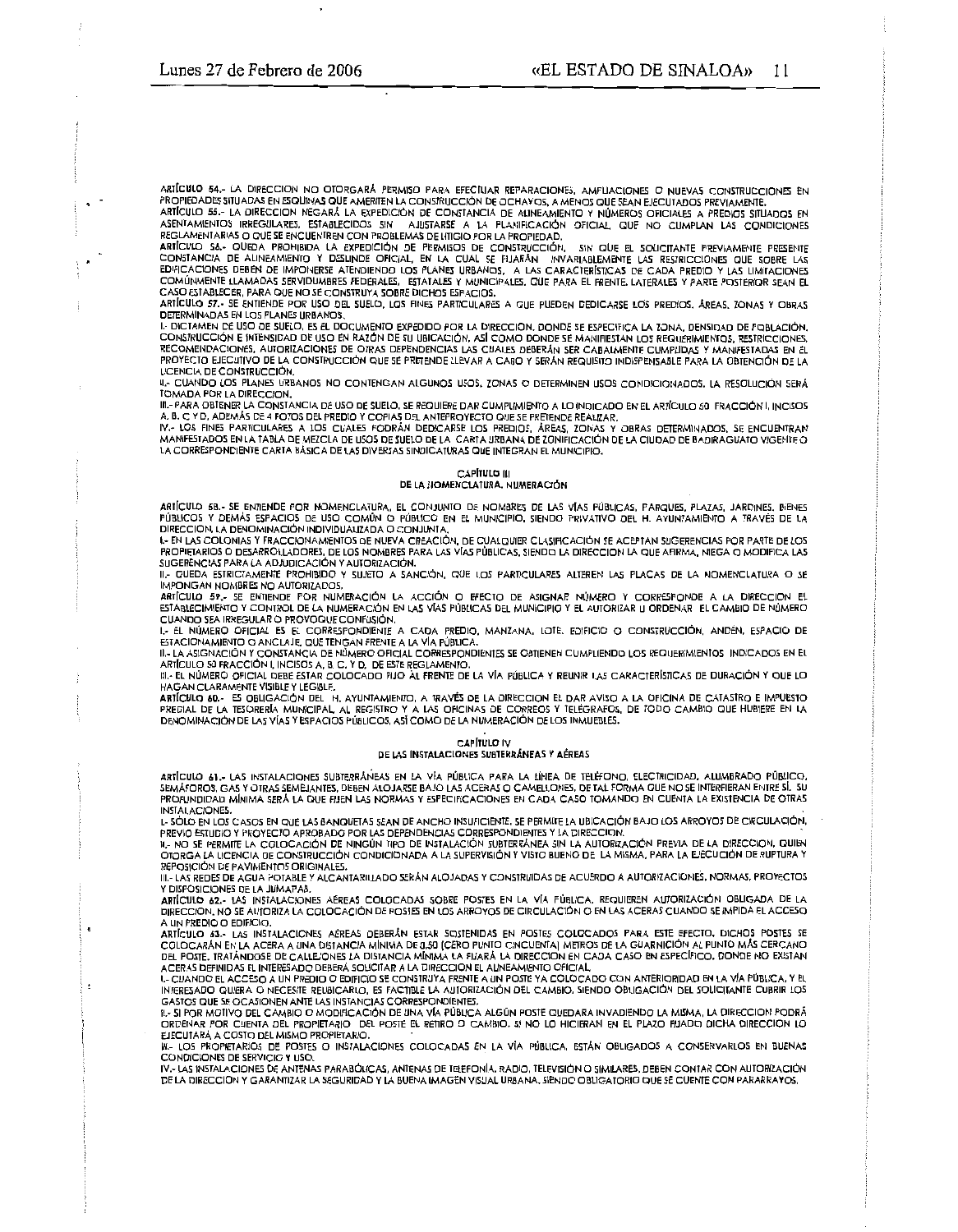ARTÍCULO 54.- LA DIRECCION NO OTORGARÁ PERMISO PARA EFECTUAR REPARACIONES, AMPLIACIONES O NUEVAS CONSTRUCCIONES EN PROPIEDADES SITUADAS EN ESQUINAS QUE AMERITEN LA CONSTRUCCIÓN DE OCHAVOS, A MENOS QUE SEAN EJECUTADOS PREVIAMENTE.

ARTÍCULO 55.- LA DIRECCION NEGARÁ LA EXPEDICIÓN DE CONSTANCIA DE ALINEAMIENTO Y NÚMEROS OFICIALES A PREDIOS SITUADOS EN ASENTAMIENTOS IRREGULARES, ESTABLECIDOS SIN AJUSTARSE A LA PLANIFICACIÓN OFICIAL, QUE NO CUMPLAN LAS CONDICIONES REGLAMENTARIAS O QUE SE ENCUENTREN CON PROBLEMAS DE LITIGIO POR LA PROPIEDAD.

ARTÍCULO 56.- QUEDA PROHIBIDA LA EXPEDICIÓN DE PERMISOS DE CONSTRUCCIÓN, SIN QUE EL SOLICITANTE PREVIAMENTE PRESENTE CONSTANCIA DE ALINEAMIENTO Y DESLINDE OFICIAL, EN LA CUAL SE FIJARÁN INVARIABLEMENTE LAS RESTRICCIONES QUE SOBRE LAS EDIFICACIONES DEBEN DE IMPONERSE ATENDIENDO LOS PLANES URBANOS, A LAS CARACTERÍSTICAS DE CADA PREDIO Y LAS LIMITACIONES COMÚNMENTE LLAMADAS SERVIDUMBRES FEDERALES, ESTATALES Y MUNICIPALES, QUE PARA EL FRENTE, LATERALES Y PARTE POSTERIOR SEAN EL CASO ESTABLECER, PARA QUE NO SE CONSTRUYA SOBRE DICHOS ESPACIOS.

ARTÍCULO 57.- SE ENTIENDE POR USO DEL SUELO, LOS FINES PARTICULARES A QUE PUEDEN DEDICARSE LOS PREDIOS, ÁREAS, ZONAS Y OBRAS DETERMINADAS EN LOS PLANES URBANOS.

I.- DICTAMEN DE USO DE SUELO, ES EL DOCUMENTO EXPEDIDO POR LA DIRECCION, DONDE SE ESPECIFICA LA ZONA, DENSIDAD DE POBLACIÓN, CONSTRUCCIÓN E INTENSIDAD DE USO EN RAZÓN DE SU UBICACIÓN, ASÍ COMO DONDE SE MANIFIESTAN LOS REQUERIMIENTOS, RESTRICCIONES, RECOMENDACIONES, AUTORIZACIONES DE OTRAS DEPENDENCIAS LAS CUALES DEBERÁN SER CABALMENTE CUMPLIDAS Y MANIFESTADAS EN EL PROYECTO EJECUTIVO DE LA CONSTRUCCIÓN QUE SE PRETENDE LLEVAR A CABO Y SERÁN REQUISITO INDISPENSABLE PARA LA OBTENCIÓN DE LA LICENCIA DE CONSTRUCCIÓN.

II.- CUANDO LOS PLANES URBANOS NO CONTENGAN ALGUNOS USOS, ZONAS O DETERMINEN USOS CONDICIONADOS, LA RESOLUCIÓN SERÁ TOMADA POR LA DIRECCION.

III.- PARA OBTENER LA CONSTANCIA DE USO DE SUELO, SE REQUIERE DAR CUMPLIMIENTO A LO INDICADO EN EL ARTÍCULO 50 FRACCIÓN I, INCISOS A, B, C Y D, ADEMÁS DE 4 FOTOS DEL PREDIO Y COPIAS DEL ANTEPROYECTO QUE SE PRETENDE REALIZAR.

IV.- LOS FINES PARTICULARES A LOS CUALES PODRÁN DEDICARSE LOS PREDIOS, ÁREAS, ZONAS Y OBRAS DETERMINADOS, SE ENCUENTRAN MANIFESTADOS EN LA TABLA DE MEZCLA DE USOS DE SUELO DE LA CARTA URBANA DE ZONIFICACIÓN DE LA CIUDAD DE BADIRAGUATO VIGENTE O LA CORRESPONDIENTE CARTA BÁSICA DE LAS DIVERSAS SINDICATURAS QUE INTEGRAN EL MUNICIPIO.

## CAPÍTULO III
## DE LA NOMENCLATURA, NUMERACIÓN

ARTÍCULO 58.- SE ENTIENDE POR NOMENCLATURA, EL CONJUNTO DE NOMBRES DE LAS VÍAS PÚBLICAS, PARQUES, PLAZAS, JARDINES, BIENES PÚBLICOS Y DEMÁS ESPACIOS DE USO COMÚN O PÚBLICO EN EL MUNICIPIO, SIENDO PRIVATIVO DEL H. AYUNTAMIENTO A TRAVÉS DE LA DIRECCION, LA DENOMINACIÓN INDIVIDUALIZADA O CONJUNTA.

I.- EN LAS COLONIAS Y FRACCIONAMIENTOS DE NUEVA CREACIÓN, DE CUALQUIER CLASIFICACIÓN SE ACEPTAN SUGERENCIAS POR PARTE DE LOS PROPIETARIOS O DESARROLLADORES, DE LOS NOMBRES PARA LAS VÍAS PÚBLICAS, SIENDO LA DIRECCION LA QUE AFIRMA, NIEGA O MODIFICA LAS SUGERENCIAS PARA LA ADJUDICACIÓN Y AUTORIZACIÓN.

II.- QUEDA ESTRICTAMENTE PROHIBIDO Y SUJETO A SANCIÓN, QUE LOS PARTICULARES ALTEREN LAS PLACAS DE LA NOMENCLATURA O SE IMPONGAN NOMBRES NO AUTORIZADOS.

ARTÍCULO 59.- SE ENTIENDE POR NUMERACIÓN LA ACCIÓN O EFECTO DE ASIGNAR NÚMERO Y CORRESPONDE A LA DIRECCION EL ESTABLECIMIENTO Y CONTROL DE LA NUMERACIÓN EN LAS VÍAS PÚBLICAS DEL MUNICIPIO Y EL AUTORIZAR U ORDENAR EL CAMBIO DE NÚMERO CUANDO SEA IRREGULAR O PROVOQUE CONFUSIÓN.

I.- EL NÚMERO OFICIAL ES EL CORRESPONDIENTE A CADA PREDIO, MANZANA, LOTE, EDIFICIO O CONSTRUCCIÓN, ANDÉN, ESPACIO DE ESTACIONAMIENTO O ANCLAJE, QUE TENGAN FRENTE A LA VÍA PÚBLICA.

II.- LA ASIGNACIÓN Y CONSTANCIA DE NÚMERO OFICIAL CORRESPONDIENTES SE OBTIENEN CUMPLIENDO LOS REQUERIMIENTOS INDICADOS EN EL ARTÍCULO 50 FRACCIÓN I, INCISOS A, B, C, Y D, DE ESTE REGLAMENTO.

III.- EL NÚMERO OFICIAL DEBE ESTAR COLOCADO FIJO AL FRENTE DE LA VÍA PÚBLICA Y REUNIR LAS CARACTERÍSTICAS DE DURACIÓN Y QUE LO HAGAN CLARAMENTE VISIBLE Y LEGIBLE.

ARTÍCULO 60.- ES OBLIGACIÓN DEL H. AYUNTAMIENTO, A TRAVÉS DE LA DIRECCION EL DAR AVISO A LA OFICINA DE CATASTRO E IMPUESTO PREDIAL DE LA TESORERÍA MUNICIPAL, AL REGISTRO Y A LAS OFICINAS DE CORREOS Y TELÉGRAFOS, DE TODO CAMBIO QUE HUBIERE EN LA DENOMINACIÓN DE LAS VÍAS Y ESPACIOS PÚBLICOS, ASÍ COMO DE LA NUMERACIÓN DE LOS INMUEBLES.

## CAPÍTULO IV
## DE LAS INSTALACIONES SUBTERRÁNEAS Y AÉREAS

ARTÍCULO 61.- LAS INSTALACIONES SUBTERRÁNEAS EN LA VÍA PÚBLICA PARA LA LÍNEA DE TELÉFONO, ELECTRICIDAD, ALUMBRADO PÚBLICO, SEMÁFOROS, GAS Y OTRAS SEMEJANTES, DEBEN ALOJARSE BAJO LAS ACERAS O CAMELLONES, DE TAL FORMA QUE NO SE INTERFIERAN ENTRE SÍ. SU PROFUNDIDAD MÍNIMA SERÁ LA QUE FIJEN LAS NORMAS Y ESPECIFICACIONES EN CADA CASO TOMANDO EN CUENTA LA EXISTENCIA DE OTRAS INSTALACIONES.

I.- SÓLO EN LOS CASOS EN QUE LAS BANQUETAS SEAN DE ANCHO INSUFICIENTE, SE PERMITE LA UBICACIÓN BAJO LOS ARROYOS DE CIRCULACIÓN, PREVIO ESTUDIO Y PROYECTO APROBADO POR LAS DEPENDENCIAS CORRESPONDIENTES Y LA DIRECCION.

II.- NO SE PERMITE LA COLOCACIÓN DE NINGÚN TIPO DE INSTALACIÓN SUBTERRÁNEA SIN LA AUTORIZACIÓN PREVIA DE LA DIRECCION, QUIEN OTORGA LA LICENCIA DE CONSTRUCCIÓN CONDICIONADA A LA SUPERVISIÓN Y VISTO BUENO DE LA MISMA, PARA LA EJECUCIÓN DE RUPTURA Y REPOSICIÓN DE PAVIMENTOS ORIGINALES.

III.- LAS REDES DE AGUA POTABLE Y ALCANTARILLADO SERÁN ALOJADAS Y CONSTRUIDAS DE ACUERDO A AUTORIZACIONES, NORMAS, PROYECTOS Y DISPOSICIONES DE LA JUMAPAB.

ARTÍCULO 62.- LAS INSTALACIONES AÉREAS COLOCADAS SOBRE POSTES EN LA VÍA PÚBLICA, REQUIEREN AUTORIZACIÓN OBLIGADA DE LA DIRECCION, NO SE AUTORIZA LA COLOCACIÓN DE POSTES EN LOS ARROYOS DE CIRCULACIÓN O EN LAS ACERAS CUANDO SE IMPIDA EL ACCESO A UN PREDIO O EDIFICIO.

ARTÍCULO 63.- LAS INSTALACIONES AÉREAS DEBERÁN ESTAR SOSTENIDAS EN POSTES COLOCADOS PARA ESTE EFECTO. DICHOS POSTES SE COLOCARÁN EN LA ACERA A UNA DISTANCIA MÍNIMA DE 0.50 (CERO PUNTO CINCUENTA) METROS DE LA GUARNICIÓN AL PUNTO MÁS CERCANO DEL POSTE. TRATÁNDOSE DE CALLEJONES LA DISTANCIA MÍNIMA LA FIJARÁ LA DIRECCION EN CADA CASO EN ESPECÍFICO. DONDE NO EXISTAN ACERAS DEFINIDAS EL INTERESADO DEBERÁ SOLICITAR A LA DIRECCION EL ALINEAMIENTO OFICIAL.

I.- CUANDO EL ACCESO A UN PREDIO O EDIFICIO SE CONSTRUYA FRENTE A UN POSTE YA COLOCADO CON ANTERIORIDAD EN LA VÍA PÚBLICA, Y EL INTERESADO QUIERA O NECESITE REUBICARLO, ES FACTIBLE LA AUTORIZACIÓN DEL CAMBIO, SIENDO OBLIGACIÓN DEL SOLICITANTE CUBRIR LOS GASTOS QUE SE OCASIONEN ANTE LAS INSTANCIAS CORRESPONDIENTES.

II.- SI POR MOTIVO DEL CAMBIO O MODIFICACIÓN DE UNA VÍA PÚBLICA ALGÚN POSTE QUEDARA INVADIENDO LA MISMA, LA DIRECCION PODRÁ ORDENAR POR CUENTA DEL PROPIETARIO DEL POSTE EL RETIRO O CAMBIO. SI NO LO HICIERAN EN EL PLAZO FIJADO DICHA DIRECCION LO EJECUTARÁ A COSTO DEL MISMO PROPIETARIO.

III.- LOS PROPIETARIOS DE POSTES O INSTALACIONES COLOCADAS EN LA VÍA PÚBLICA, ESTÁN OBLIGADOS A CONSERVARLOS EN BUENAS CONDICIONES DE SERVICIO Y USO.

IV.- LAS INSTALACIONES DE ANTENAS PARABÓLICAS, ANTENAS DE TELEFONÍA, RADIO, TELEVISIÓN O SIMILARES, DEBEN CONTAR CON AUTORIZACIÓN DE LA DIRECCION Y GARANTIZAR LA SEGURIDAD Y LA BUENA IMAGEN VISUAL URBANA, SIENDO OBLIGATORIO QUE SE CUENTE CON PARARRAYOS.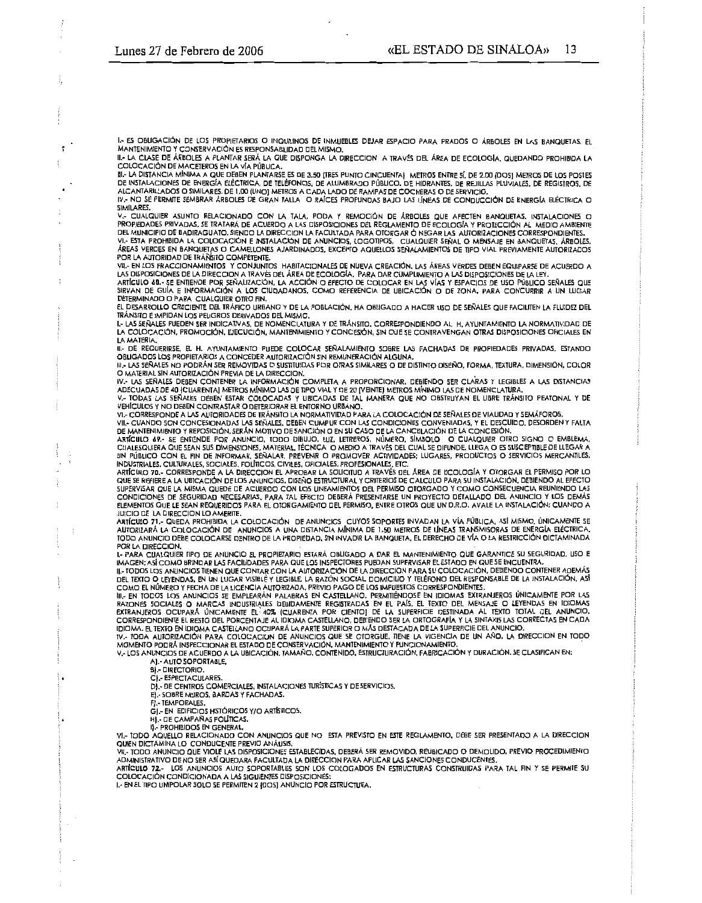I.- ES OBLIGACIÓN DE LOS PROPIETARIOS O INQUILINOS DE INMUEBLES DEJAR ESPACIO PARA PRADOS O ÁRBOLES EN LAS BANQUETAS, EL MANTENIMIENTO Y CONSERVACIÓN ES RESPONSABILIDAD DEL MISMO.

II.- LA CLASE DE ÁRBOLES A PLANTAR SERÁ LA QUE DISPONGA LA DIRECCION A TRAVÉS DEL ÁREA DE ECOLOGÍA, QUEDANDO PROHIBIDA LA COLOCACIÓN DE MACETEROS EN LA VÍA PÚBLICA.

III.- LA DISTANCIA MÍNIMA A QUE DEBEN PLANTARSE ES DE 3.50 (TRES PUNTO CINCUENTA) METROS ENTRE SÍ, DE 2.00 (DOS) METROS DE LOS POSTES DE INSTALACIONES DE ENERGÍA ELÉCTRICA, DE TELÉFONOS, DE ALUMBRADO PÚBLICO, DE HIDRANTES, DE REJILLAS PLUVIALES, DE REGISTROS, DE ALCANTARILLADOS O SIMILARES, DE 1.00 (UNO) METROS A CADA LADO DE RAMPAS DE COCHERAS O DE SERVICIO.

IV.- NO SE PERMITE SEMBRAR ÁRBOLES DE GRAN TALLA O RAÍCES PROFUNDAS BAJO LAS LÍNEAS DE CONDUCCIÓN DE ENERGÍA ELÉCTRICA O SIMILARES.

V.- CUALQUIER ASUNTO RELACIONADO CON LA TALA, PODA Y REMOCIÓN DE ÁRBOLES QUE AFECTEN BANQUETAS, INSTALACIONES O PROPIEDADES PRIVADAS, SE TRATARÁ DE ACUERDO A LAS DISPOSICIONES DEL REGLAMENTO DE ECOLOGÍA Y PROTECCIÓN AL MEDIO AMBIENTE DEL MUNICIPIO DE BADIRAGUATO, SIENDO LA DIRECCION LA FACULTADA PARA OTORGAR Ó NEGAR LAS AUTORIZACIONES CORRESPONDIENTES.

VI.- ESTA PROHIBIDA LA COLOCACIÓN E INSTALACIÓN DE ANUNCIOS, LOGOTIPOS, CUALQUIER SEÑAL O MENSAJE EN BANQUETAS, ÁRBOLES, ÁREAS VERDES EN BANQUETAS O CAMELLONES AJARDINADOS, EXCEPTO AQUELLOS SEÑALAMIENTOS DE TIPO VIAL PREVIAMENTE AUTORIZADOS POR LA AUTORIDAD DE TRÁNSITO COMPETENTE.

VII.- EN LOS FRACCIONAMIENTOS Y CONJUNTOS HABITACIONALES DE NUEVA CREACIÓN, LAS ÁREAS VERDES DEBEN EQUIPARSE DE ACUERDO A LAS DISPOSICIONES DE LA DIRECCION A TRAVÉS DEL ÁREA DE ECOLOGÍA. PARA DAR CUMPLIMIENTO A LAS DISPOSICIONES DE LA LEY.

ARTÍCULO 68.- SE ENTIENDE POR SEÑALIZACIÓN, LA ACCIÓN O EFECTO DE COLOCAR EN LAS VÍAS Y ESPACIOS DE USO PÚBLICO SEÑALES QUE SIRVAN DE GUÍA E INFORMACIÓN A LOS CIUDADANOS, COMO REFERENCIA DE UBICACIÓN O DE ZONA, PARA CONCURRIR A UN LUGAR DETERMINADO O PARA CUALQUIER OTRO FIN.

EL DESARROLLO CRECIENTE DEL TRÁFICO URBANO Y DE LA POBLACIÓN, HA OBLIGADO A HACER USO DE SEÑALES QUE FACILITEN LA FLUIDEZ DEL TRÁNSITO E IMPIDAN LOS PELIGROS DERIVADOS DEL MISMO.

I.- LAS SEÑALES PUEDEN SER INDICATIVAS, DE NOMENCLATURA Y DE TRÁNSITO, CORRESPONDIENDO AL H. AYUNTAMIENTO LA NORMATIVIDAD DE LA COLOCACIÓN, PROMOCIÓN, EJECUCIÓN, MANTENIMIENTO Y CONCESIÓN, SIN QUE SE CONTRAVENGAN OTRAS DISPOSICIONES OFICIALES EN LA MATERIA.

II.- DE REQUERIRSE, EL H. AYUNTAMIENTO PUEDE COLOCAR SEÑALAMIENTO SOBRE LAS FACHADAS DE PROPIEDADES PRIVADAS, ESTANDO OBLIGADOS LOS PROPIETARIOS A CONCEDER AUTORIZACIÓN SIN REMUNERACIÓN ALGUNA.

III.- LAS SEÑALES NO PODRÁN SER REMOVIDAS O SUSTITUIDAS POR OTRAS SIMILARES O DE DISTINTO DISEÑO, FORMA, TEXTURA, DIMENSIÓN, COLOR O MATERIAL SIN AUTORIZACIÓN PREVIA DE LA DIRECCION.

IV.- LAS SEÑALES DEBEN CONTENER LA INFORMACIÓN COMPLETA A PROPORCIONAR, DEBIENDO SER CLARAS Y LEGIBLES A LAS DISTANCIAS ADECUADAS DE 40 (CUARENTA) METROS MÍNIMO LAS DE TIPO VIAL Y DE 20 (VEINTE) METROS MÍNIMO LAS DE NOMENCLATURA.

V.- TODAS LAS SEÑALES DEBEN ESTAR COLOCADAS Y UBICADAS DE TAL MANERA QUE NO OBSTRUYAN EL LIBRE TRÁNSITO PEATONAL Y DE VEHÍCULOS Y NO DEBEN CONTRASTAR O DETERIORAR EL ENTORNO URBANO.

VI.- CORRESPONDE A LAS AUTORIDADES DE TRÁNSITO LA NORMATIVIDAD PARA LA COLOCACIÓN DE SEÑALES DE VIALIDAD Y SEMÁFOROS.

VII.- CUANDO SON CONCESIONADAS LAS SEÑALES, DEBEN CUMPLIR CON LAS CONDICIONES CONVENIADAS, Y EL DESCUIDO, DESORDEN Y FALTA DE MANTENIMIENTO Y REPOSICIÓN, SERÁN MOTIVO DE SANCIÓN O EN SU CASO DE LA CANCELACIÓN DE LA CONCESIÓN.

ARTÍCULO 69.- SE ENTIENDE POR ANUNCIO, TODO DIBUJO, LUZ, LETREROS, NÚMERO, SÍMBOLO O CUALQUIER OTRO SIGNO O EMBLEMA, CUALESQUIERA QUE SEAN SUS DIMENSIONES, MATERIAL, TÉCNICA O MEDIO A TRAVÉS DEL CUAL SE DIFUNDE, LLEGA O ES SUSCEPTIBLE DE LLEGAR A UN PÚBLICO CON EL FIN DE INFORMAR, SEÑALAR, PREVENIR O PROMOVER ACTIVIDADES; LUGARES, PRODUCTOS O SERVICIOS MERCANTILES, INDUSTRIALES, CULTURALES, SOCIALES, POLÍTICOS, CIVILES, OFICIALES, PROFESIONALES, ETC.

ARTÍCULO 70.- CORRESPONDE A LA DIRECCION EL APROBAR LA SOLICITUD A TRAVÉS DEL ÁREA DE ECOLOGÍA Y OTORGAR EL PERMISO POR LO QUE SE REFIERE A LA UBICACIÓN DE LOS ANUNCIOS, DISEÑO ESTRUCTURAL Y CRITERIOS DE CALCULO PARA SU INSTALACIÓN, DEBIENDO AL EFECTO SUPERVISAR QUE LA MISMA QUEDE DE ACUERDO CON LOS LINEAMIENTOS DEL PERMISO OTORGADO Y COMO CONSECUENCIA REUNIENDO LAS CONDICIONES DE SEGURIDAD NECESARIAS, PARA TAL EFECTO DEBERÁ PRESENTARSE UN PROYECTO DETALLADO DEL ANUNCIO Y LOS DEMÁS ELEMENTOS QUE LE SEAN REQUERIDOS PARA EL OTORGAMIENTO DEL PERMISO, ENTRE OTROS QUE UN D.R.O. AVALE LA INSTALACIÓN; CUANDO A JUICIO DE LA DIRECCION LO AMERITE.

ARTÍCULO 71.- QUEDA PROHIBIDA LA COLOCACIÓN DE ANUNCIOS CUYOS SOPORTES INVADAN LA VÍA PÚBLICA, ASÍ MISMO, ÚNICAMENTE SE AUTORIZARÁ LA COLOCACIÓN DE ANUNCIOS A UNA DISTANCIA MÍNIMA DE 1.50 METROS DE LÍNEAS TRANSMISORAS DE ENERGÍA ELÉCTRICA. TODO ANUNCIO DEBE COLOCARSE DENTRO DE LA PROPIEDAD, SIN INVADIR LA BANQUETA, EL DERECHO DE VÍA O LA RESTRICCIÓN DICTAMINADA POR LA DIRECCION.

I.- PARA CUALQUIER TIPO DE ANUNCIO EL PROPIETARIO ESTARÁ OBLIGADO A DAR EL MANTENIMIENTO QUE GARANTICE SU SEGURIDAD, USO E IMAGEN; ASÍ COMO BRINDAR LAS FACILIDADES PARA QUE LOS INSPECTORES PUEDAN SUPERVISAR EL ESTADO EN QUE SE ENCUENTRA.

II.- TODOS LOS ANUNCIOS TIENEN QUE CONTAR CON LA AUTORIZACIÓN DE LA DIRECCION PARA SU COLOCACIÓN, DEBIENDO CONTENER ADEMÁS DEL TEXTO O LEYENDAS, EN UN LUGAR VISIBLE Y LEGIBLE, LA RAZÓN SOCIAL DOMICILIO Y TELÉFONO DEL RESPONSABLE DE LA INSTALACIÓN, ASÍ COMO EL NÚMERO Y FECHA DE LA LICENCIA AUTORIZADA, PREVIO PAGO DE LOS IMPUESTOS CORRESPONDIENTES.

III.- EN TODOS LOS ANUNCIOS SE EMPLEARÁN PALABRAS EN CASTELLANO, PERMITIÉNDOSE EN IDIOMAS EXTRANJEROS ÚNICAMENTE POR LAS RAZONES SOCIALES O MARCAS INDUSTRIALES DEBIDAMENTE REGISTRADAS EN EL PAÍS. EL TEXTO DEL MENSAJE O LEYENDAS EN IDIOMAS EXTRANJEROS OCUPARÁ ÚNICAMENTE EL 40% (CUARENTA POR CIENTO) DE LA SUPERFICIE DESTINADA AL TEXTO TOTAL DEL ANUNCIO, CORRESPONDIENTE EL RESTO DEL PORCENTAJE AL IDIOMA CASTELLANO, DEBIENDO SER LA ORTOGRAFÍA Y LA SINTAXIS LAS CORRECTAS EN CADA IDIOMA. EL TEXTO EN IDIOMA CASTELLANO OCUPARÁ LA PARTE SUPERIOR O MÁS DESTACADA DE LA SUPERFICIE DEL ANUNCIO.

IV.- TODA AUTORIZACIÓN PARA COLOCACION DE ANUNCIOS QUE SE OTORGUE, TIENE LA VIGENCIA DE UN AÑO, LA DIRECCION EN TODO MOMENTO PODRÁ INSPECCIONAR EL ESTADO DE CONSERVACIÓN, MANTENIMIENTO Y FUNCIONAMIENTO.

V.- LOS ANUNCIOS DE ACUERDO A LA UBICACIÓN, TAMAÑO, CONTENIDO, ESTRUCTURACIÓN, FABRICACIÓN Y DURACIÓN, SE CLASIFICAN EN:

- A).- AUTO SOPORTABLE,
- B).- DIRECTORIO.
- C).- ESPECTACULARES.
- D).- DE CENTROS COMERCIALES, INSTALACIONES TURÍSTICAS Y DE SERVICIOS.
- E).- SOBRE MUROS, BARDAS Y FACHADAS.
- F).- TEMPORALES.
- G).- EN EDIFICIOS HISTÓRICOS Y/O ARTÍSTICOS.
- H).- DE CAMPAÑAS POLÍTICAS.
- I).- PROHIBIDOS EN GENERAL.

VI.- TODO AQUELLO RELACIONADO CON ANUNCIOS QUE NO ESTA PREVISTO EN ESTE REGLAMENTO, DEBE SER PRESENTADO A LA DIRECCION QUIEN DICTAMINA LO CONDUCENTE PREVIO ANÁLISIS.

VII.- TODO ANUNCIO QUE VIOLE LAS DISPOSICIONES ESTABLECIDAS, DEBERÁ SER REMOVIDO, REUBICADO O DEMOLIDO, PREVIO PROCEDIMIENTO ADMINISTRATIVO DE NO SER ASÍ QUEDARA FACULTADA LA DIRECCION PARA APLICAR LAS SANCIONES CONDUCENTES.

ARTÍCULO 72.- LOS ANUNCIOS AUTO SOPORTABLES SON LOS COLOCADOS EN ESTRUCTURAS CONSTRUIDAS PARA TAL FIN Y SE PERMITE SU COLOCACIÓN CONDICIONADA A LAS SIGUIENTES DISPOSICIONES:

I.- EN EL TIPO UNIPOLAR SOLO SE PERMITEN 2 (DOS) ANUNCIO POR ESTRUCTURA.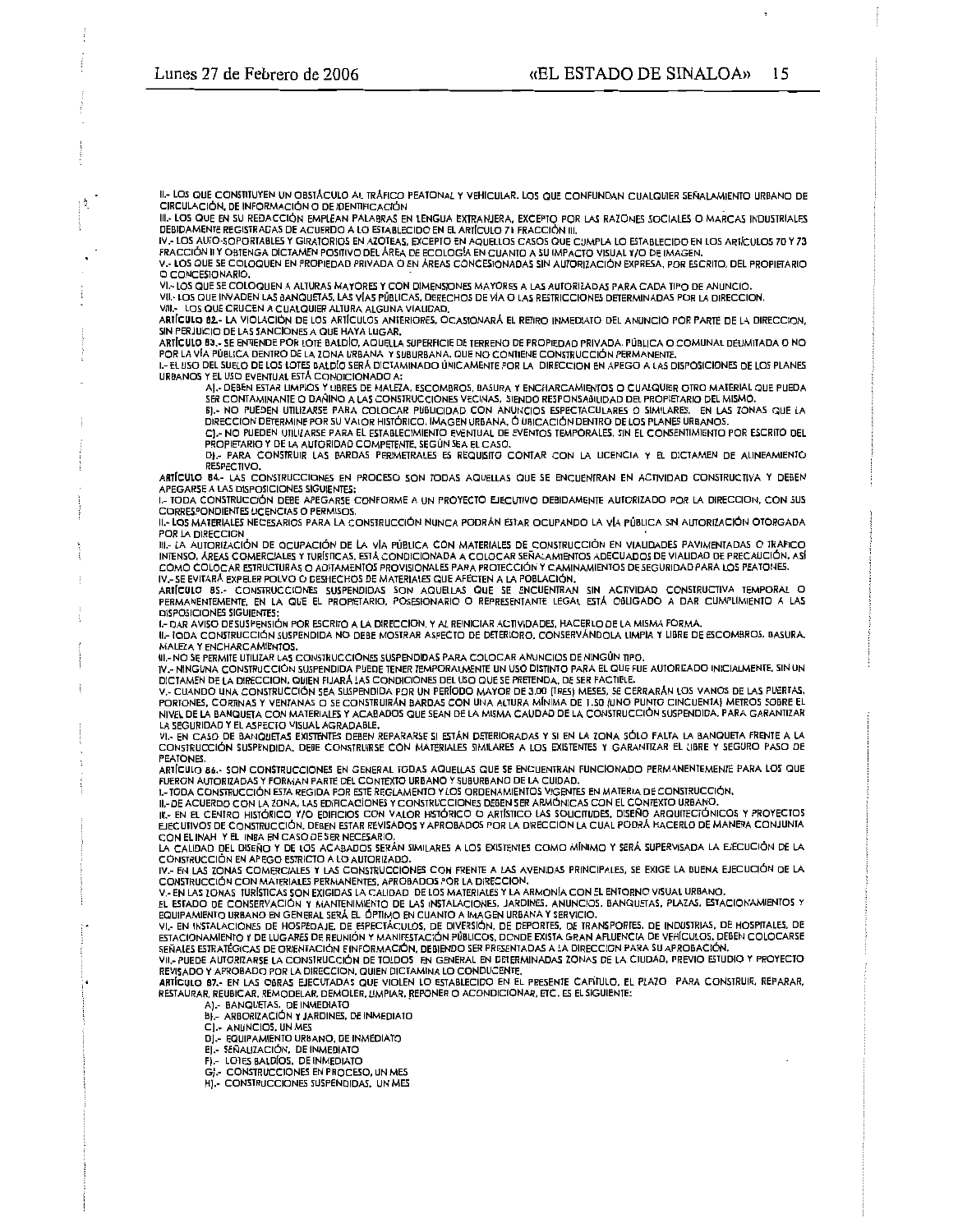II.- LOS QUE CONSTITUYEN UN OBSTÁCULO AL TRÁFICO PEATONAL Y VEHICULAR. LOS QUE CONFUNDAN CUALQUIER SEÑALAMIENTO URBANO DE CIRCULACIÓN, DE INFORMACIÓN O DE IDENTIFICACIÓN

III.- LOS QUE EN SU REDACCIÓN EMPLEAN PALABRAS EN LENGUA EXTRANJERA, EXCEPTO POR LAS RAZONES SOCIALES O MARCAS INDUSTRIALES DEBIDAMENTE REGISTRADAS DE ACUERDO A LO ESTABLECIDO EN EL ARTÍCULO 71 FRACCIÓN III.

IV.- LOS AUTO-SOPORTABLES Y GIRATORIOS EN AZOTEAS, EXCEPTO EN AQUELLOS CASOS QUE CUMPLA LO ESTABLECIDO EN LOS ARTÍCULOS 70 Y 73 FRACCIÓN II Y OBTENGA DICTAMEN POSITIVO DEL ÁREA DE ECOLOGÍA EN CUANTO A SU IMPACTO VISUAL Y/O DE IMAGEN.

V.- LOS QUE SE COLOQUEN EN PROPIEDAD PRIVADA O EN ÁREAS CONCESIONADAS SIN AUTORIZACIÓN EXPRESA, POR ESCRITO, DEL PROPIETARIO O CONCESIONARIO.

VI.- LOS QUE SE COLOQUEN A ALTURAS MAYORES Y CON DIMENSIONES MAYORES A LAS AUTORIZADAS PARA CADA TIPO DE ANUNCIO.

VII.- LOS QUE INVADEN LAS BANQUETAS, LAS VÍAS PÚBLICAS, DERECHOS DE VÍA O LAS RESTRICCIONES DETERMINADAS POR LA DIRECCION.

VIII.- LOS QUE CRUCEN A CUALQUIER ALTURA ALGUNA VIALIDAD.

**ARTÍCULO 82.-** LA VIOLACIÓN DE LOS ARTÍCULOS ANTERIORES, OCASIONARÁ EL RETIRO INMEDIATO DEL ANUNCIO POR PARTE DE LA DIRECCION, SIN PERJUICIO DE LAS SANCIONES A QUE HAYA LUGAR.

**ARTÍCULO 83.-** SE ENTIENDE POR LOTE BALDÍO, AQUELLA SUPERFICIE DE TERRENO DE PROPIEDAD PRIVADA, PÚBLICA O COMUNAL DELIMITADA O NO POR LA VÍA PÚBLICA DENTRO DE LA ZONA URBANA Y SUBURBANA, QUE NO CONTIENE CONSTRUCCIÓN PERMANENTE.

I.- EL USO DEL SUELO DE LOS LOTES BALDÍO SERÁ DICTAMINADO ÚNICAMENTE POR LA DIRECCION EN APEGO A LAS DISPOSICIONES DE LOS PLANES URBANOS Y EL USO EVENTUAL ESTÁ CONDICIONADO A:

A).- DEBEN ESTAR LIMPIOS Y LIBRES DE MALEZA, ESCOMBROS, BASURA Y ENCHARCAMIENTOS O CUALQUIER OTRO MATERIAL QUE PUEDA SER CONTAMINANTE O DAÑINO A LAS CONSTRUCCIONES VECINAS, SIENDO RESPONSABILIDAD DEL PROPIETARIO DEL MISMO.

B).- NO PUEDEN UTILIZARSE PARA COLOCAR PUBLICIDAD CON ANUNCIOS ESPECTACULARES O SIMILARES, EN LAS ZONAS QUE LA DIRECCION DETERMINE POR SU VALOR HISTÓRICO, IMAGEN URBANA, Ó UBICACIÓN DENTRO DE LOS PLANES URBANOS.

C).- NO PUEDEN UTILIZARSE PARA EL ESTABLECIMIENTO EVENTUAL DE EVENTOS TEMPORALES, SIN EL CONSENTIMIENTO POR ESCRITO DEL PROPIETARIO Y DE LA AUTORIDAD COMPETENTE, SEGÚN SEA EL CASO.

D).- PARA CONSTRUIR LAS BARDAS PERIMETRALES ES REQUISITO CONTAR CON LA LICENCIA Y EL DICTAMEN DE ALINEAMIENTO RESPECTIVO.

**ARTÍCULO 84.-** LAS CONSTRUCCIONES EN PROCESO SON TODAS AQUELLAS QUE SE ENCUENTRAN EN ACTIVIDAD CONSTRUCTIVA Y DEBEN APEGARSE A LAS DISPOSICIONES SIGUIENTES:

I.- TODA CONSTRUCCIÓN DEBE APEGARSE CONFORME A UN PROYECTO EJECUTIVO DEBIDAMENTE AUTORIZADO POR LA DIRECCION, CON SUS CORRESPONDIENTES LICENCIAS O PERMISOS.

II.- LOS MATERIALES NECESARIOS PARA LA CONSTRUCCIÓN NUNCA PODRÁN ESTAR OCUPANDO LA VÍA PÚBLICA SIN AUTORIZACIÓN OTORGADA POR LA DIRECCION

III.- LA AUTORIZACIÓN DE OCUPACIÓN DE LA VÍA PÚBLICA CON MATERIALES DE CONSTRUCCIÓN EN VIALIDADES PAVIMENTADAS O TRÁFICO INTENSO, ÁREAS COMERCIALES Y TURÍSTICAS, ESTÁ CONDICIONADA A COLOCAR SEÑALAMIENTOS ADECUADOS DE VIALIDAD DE PRECAUCIÓN, ASÍ COMO COLOCAR ESTRUCTURAS O ADITAMENTOS PROVISIONALES PARA PROTECCIÓN Y CAMINAMIENTOS DE SEGURIDAD PARA LOS PEATONES.

IV.- SE EVITARÁ EXPELER POLVO O DESHECHOS DE MATERIALES QUE AFECTEN A LA POBLACIÓN.

**ARTÍCULO 85.-** CONSTRUCCIONES SUSPENDIDAS SON AQUELLAS QUE SE ENCUENTRAN SIN ACTIVIDAD CONSTRUCTIVA TEMPORAL O PERMANENTEMENTE, EN LA QUE EL PROPIETARIO, POSESIONARIO O REPRESENTANTE LEGAL ESTÁ OBLIGADO A DAR CUMPLIMIENTO A LAS DISPOSICIONES SIGUIENTES:

I.- DAR AVISO DE SUSPENSIÓN POR ESCRITO A LA DIRECCION, Y AL REINICIAR ACTIVIDADES, HACERLO DE LA MISMA FORMA.

II.- TODA CONSTRUCCIÓN SUSPENDIDA NO DEBE MOSTRAR ASPECTO DE DETERIORO, CONSERVÁNDOLA LIMPIA Y LIBRE DE ESCOMBROS, BASURA, MALEZA Y ENCHARCAMIENTOS.

III.- NO SE PERMITE UTILIZAR LAS CONSTRUCCIONES SUSPENDIDAS PARA COLOCAR ANUNCIOS DE NINGÚN TIPO.

IV.- NINGUNA CONSTRUCCIÓN SUSPENDIDA PUEDE TENER TEMPORALMENTE UN USO DISTINTO PARA EL QUE FUE AUTORIZADO INICIALMENTE, SIN UN DICTAMEN DE LA DIRECCION, QUIEN FIJARÁ LAS CONDICIONES DEL USO QUE SE PRETENDA, DE SER FACTIBLE.

V.- CUANDO UNA CONSTRUCCIÓN SEA SUSPENDIDA POR UN PERÍODO MAYOR DE 3.00 (TRES) MESES, SE CERRARÁN LOS VANOS DE LAS PUERTAS, PORTONES, CORTINAS Y VENTANAS O SE CONSTRUIRÁN BARDAS CON UNA ALTURA MÍNIMA DE 1.50 (UNO PUNTO CINCUENTA) METROS SOBRE EL NIVEL DE LA BANQUETA CON MATERIALES Y ACABADOS QUE SEAN DE LA MISMA CAUDAD DE LA CONSTRUCCIÓN SUSPENDIDA, PARA GARANTIZAR LA SEGURIDAD Y EL ASPECTO VISUAL AGRADABLE.

VI.- EN CASO DE BANQUETAS EXISTENTES DEBEN REPARARSE SI ESTÁN DETERIORADAS Y SI EN LA ZONA SÓLO FALTA LA BANQUETA FRENTE A LA CONSTRUCCIÓN SUSPENDIDA, DEBE CONSTRUIRSE CON MATERIALES SIMILARES A LOS EXISTENTES Y GARANTIZAR EL LIBRE Y SEGURO PASO DE PEATONES.

**ARTÍCULO 86.-** SON CONSTRUCCIONES EN GENERAL TODAS AQUELLAS QUE SE ENCUENTRAN FUNCIONADO PERMANENTEMENTE PARA LOS QUE FUERON AUTORIZADAS Y FORMAN PARTE DEL CONTEXTO URBANO Y SUBURBANO DE LA CUIDAD.

I.- TODA CONSTRUCCIÓN ESTÁ REGIDA POR ESTE REGLAMENTO Y LOS ORDENAMIENTOS VIGENTES EN MATERIA DE CONSTRUCCIÓN.

II.- DE ACUERDO CON LA ZONA, LAS EDIFICACIONES Y CONSTRUCCIONES DEBEN SER ARMÓNICAS CON EL CONTEXTO URBANO.

III.- EN EL CENTRO HISTÓRICO Y/O EDIFICIOS CON VALOR HISTÓRICO O ARTÍSTICO LAS SOLICITUDES, DISEÑO ARQUITECTÓNICOS Y PROYECTOS EJECUTIVOS DE CONSTRUCCIÓN, DEBEN ESTAR REVISADOS Y APROBADOS POR LA DIRECCION LA CUAL PODRÁ HACERLO DE MANERA CONJUNTA CON EL INAH Y EL INBA EN CASO DE SER NECESARIO.

LA CALIDAD DEL DISEÑO Y DE LOS ACABADOS SERÁN SIMILARES A LOS EXISTENTES COMO MÍNIMO Y SERÁ SUPERVISADA LA EJECUCIÓN DE LA CONSTRUCCIÓN EN APEGO ESTRICTO A LO AUTORIZADO.

IV.- EN LAS ZONAS COMERCIALES Y LAS CONSTRUCCIONES CON FRENTE A LAS AVENIDAS PRINCIPALES, SE EXIGE LA BUENA EJECUCIÓN DE LA CONSTRUCCIÓN CON MATERIALES PERMANENTES, APROBADOS POR LA DIRECCION.

V.- EN LAS ZONAS TURÍSTICAS SON EXIGIDAS LA CALIDAD DE LOS MATERIALES Y LA ARMONÍA CON EL ENTORNO VISUAL URBANO.

EL ESTADO DE CONSERVACIÓN Y MANTENIMIENTO DE LAS INSTALACIONES, JARDINES, ANUNCIOS, BANQUETAS, PLAZAS, ESTACIONAMIENTOS Y EQUIPAMIENTO URBANO EN GENERAL SERÁ EL ÓPTIMO EN CUANTO A IMAGEN URBANA Y SERVICIO.

VI.- EN INSTALACIONES DE HOSPEDAJE, DE ESPECTÁCULOS, DE DIVERSIÓN, DE DEPORTES, DE TRANSPORTES, DE INDUSTRIAS, DE HOSPITALES, DE ESTACIONAMIENTO Y DE LUGARES DE REUNIÓN Y MANIFESTACIÓN PÚBLICOS, DONDE EXISTA GRAN AFLUENCIA DE VEHÍCULOS, DEBEN COLOCARSE SEÑALES ESTRATÉGICAS DE ORIENTACIÓN E INFORMACIÓN, DEBIENDO SER PRESENTADAS A LA DIRECCION PARA SU APROBACIÓN.

VII.- PUEDE AUTORIZARSE LA CONSTRUCCIÓN DE TOLDOS EN GENERAL EN DETERMINADAS ZONAS DE LA CIUDAD, PREVIO ESTUDIO Y PROYECTO REVISADO Y APROBADO POR LA DIRECCION, QUIEN DICTAMINA LO CONDUCENTE.

**ARTÍCULO 87.-** EN LAS OBRAS EJECUTADAS QUE VIOLEN LO ESTABLECIDO EN EL PRESENTE CAPÍTULO, EL PLAZO PARA CONSTRUIR, REPARAR, RESTAURAR, REUBICAR, REMODELAR, DEMOLER, LIMPIAR, REPONER O ACONDICIONAR, ETC. ES EL SIGUIENTE:

A).- BANQUETAS, DE INMEDIATO

B).- ARBORIZACIÓN Y JARDINES, DE INMEDIATO

C).- ANUNCIOS, UN MES

D).- EQUIPAMIENTO URBANO, DE INMEDIATO

E).- SEÑALIZACIÓN, DE INMEDIATO

F).- LOTES BALDÍOS, DE INMEDIATO

G).- CONSTRUCCIONES EN PROCESO, UN MES

H).- CONSTRUCCIONES SUSPENDIDAS, UN MES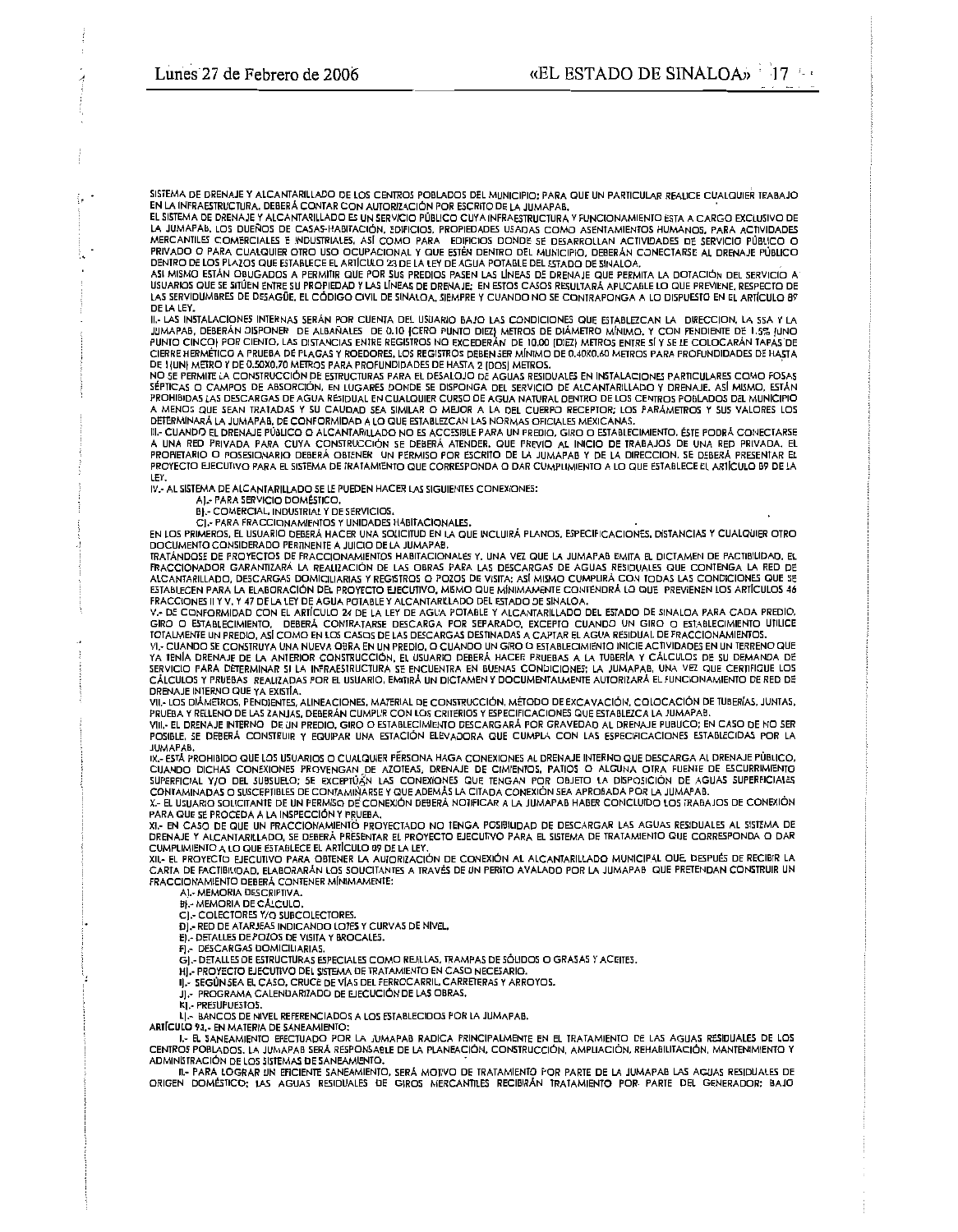SISTEMA DE DRENAJE Y ALCANTARILLADO DE LOS CENTROS POBLADOS DEL MUNICIPIO; PARA QUE UN PARTICULAR REALICE CUALQUIER TRABAJO EN LA INFRAESTRUCTURA, DEBERÁ CONTAR CON AUTORIZACIÓN POR ESCRITO DE LA JUMAPAB.

EL SISTEMA DE DRENAJE Y ALCANTARILLADO ES UN SERVICIO PÚBLICO CUYA INFRAESTRUCTURA Y FUNCIONAMIENTO ESTA A CARGO EXCLUSIVO DE LA JUMAPAB. LOS DUEÑOS DE CASAS-HABITACIÓN, EDIFICIOS, PROPIEDADES USADAS COMO ASENTAMIENTOS HUMANOS, PARA ACTIVIDADES MERCANTILES COMERCIALES E INDUSTRIALES, ASÍ COMO PARA EDIFICIOS DONDE SE DESARROLLAN ACTIVIDADES DE SERVICIO PÚBLICO O PRIVADO O PARA CUALQUIER OTRO USO OCUPACIONAL Y QUE ESTÉN DENTRO DEL MUNICIPIO, DEBERÁN CONECTARSE AL DRENAJE PÚBLICO DENTRO DE LOS PLAZOS QUE ESTABLECE EL ARTÍCULO 23 DE LA LEY DE AGUA POTABLE DEL ESTADO DE SINALOA.

ASI MISMO ESTÁN OBLIGADOS A PERMITIR QUE POR SUS PREDIOS PASEN LAS LÍNEAS DE DRENAJE QUE PERMITA LA DOTACIÓN DEL SERVICIO A USUARIOS QUE SE SITÚEN ENTRE SU PROPIEDAD Y LAS LÍNEAS DE DRENAJE; EN ESTOS CASOS RESULTARÁ APLICABLE LO QUE PREVIENE, RESPECTO DE LAS SERVIDUMBRES DE DESAGÜE, EL CÓDIGO CIVIL DE SINALOA, SIEMPRE Y CUANDO NO SE CONTRAPONGA A LO DISPUESTO EN EL ARTÍCULO 89 DE LA LEY.

II.- LAS INSTALACIONES INTERNAS SERÁN POR CUENTA DEL USUARIO BAJO LAS CONDICIONES QUE ESTABLEZCAN LA DIRECCION, LA SSA Y LA JUMAPAB, DEBERÁN DISPONER DE ALBAÑALES DE 0.10 (CERO PUNTO DIEZ) METROS DE DIÁMETRO MÍNIMO, Y CON PENDIENTE DE 1.5% (UNO PUNTO CINCO) POR CIENTO, LAS DISTANCIAS ENTRE REGISTROS NO EXCEDERÁN DE 10.00 (DIEZ) METROS ENTRE SÍ Y SE LE COLOCARÁN TAPAS DE CIERRE HERMÉTICO A PRUEBA DE PLAGAS Y ROEDORES, LOS REGISTROS DEBEN SER MÍNIMO DE 0.40X0.60 METROS PARA PROFUNDIDADES DE HASTA DE 1(UN) METRO Y DE 0.50X0.70 METROS PARA PROFUNDIDADES DE HASTA 2 (DOS) METROS.

NO SE PERMITE LA CONSTRUCCIÓN DE ESTRUCTURAS PARA EL DESALOJO DE AGUAS RESIDUALES EN INSTALACIONES PARTICULARES COMO FOSAS SÉPTICAS O CAMPOS DE ABSORCIÓN, EN LUGARES DONDE SE DISPONGA DEL SERVICIO DE ALCANTARILLADO Y DRENAJE. ASÍ MISMO, ESTÁN PROHIBIDAS LAS DESCARGAS DE AGUA RESIDUAL EN CUALQUIER CURSO DE AGUA NATURAL DENTRO DE LOS CENTROS POBLADOS DEL MUNICIPIO A MENOS QUE SEAN TRATADAS Y SU CAUDAD SEA SIMILAR O MEJOR A LA DEL CUERPO RECEPTOR; LOS PARÁMETROS Y SUS VALORES LOS DETERMINARÁ LA JUMAPAB, DE CONFORMIDAD A LO QUE ESTABLEZCAN LAS NORMAS OFICIALES MEXICANAS.

III.- CUANDO EL DRENAJE PÚBLICO O ALCANTARILLADO NO ES ACCESIBLE PARA UN PREDIO, GIRO O ESTABLECIMIENTO, ÉSTE PODRÁ CONECTARSE A UNA RED PRIVADA PARA CUYA CONSTRUCCIÓN SE DEBERÁ ATENDER, QUE PREVIO AL INICIO DE TRABAJOS DE UNA RED PRIVADA, EL PROPIETARIO O POSESIONARIO DEBERÁ OBTENER UN PERMISO POR ESCRITO DE LA JUMAPAB Y DE LA DIRECCION. SE DEBERÁ PRESENTAR EL PROYECTO EJECUTIVO PARA EL SISTEMA DE TRATAMIENTO QUE CORRESPONDA O DAR CUMPLIMIENTO A LO QUE ESTABLECE EL ARTÍCULO 89 DE LA LEY.

IV.- AL SISTEMA DE ALCANTARILLADO SE LE PUEDEN HACER LAS SIGUIENTES CONEXIONES:

A).- PARA SERVICIO DOMÉSTICO.
B).- COMERCIAL, INDUSTRIAL Y DE SERVICIOS.
C).- PARA FRACCIONAMIENTOS Y UNIDADES HABITACIONALES.

EN LOS PRIMEROS, EL USUARIO DEBERÁ HACER UNA SOLICITUD EN LA QUE INCLUIRÁ PLANOS, ESPECIFICACIONES, DISTANCIAS Y CUALQUIER OTRO DOCUMENTO CONSIDERADO PERTINENTE A JUICIO DE LA JUMAPAB.

TRATÁNDOSE DE PROYECTOS DE FRACCIONAMIENTOS HABITACIONALES Y, UNA VEZ QUE LA JUMAPAB EMITA EL DICTAMEN DE FACTIBILIDAD, EL FRACCIONADOR GARANTIZARÁ LA REALIZACIÓN DE LAS OBRAS PARA LAS DESCARGAS DE AGUAS RESIDUALES QUE CONTENGA LA RED DE ALCANTARILLADO, DESCARGAS DOMICILIARIAS Y REGISTROS O POZOS DE VISITA; ASÍ MISMO CUMPLIRÁ CON TODAS LAS CONDICIONES QUE SE ESTABLECEN PARA LA ELABORACIÓN DEL PROYECTO EJECUTIVO, MISMO QUE MÍNIMAMENTE CONTENDRÁ LO QUE PREVIENEN LOS ARTÍCULOS 46 FRACCIONES II Y V, Y 47 DE LA LEY DE AGUA POTABLE Y ALCANTARILLADO DEL ESTADO DE SINALOA.

V.- DE CONFORMIDAD CON EL ARTÍCULO 24 DE LA LEY DE AGUA POTABLE Y ALCANTARILLADO DEL ESTADO DE SINALOA PARA CADA PREDIO, GIRO O ESTABLECIMIENTO, DEBERÁ CONTRATARSE DESCARGA POR SEPARADO, EXCEPTO CUANDO UN GIRO O ESTABLECIMIENTO UTILICE TOTALMENTE UN PREDIO, ASÍ COMO EN LOS CASOS DE LAS DESCARGAS DESTINADAS A CAPTAR EL AGUA RESIDUAL DE FRACCIONAMIENTOS.

VI.- CUANDO SE CONSTRUYA UNA NUEVA OBRA EN UN PREDIO, O CUANDO UN GIRO O ESTABLECIMIENTO INICIE ACTIVIDADES EN UN TERRENO QUE YA TENÍA DRENAJE DE LA ANTERIOR CONSTRUCCIÓN, EL USUARIO DEBERÁ HACER PRUEBAS A LA TUBERÍA Y CÁLCULOS DE SU DEMANDA DE SERVICIO PARA DETERMINAR SI LA INFRAESTRUCTURA SE ENCUENTRA EN BUENAS CONDICIONES; LA JUMAPAB, UNA VEZ QUE CERTIFIQUE LOS CÁLCULOS Y PRUEBAS REALIZADAS POR EL USUARIO, EMITIRÁ UN DICTAMEN Y DOCUMENTALMENTE AUTORIZARÁ EL FUNCIONAMIENTO DE RED DE DRENAJE INTERNO QUE YA EXISTÍA.

VII.- LOS DIÁMETROS, PENDIENTES, ALINEACIONES, MATERIAL DE CONSTRUCCIÓN, MÉTODO DE EXCAVACIÓN, COLOCACIÓN DE TUBERÍAS, JUNTAS, PRUEBA Y RELLENO DE LAS ZANJAS, DEBERÁN CUMPLIR CON LOS CRITERIOS Y ESPECIFICACIONES QUE ESTABLEZCA LA JUMAPAB.

VIII.- EL DRENAJE INTERNO DE UN PREDIO, GIRO O ESTABLECIMIENTO DESCARGARÁ POR GRAVEDAD AL DRENAJE PUBLICO; EN CASO DE NO SER POSIBLE, SE DEBERÁ CONSTRUIR Y EQUIPAR UNA ESTACIÓN ELEVADORA QUE CUMPLA CON LAS ESPECIFICACIONES ESTABLECIDAS POR LA JUMAPAB.

IX.- ESTÁ PROHIBIDO QUE LOS USUARIOS O CUALQUIER PERSONA HAGA CONEXIONES AL DRENAJE INTERNO QUE DESCARGA AL DRENAJE PÚBLICO, CUANDO DICHAS CONEXIONES PROVENGAN DE AZOTEAS, DRENAJE DE CIMIENTOS, PATIOS O ALGUNA OTRA FUENTE DE ESCURRIMIENTO SUPERFICIAL Y/O DEL SUBSUELO; SE EXCEPTÚAN LAS CONEXIONES QUE TENGAN POR OBJETO LA DISPOSICIÓN DE AGUAS SUPERFICIALES CONTAMINADAS O SUSCEPTIBLES DE CONTAMINARSE Y QUE ADEMÁS LA CITADA CONEXIÓN SEA APROBADA POR LA JUMAPAB.

X.- EL USUARIO SOLICITANTE DE UN PERMISO DE CONEXIÓN DEBERÁ NOTIFICAR A LA JUMAPAB HABER CONCLUIDO LOS TRABAJOS DE CONEXIÓN PARA QUE SE PROCEDA A LA INSPECCIÓN Y PRUEBA.

XI.- EN CASO DE QUE UN FRACCIONAMIENTO PROYECTADO NO TENGA POSIBILIDAD DE DESCARGAR LAS AGUAS RESIDUALES AL SISTEMA DE DRENAJE Y ALCANTARILLADO, SE DEBERÁ PRESENTAR EL PROYECTO EJECUTIVO PARA EL SISTEMA DE TRATAMIENTO QUE CORRESPONDA O DAR CUMPLIMIENTO A LO QUE ESTABLECE EL ARTÍCULO 89 DE LA LEY.

XII.- EL PROYECTO EJECUTIVO PARA OBTENER LA AUTORIZACIÓN DE CONEXIÓN AL ALCANTARILLADO MUNICIPAL QUE, DESPUÉS DE RECIBIR LA CARTA DE FACTIBILIDAD, ELABORARÁN LOS SOLICITANTES A TRAVÉS DE UN PERITO AVALADO POR LA JUMAPAB QUE PRETENDAN CONSTRUIR UN FRACCIONAMIENTO DEBERÁ CONTENER MÍNIMAMENTE:

A).- MEMORIA DESCRIPTIVA.
B).- MEMORIA DE CÁLCULO.
C).- COLECTORES Y/O SUBCOLECTORES.
D).- RED DE ATARJEAS INDICANDO LOTES Y CURVAS DE NIVEL.
E).- DETALLES DE POZOS DE VISITA Y BROCALES.
F).- DESCARGAS DOMICILIARIAS.
G).- DETALLES DE ESTRUCTURAS ESPECIALES COMO REJILLAS, TRAMPAS DE SÓLIDOS O GRASAS Y ACEITES.
H).- PROYECTO EJECUTIVO DEL SISTEMA DE TRATAMIENTO EN CASO NECESARIO.
I).- SEGÚN SEA EL CASO, CRUCE DE VÍAS DEL FERROCARRIL, CARRETERAS Y ARROYOS.
J).- PROGRAMA CALENDARIZADO DE EJECUCIÓN DE LAS OBRAS.
K).- PRESUPUESTOS.
L).- BANCOS DE NIVEL REFERENCIADOS A LOS ESTABLECIDOS POR LA JUMAPAB.

**ARTÍCULO 93.-** EN MATERIA DE SANEAMIENTO:

I.- EL SANEAMIENTO EFECTUADO POR LA JUMAPAB RADICA PRINCIPALMENTE EN EL TRATAMIENTO DE LAS AGUAS RESIDUALES DE LOS CENTROS POBLADOS. LA JUMAPAB SERÁ RESPONSABLE DE LA PLANEACIÓN, CONSTRUCCIÓN, AMPLIACIÓN, REHABILITACIÓN, MANTENIMIENTO Y ADMINISTRACIÓN DE LOS SISTEMAS DE SANEAMIENTO.

II.- PARA LOGRAR UN EFICIENTE SANEAMIENTO, SERÁ MOTIVO DE TRATAMIENTO POR PARTE DE LA JUMAPAB LAS AGUAS RESIDUALES DE ORIGEN DOMÉSTICO; LAS AGUAS RESIDUALES DE GIROS MERCANTILES RECIBIRÁN TRATAMIENTO POR PARTE DEL GENERADOR; BAJO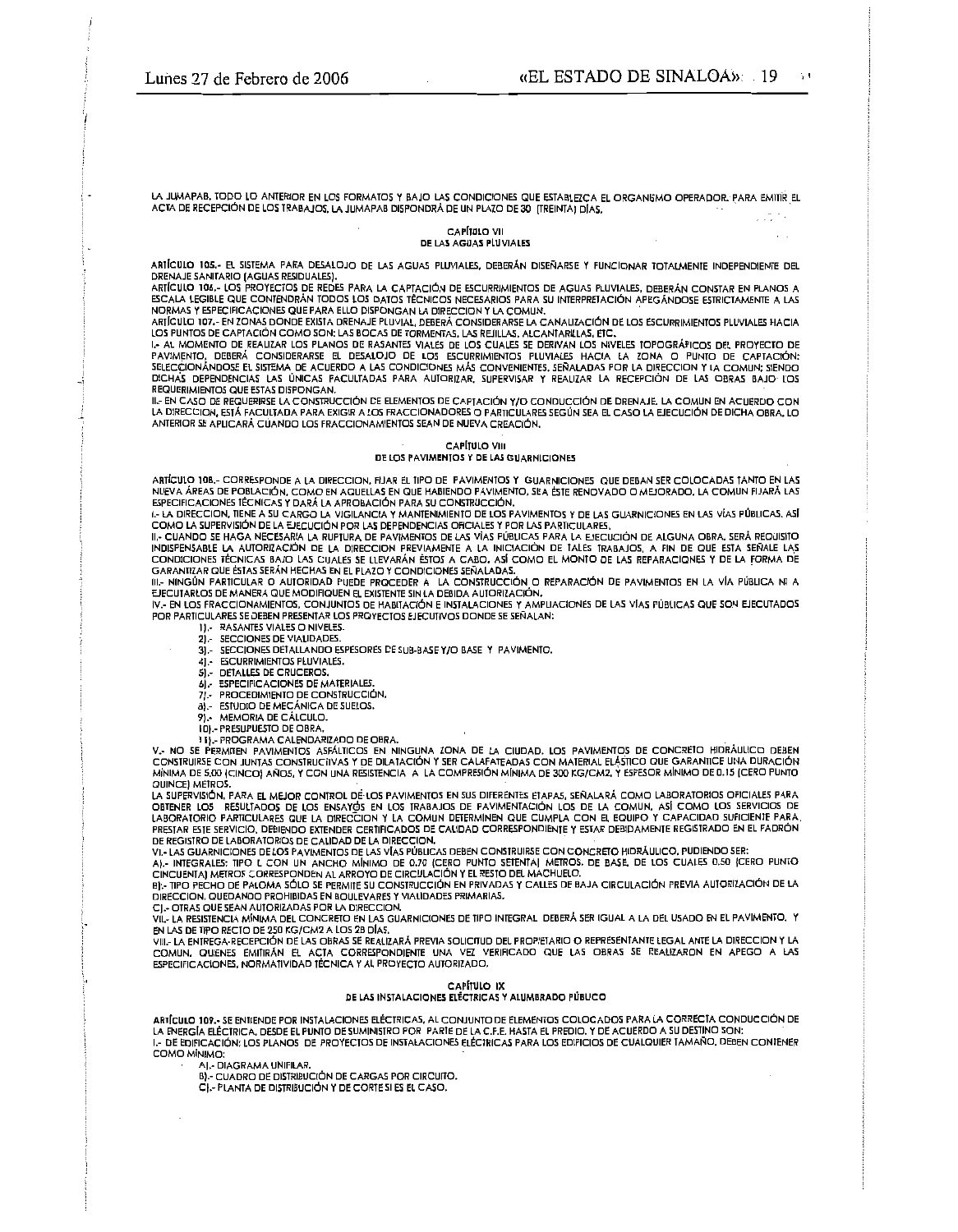LA JUMAPAB, TODO LO ANTERIOR EN LOS FORMATOS Y BAJO LAS CONDICIONES QUE ESTABLEZCA EL ORGANISMO OPERADOR. PARA EMITIR EL ACTA DE RECEPCIÓN DE LOS TRABAJOS, LA JUMAPAB DISPONDRÁ DE UN PLAZO DE 30 (TREINTA) DÍAS.

## CAPÍTULO VII
## DE LAS AGUAS PLUVIALES

ARTÍCULO 105.- EL SISTEMA PARA DESALOJO DE LAS AGUAS PLUVIALES, DEBERÁN DISEÑARSE Y FUNCIONAR TOTALMENTE INDEPENDIENTE DEL DRENAJE SANITARIO (AGUAS RESIDUALES).

ARTÍCULO 106.- LOS PROYECTOS DE REDES PARA LA CAPTACIÓN DE ESCURRIMIENTOS DE AGUAS PLUVIALES, DEBERÁN CONSTAR EN PLANOS A ESCALA LEGIBLE QUE CONTENDRÁN TODOS LOS DATOS TÉCNICOS NECESARIOS PARA SU INTERPRETACIÓN APEGÁNDOSE ESTRICTAMENTE A LAS NORMAS Y ESPECIFICACIONES QUE PARA ELLO DISPONGAN LA DIRECCION Y LA COMUN.

ARTÍCULO 107.- EN ZONAS DONDE EXISTA DRENAJE PLUVIAL, DEBERÁ CONSIDERARSE LA CANALIZACIÓN DE LOS ESCURRIMIENTOS PLUVIALES HACIA LOS PUNTOS DE CAPTACIÓN COMO SON: LAS BOCAS DE TORMENTAS, LAS REJILLAS, ALCANTARILLAS, ETC.

I.- AL MOMENTO DE REALIZAR LOS PLANOS DE RASANTES VIALES DE LOS CUALES SE DERIVAN LOS NIVELES TOPOGRÁFICOS DEL PROYECTO DE PAVIMENTO, DEBERÁ CONSIDERARSE EL DESALOJO DE LOS ESCURRIMIENTOS PLUVIALES HACIA LA ZONA O PUNTO DE CAPTACIÓN; SELECCIONÁNDOSE EL SISTEMA DE ACUERDO A LAS CONDICIONES MÁS CONVENIENTES, SEÑALADAS POR LA DIRECCION Y LA COMUN; SIENDO DICHAS DEPENDENCIAS LAS ÚNICAS FACULTADAS PARA AUTORIZAR, SUPERVISAR Y REALIZAR LA RECEPCIÓN DE LAS OBRAS BAJO LOS REQUERIMIENTOS QUE ESTAS DISPONGAN.

II.- EN CASO DE REQUERIRSE LA CONSTRUCCIÓN DE ELEMENTOS DE CAPTACIÓN Y/O CONDUCCIÓN DE DRENAJE, LA COMUN EN ACUERDO CON LA DIRECCION, ESTÁ FACULTADA PARA EXIGIR A LOS FRACCIONADORES O PARTICULARES SEGÚN SEA EL CASO LA EJECUCIÓN DE DICHA OBRA, LO ANTERIOR SE APLICARÁ CUANDO LOS FRACCIONAMIENTOS SEAN DE NUEVA CREACIÓN.

## CAPÍTULO VIII
## DE LOS PAVIMENTOS Y DE LAS GUARNICIONES

ARTÍCULO 108.- CORRESPONDE A LA DIRECCION, FIJAR EL TIPO DE PAVIMENTOS Y GUARNICIONES QUE DEBAN SER COLOCADAS TANTO EN LAS NUEVA ÁREAS DE POBLACIÓN, COMO EN AQUELLAS EN QUE HABIENDO PAVIMENTO, SEA ÉSTE RENOVADO O MEJORADO. LA COMUN FIJARÁ LAS ESPECIFICACIONES TÉCNICAS Y DARÁ LA APROBACIÓN PARA SU CONSTRUCCIÓN.

I.- LA DIRECCION, TIENE A SU CARGO LA VIGILANCIA Y MANTENIMIENTO DE LOS PAVIMENTOS Y DE LAS GUARNICIONES EN LAS VÍAS PÚBLICAS, ASÍ COMO LA SUPERVISIÓN DE LA EJECUCIÓN POR LAS DEPENDENCIAS OFICIALES Y POR LAS PARTICULARES.

II.- CUANDO SE HAGA NECESARIA LA RUPTURA DE PAVIMENTOS DE LAS VÍAS PÚBLICAS PARA LA EJECUCIÓN DE ALGUNA OBRA, SERÁ REQUISITO INDISPENSABLE LA AUTORIZACIÓN DE LA DIRECCION PREVIAMENTE A LA INICIACIÓN DE TALES TRABAJOS, A FIN DE QUE ESTA SEÑALE LAS CONDICIONES TÉCNICAS BAJO LAS CUALES SE LLEVARÁN ÉSTOS A CABO, ASÍ COMO EL MONTO DE LAS REPARACIONES Y DE LA FORMA DE GARANTIZAR QUE ÉSTAS SERÁN HECHAS EN EL PLAZO Y CONDICIONES SEÑALADAS.

III.- NINGÚN PARTICULAR O AUTORIDAD PUEDE PROCEDER A LA CONSTRUCCIÓN O REPARACIÓN DE PAVIMENTOS EN LA VÍA PÚBLICA NI A EJECUTARLOS DE MANERA QUE MODIFIQUEN EL EXISTENTE SIN LA DEBIDA AUTORIZACIÓN.

IV.- EN LOS FRACCIONAMIENTOS, CONJUNTOS DE HABITACIÓN E INSTALACIONES Y AMPLIACIONES DE LAS VÍAS PÚBLICAS QUE SON EJECUTADOS POR PARTICULARES SE DEBEN PRESENTAR LOS PROYECTOS EJECUTIVOS DONDE SE SEÑALAN:

1).- RASANTES VIALES O NIVELES.
2).- SECCIONES DE VIALIDADES.
3).- SECCIONES DETALLANDO ESPESORES DE SUB-BASE Y/O BASE Y PAVIMENTO.
4).- ESCURRIMIENTOS PLUVIALES.
5).- DETALLES DE CRUCEROS.
6).- ESPECIFICACIONES DE MATERIALES.
7).- PROCEDIMIENTO DE CONSTRUCCIÓN.
8).- ESTUDIO DE MECÁNICA DE SUELOS.
9).- MEMORIA DE CÁLCULO.
10).- PRESUPUESTO DE OBRA.
11).- PROGRAMA CALENDARIZADO DE OBRA.

V.- NO SE PERMITEN PAVIMENTOS ASFÁLTICOS EN NINGUNA ZONA DE LA CIUDAD. LOS PAVIMENTOS DE CONCRETO HIDRÁULICO DEBEN CONSTRUIRSE CON JUNTAS CONSTRUCTIVAS Y DE DILATACIÓN Y SER CALAFATEADAS CON MATERIAL ELÁSTICO QUE GARANTICE UNA DURACIÓN MÍNIMA DE 5.00 (CINCO) AÑOS, Y CON UNA RESISTENCIA A LA COMPRESIÓN MÍNIMA DE 300 KG/CM2, Y ESPESOR MÍNIMO DE 0.15 (CERO PUNTO QUINCE) METROS.

LA SUPERVISIÓN, PARA EL MEJOR CONTROL DE LOS PAVIMENTOS EN SUS DIFERENTES ETAPAS, SEÑALARÁ COMO LABORATORIOS OFICIALES PARA OBTENER LOS RESULTADOS DE LOS ENSAYOS EN LOS TRABAJOS DE PAVIMENTACIÓN LOS DE LA COMUN, ASÍ COMO LOS SERVICIOS DE LABORATORIO PARTICULARES QUE LA DIRECCION Y LA COMUN DETERMINEN QUE CUMPLA CON EL EQUIPO Y CAPACIDAD SUFICIENTE PARA PRESTAR ESTE SERVICIO, DEBIENDO EXTENDER CERTIFICADOS DE CALIDAD CORRESPONDIENTE Y ESTAR DEBIDAMENTE REGISTRADO EN EL PADRÓN DE REGISTRO DE LABORATORIOS DE CALIDAD DE LA DIRECCION.

VI.- LAS GUARNICIONES DE LOS PAVIMENTOS DE LAS VÍAS PÚBLICAS DEBEN CONSTRUIRSE CON CONCRETO HIDRÁULICO, PUDIENDO SER:

A).- INTEGRALES: TIPO L CON UN ANCHO MÍNIMO DE 0.70 (CERO PUNTO SETENTA) METROS, DE BASE, DE LOS CUALES 0.50 (CERO PUNTO CINCUENTA) METROS CORRESPONDEN AL ARROYO DE CIRCULACIÓN Y EL RESTO DEL MACHUELO.

B).- TIPO PECHO DE PALOMA SÓLO SE PERMITE SU CONSTRUCCIÓN EN PRIVADAS Y CALLES DE BAJA CIRCULACIÓN PREVIA AUTORIZACIÓN DE LA DIRECCION, QUEDANDO PROHIBIDAS EN BOULEVARES Y VIALIDADES PRIMARIAS.

C).- OTRAS QUE SEAN AUTORIZADAS POR LA DIRECCION.

VII.- LA RESISTENCIA MÍNIMA DEL CONCRETO EN LAS GUARNICIONES DE TIPO INTEGRAL DEBERÁ SER IGUAL A LA DEL USADO EN EL PAVIMENTO, Y EN LAS DE TIPO RECTO DE 250 KG/CM2 A LOS 28 DÍAS.

VIII.- LA ENTREGA-RECEPCIÓN DE LAS OBRAS SE REALIZARÁ PREVIA SOLICITUD DEL PROPIETARIO O REPRESENTANTE LEGAL ANTE LA DIRECCION Y LA COMUN, QUIENES EMITIRÁN EL ACTA CORRESPONDIENTE UNA VEZ VERIFICADO QUE LAS OBRAS SE REALIZARON EN APEGO A LAS ESPECIFICACIONES, NORMATIVIDAD TÉCNICA Y AL PROYECTO AUTORIZADO.

## CAPÍTULO IX
## DE LAS INSTALACIONES ELÉCTRICAS Y ALUMBRADO PÚBLICO

ARTÍCULO 109.- SE ENTIENDE POR INSTALACIONES ELÉCTRICAS, AL CONJUNTO DE ELEMENTOS COLOCADOS PARA LA CORRECTA CONDUCCIÓN DE LA ENERGÍA ELÉCTRICA, DESDE EL PUNTO DE SUMINISTRO POR PARTE DE LA C.F.E. HASTA EL PREDIO, Y DE ACUERDO A SU DESTINO SON:

I.- DE EDIFICACIÓN: LOS PLANOS DE PROYECTOS DE INSTALACIONES ELÉCTRICAS PARA LOS EDIFICIOS DE CUALQUIER TAMAÑO, DEBEN CONTENER COMO MÍNIMO:

A).- DIAGRAMA UNIFILAR.
B).- CUADRO DE DISTRIBUCIÓN DE CARGAS POR CIRCUITO.
C).- PLANTA DE DISTRIBUCIÓN Y DE CORTE SI ES EL CASO.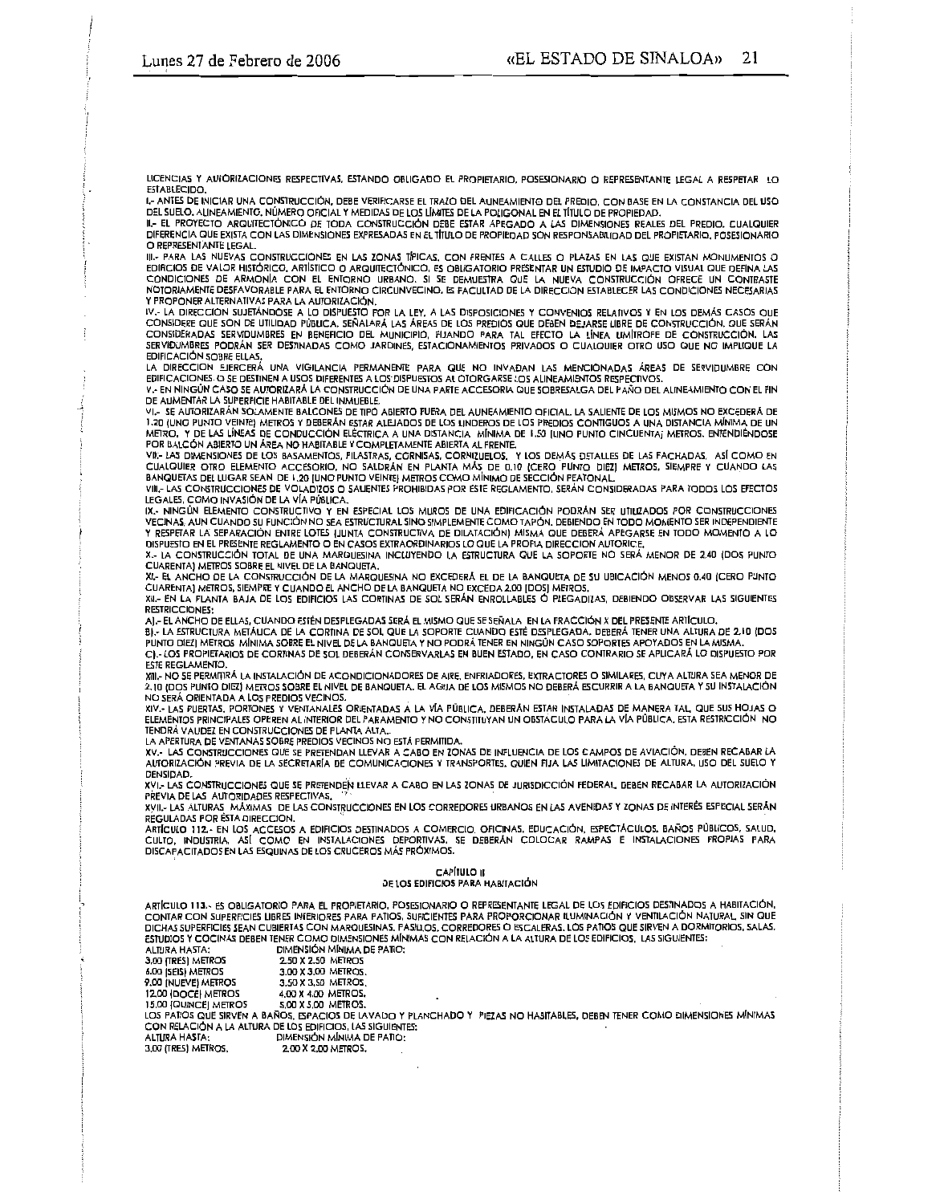LICENCIAS Y AUTORIZACIONES RESPECTIVAS, ESTANDO OBLIGADO EL PROPIETARIO, POSESIONARIO O REPRESENTANTE LEGAL A RESPETAR LO ESTABLECIDO.

I.- ANTES DE INICIAR UNA CONSTRUCCIÓN, DEBE VERIFICARSE EL TRAZO DEL ALINEAMIENTO DEL PREDIO, CON BASE EN LA CONSTANCIA DEL USO DEL SUELO, ALINEAMIENTO, NÚMERO OFICIAL Y MEDIDAS DE LOS LÍMITES DE LA POLIGONAL EN EL TÍTULO DE PROPIEDAD.

II.- EL PROYECTO ARQUITECTÓNICO DE TODA CONSTRUCCIÓN DEBE ESTAR APEGADO A LAS DIMENSIONES REALES DEL PREDIO. CUALQUIER DIFERENCIA QUE EXISTA CON LAS DIMENSIONES EXPRESADAS EN EL TÍTULO DE PROPIEDAD SON RESPONSABILIDAD DEL PROPIETARIO, POSESIONARIO O REPRESENTANTE LEGAL.

III.- PARA LAS NUEVAS CONSTRUCCIONES EN LAS ZONAS TÍPICAS, CON FRENTES A CALLES O PLAZAS EN LAS QUE EXISTAN MONUMENTOS O EDIFICIOS DE VALOR HISTÓRICO, ARTÍSTICO O ARQUITECTÓNICO, ES OBLIGATORIO PRESENTAR UN ESTUDIO DE IMPACTO VISUAL QUE DEFINA LAS CONDICIONES DE ARMONÍA CON EL ENTORNO URBANO. SI SE DEMUESTRA QUE LA NUEVA CONSTRUCCIÓN OFRECE UN CONTRASTE NOTORIAMENTE DESFAVORABLE PARA EL ENTORNO CIRCUNVECINO, ES FACULTAD DE LA DIRECCION ESTABLECER LAS CONDICIONES NECESARIAS Y PROPONER ALTERNATIVAS PARA LA AUTORIZACIÓN.

IV.- LA DIRECCION SUJETÁNDOSE A LO DISPUESTO POR LA LEY, A LAS DISPOSICIONES Y CONVENIOS RELATIVOS Y EN LOS DEMÁS CASOS QUE CONSIDERE QUE SON DE UTILIDAD PÚBLICA, SEÑALARÁ LAS ÁREAS DE LOS PREDIOS QUE DEBEN DEJARSE LIBRE DE CONSTRUCCIÓN, QUE SERÁN CONSIDERADAS SERVIDUMBRES EN BENEFICIO DEL MUNICIPIO, FIJANDO PARA TAL EFECTO LA LÍNEA LIMÍTROFE DE CONSTRUCCIÓN. LAS SERVIDUMBRES PODRÁN SER DESTINADAS COMO JARDINES, ESTACIONAMIENTOS PRIVADOS O CUALQUIER OTRO USO QUE NO IMPLIQUE LA EDIFICACIÓN SOBRE ELLAS.

LA DIRECCION EJERCERÁ UNA VIGILANCIA PERMANENTE PARA QUE NO INVADAN LAS MENCIONADAS ÁREAS DE SERVIDUMBRE CON EDIFICACIONES O SE DESTINEN A USOS DIFERENTES A LOS DISPUESTOS AL OTORGARSE LOS ALINEAMIENTOS RESPECTIVOS.

V.- EN NINGÚN CASO SE AUTORIZARÁ LA CONSTRUCCIÓN DE UNA PARTE ACCESORIA QUE SOBRESALGA DEL PAÑO DEL ALINEAMIENTO CON EL FIN DE AUMENTAR LA SUPERFICIE HABITABLE DEL INMUEBLE.

VI.- SE AUTORIZARÁN SOLAMENTE BALCONES DE TIPO ABIERTO FUERA DEL ALINEAMIENTO OFICIAL. LA SALIENTE DE LOS MISMOS NO EXCEDERÁ DE 1.20 (UNO PUNTO VEINTE) METROS Y DEBERÁN ESTAR ALEJADOS DE LOS LINDEROS DE LOS PREDIOS CONTIGUOS A UNA DISTANCIA MÍNIMA DE UN METRO, Y DE LAS LÍNEAS DE CONDUCCIÓN ELÉCTRICA A UNA DISTANCIA MÍNIMA DE 1.50 (UNO PUNTO CINCUENTA) METROS. ENTENDIÉNDOSE POR BALCÓN ABIERTO UN ÁREA NO HABITABLE Y COMPLETAMENTE ABIERTA AL FRENTE.

VII.- LAS DIMENSIONES DE LOS BASAMENTOS, PILASTRAS, CORNISAS, CORNIZUELOS, Y LOS DEMÁS DETALLES DE LAS FACHADAS, ASÍ COMO EN CUALQUIER OTRO ELEMENTO ACCESORIO, NO SALDRÁN EN PLANTA MÁS DE 0.10 (CERO PUNTO DIEZ) METROS, SIEMPRE Y CUANDO LAS BANQUETAS DEL LUGAR SEAN DE 1.20 (UNO PUNTO VEINTE) METROS COMO MÍNIMO DE SECCIÓN PEATONAL.

VIII.- LAS CONSTRUCCIONES DE VOLADIZOS O SALIENTES PROHIBIDAS POR ESTE REGLAMENTO, SERÁN CONSIDERADAS PARA TODOS LOS EFECTOS LEGALES, COMO INVASIÓN DE LA VÍA PÚBLICA.

IX.- NINGÚN ELEMENTO CONSTRUCTIVO Y EN ESPECIAL LOS MUROS DE UNA EDIFICACIÓN PODRÁN SER UTILIZADOS POR CONSTRUCCIONES VECINAS, AUN CUANDO SU FUNCIÓN NO SEA ESTRUCTURAL SINO SIMPLEMENTE COMO TAPÓN, DEBIENDO EN TODO MOMENTO SER INDEPENDIENTE Y RESPETAR LA SEPARACIÓN ENTRE LOTES (JUNTA CONSTRUCTIVA DE DILATACIÓN) MISMA QUE DEBERÁ APEGARSE EN TODO MOMENTO A LO DISPUESTO EN EL PRESENTE REGLAMENTO O EN CASOS EXTRAORDINARIOS LO QUE LA PROPIA DIRECCION AUTORICE.

X.- LA CONSTRUCCIÓN TOTAL DE UNA MARQUESINA INCLUYENDO LA ESTRUCTURA QUE LA SOPORTE NO SERÁ MENOR DE 2.40 (DOS PUNTO CUARENTA) METROS SOBRE EL NIVEL DE LA BANQUETA.

XI.- EL ANCHO DE LA CONSTRUCCIÓN DE LA MARQUESINA NO EXCEDERÁ EL DE LA BANQUETA DE SU UBICACIÓN MENOS 0.40 (CERO PUNTO CUARENTA) METROS, SIEMPRE Y CUANDO EL ANCHO DE LA BANQUETA NO EXCEDA 2.00 (DOS) METROS.

XII.- EN LA PLANTA BAJA DE LOS EDIFICIOS LAS CORTINAS DE SOL SERÁN ENROLLABLES O PLEGADIZAS, DEBIENDO OBSERVAR LAS SIGUIENTES RESTRICCIONES:

A).- EL ANCHO DE ELLAS, CUANDO ESTÉN DESPLEGADAS SERÁ EL MISMO QUE SE SEÑALA EN LA FRACCIÓN X DEL PRESENTE ARTÍCULO.

B).- LA ESTRUCTURA METÁLICA DE LA CORTINA DE SOL QUE LA SOPORTE CUANDO ESTÉ DESPLEGADA, DEBERÁ TENER UNA ALTURA DE 2.10 (DOS PUNTO DIEZ) METROS MÍNIMA SOBRE EL NIVEL DE LA BANQUETA Y NO PODRÁ TENER EN NINGÚN CASO SOPORTES APOYADOS EN LA MISMA.

C).- LOS PROPIETARIOS DE CORTINAS DE SOL DEBERÁN CONSERVARLAS EN BUEN ESTADO, EN CASO CONTRARIO SE APLICARÁ LO DISPUESTO POR ESTE REGLAMENTO.

XIII.- NO SE PERMITIRÁ LA INSTALACIÓN DE ACONDICIONADORES DE AIRE, ENFRIADORES, EXTRACTORES O SIMILARES, CUYA ALTURA SEA MENOR DE 2.10 (DOS PUNTO DIEZ) METROS SOBRE EL NIVEL DE BANQUETA. EL AGUA DE LOS MISMOS NO DEBERÁ ESCURRIR A LA BANQUETA Y SU INSTALACIÓN NO SERÁ ORIENTADA A LOS PREDIOS VECINOS.

XIV.- LAS PUERTAS, PORTONES Y VENTANALES ORIENTADAS A LA VÍA PÚBLICA, DEBERÁN ESTAR INSTALADAS DE MANERA TAL, QUE SUS HOJAS O ELEMENTOS PRINCIPALES OPEREN AL INTERIOR DEL PARAMENTO Y NO CONSTITUYAN UN OBSTÁCULO PARA LA VÍA PÚBLICA. ESTA RESTRICCIÓN NO TENDRÁ VALIDEZ EN CONSTRUCCIONES DE PLANTA ALTA.

LA APERTURA DE VENTANAS SOBRE PREDIOS VECINOS NO ESTÁ PERMITIDA.

XV.- LAS CONSTRUCCIONES QUE SE PRETENDAN LLEVAR A CABO EN ZONAS DE INFLUENCIA DE LOS CAMPOS DE AVIACIÓN, DEBEN RECABAR LA AUTORIZACIÓN PREVIA DE LA SECRETARÍA DE COMUNICACIONES Y TRANSPORTES, QUIEN FIJA LAS LIMITACIONES DE ALTURA, USO DEL SUELO Y DENSIDAD.

XVI.- LAS CONSTRUCCIONES QUE SE PRETENDEN LLEVAR A CABO EN LAS ZONAS DE JURISDICCIÓN FEDERAL, DEBEN RECABAR LA AUTORIZACIÓN PREVIA DE LAS AUTORIDADES RESPECTIVAS.

XVII.- LAS ALTURAS MÁXIMAS DE LAS CONSTRUCCIONES EN LOS CORREDORES URBANOS EN LAS AVENIDAS Y ZONAS DE INTERÉS ESPECIAL SERÁN REGULADAS POR ESTA DIRECCION.

ARTÍCULO 112.- EN LOS ACCESOS A EDIFICIOS DESTINADOS A COMERCIO, OFICINAS, EDUCACIÓN, ESPECTÁCULOS, BAÑOS PÚBLICOS, SALUD, CULTO, INDUSTRIA, ASÍ COMO EN INSTALACIONES DEPORTIVAS, SE DEBERÁN COLOCAR RAMPAS E INSTALACIONES PROPIAS PARA DISCAPACITADOS EN LAS ESQUINAS DE LOS CRUCEROS MÁS PRÓXIMOS.

## CAPÍTULO II
### DE LOS EDIFICIOS PARA HABITACIÓN

ARTÍCULO 113.- ES OBLIGATORIO PARA EL PROPIETARIO, POSESIONARIO O REPRESENTANTE LEGAL DE LOS EDIFICIOS DESTINADOS A HABITACIÓN, CONTAR CON SUPERFICIES LIBRES INTERIORES PARA PATIOS, SUFICIENTES PARA PROPORCIONAR ILUMINACIÓN Y VENTILACIÓN NATURAL, SIN QUE DICHAS SUPERFICIES SEAN CUBIERTAS CON MARQUESINAS, PASILLOS, CORREDORES O ESCALERAS. LOS PATIOS QUE SIRVEN A DORMITORIOS, SALAS, ESTUDIOS Y COCINAS DEBEN TENER COMO DIMENSIONES MÍNIMAS CON RELACIÓN A LA ALTURA DE LOS EDIFICIOS, LAS SIGUIENTES:

| ALTURA HASTA: | DIMENSIÓN MÍNIMA DE PATIO: |
|---|---|
| 3.00 (TRES) METROS | 2.50 X 2.50 METROS |
| 6.00 (SEIS) METROS | 3.00 X 3.00 METROS. |
| 9.00 (NUEVE) METROS | 3.50 X 3.50 METROS. |
| 12.00 (DOCE) METROS | 4.00 X 4.00 METROS. |
| 15.00 (QUINCE) METROS | 5.00 X 5.00 METROS. |

LOS PATIOS QUE SIRVEN A BAÑOS, ESPACIOS DE LAVADO Y PLANCHADO Y PIEZAS NO HABITABLES, DEBEN TENER COMO DIMENSIONES MÍNIMAS CON RELACIÓN A LA ALTURA DE LOS EDIFICIOS, LAS SIGUIENTES:

| ALTURA HASTA: | DIMENSIÓN MÍNIMA DE PATIO: |
|---|---|
| 3.00 (TRES) METROS. | 2.00 X 2.00 METROS. |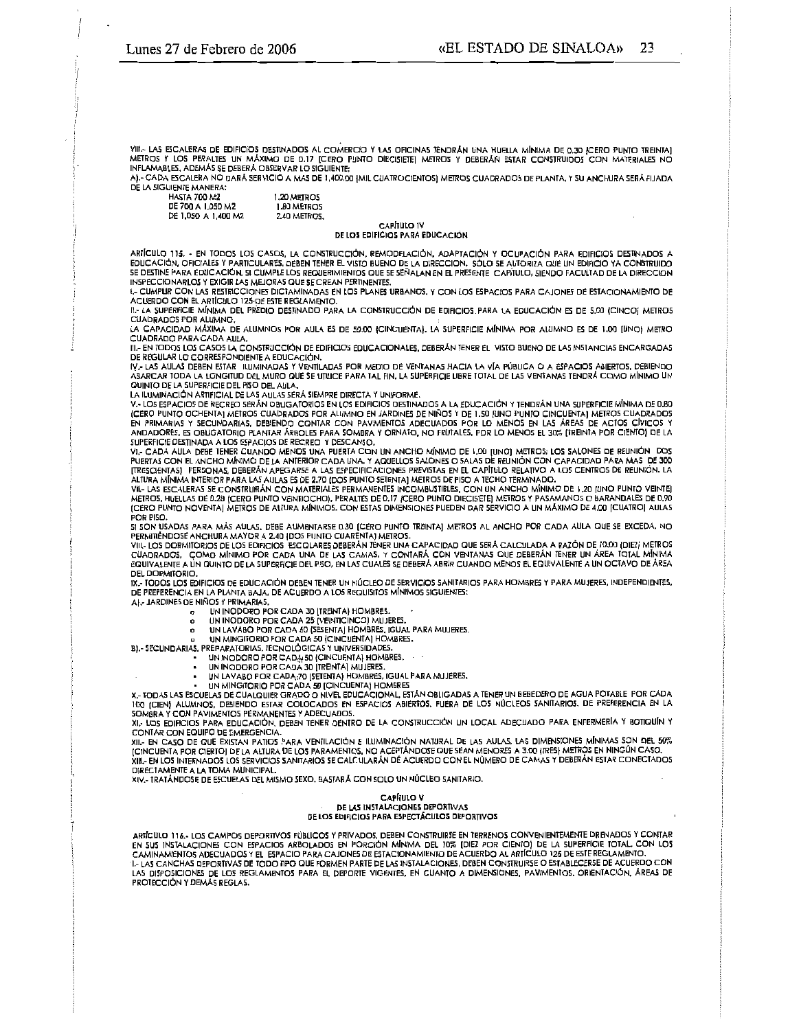VIII.- LAS ESCALERAS DE EDIFICIOS DESTINADOS AL COMERCIO Y LAS OFICINAS TENDRÁN UNA HUELLA MÍNIMA DE 0.30 (CERO PUNTO TREINTA) METROS Y LOS PERALTES UN MÁXIMO DE 0.17 (CERO PUNTO DIECISIETE) METROS Y DEBERÁN ESTAR CONSTRUIDOS CON MATERIALES NO INFLAMABLES, ADEMÁS SE DEBERÁ OBSERVAR LO SIGUIENTE:

A).- CADA ESCALERA NO DARÁ SERVICIO A MAS DE 1,400.00 (MIL CUATROCIENTOS) METROS CUADRADOS DE PLANTA, Y SU ANCHURA SERÁ FIJADA DE LA SIGUIENTE MANERA:

| | |
|---|---|
| HASTA 700 M2 | 1.20 METROS |
| DE 700 A 1,050 M2 | 1.80 METROS |
| DE 1,050 A 1,400 M2 | 2.40 METROS. |

## CAPÍTULO IV
## DE LOS EDIFICIOS PARA EDUCACIÓN

ARTÍCULO 115. - EN TODOS LOS CASOS, LA CONSTRUCCIÓN, REMODELACIÓN, ADAPTACIÓN Y OCUPACIÓN PARA EDIFICIOS DESTINADOS A EDUCACIÓN, OFICIALES Y PARTICULARES, DEBEN TENER EL VISTO BUENO DE LA DIRECCION. SÓLO SE AUTORIZA QUE UN EDIFICIO YA CONSTRUIDO SE DESTINE PARA EDUCACIÓN, SI CUMPLE LOS REQUERIMIENTOS QUE SE SEÑALAN EN EL PRESENTE CAPÍTULO, SIENDO FACULTAD DE LA DIRECCION INSPECCIONARLOS Y EXIGIR LAS MEJORAS QUE SE CREAN PERTINENTES.

I.- CUMPLIR CON LAS RESTRICCIONES DICTAMINADAS EN LOS PLANES URBANOS, Y CON LOS ESPACIOS PARA CAJONES DE ESTACIONAMIENTO DE ACUERDO CON EL ARTÍCULO 125 DE ESTE REGLAMENTO.

II.- LA SUPERFICIE MÍNIMA DEL PREDIO DESTINADO PARA LA CONSTRUCCIÓN DE EDIFICIOS PARA LA EDUCACIÓN ES DE 5.00 (CINCO) METROS CUADRADOS POR ALUMNO.

LA CAPACIDAD MÁXIMA DE ALUMNOS POR AULA ES DE 50.00 (CINCUENTA). LA SUPERFICIE MÍNIMA POR ALUMNO ES DE 1.00 (UNO) METRO CUADRADO PARA CADA AULA.

III.- EN TODOS LOS CASOS LA CONSTRUCCIÓN DE EDIFICIOS EDUCACIONALES, DEBERÁN TENER EL VISTO BUENO DE LAS INSTANCIAS ENCARGADAS DE REGULAR LO CORRESPONDIENTE A EDUCACIÓN.

IV.- LAS AULAS DEBEN ESTAR ILUMINADAS Y VENTILADAS POR MEDIO DE VENTANAS HACIA LA VÍA PÚBLICA O A ESPACIOS ABIERTOS, DEBIENDO ABARCAR TODA LA LONGITUD DEL MURO QUE SE UTILICE PARA TAL FIN. LA SUPERFICIE LIBRE TOTAL DE LAS VENTANAS TENDRÁ COMO MÍNIMO UN QUINTO DE LA SUPERFICIE DEL PISO DEL AULA.

LA ILUMINACIÓN ARTIFICIAL DE LAS AULAS SERÁ SIEMPRE DIRECTA Y UNIFORME.

V.- LOS ESPACIOS DE RECREO SERÁN OBLIGATORIOS EN LOS EDIFICIOS DESTINADOS A LA EDUCACIÓN Y TENDRÁN UNA SUPERFICIE MÍNIMA DE 0.80 (CERO PUNTO OCHENTA) METROS CUADRADOS POR ALUMNO EN JARDINES DE NIÑOS Y DE 1.50 (UNO PUNTO CINCUENTA) METROS CUADRADOS EN PRIMARIAS Y SECUNDARIAS, DEBIENDO CONTAR CON PAVIMENTOS ADECUADOS POR LO MENOS EN LAS ÁREAS DE ACTOS CÍVICOS Y ANDADORES. ES OBLIGATORIO PLANTAR ÁRBOLES PARA SOMBRA Y ORNATO, NO FRUTALES, POR LO MENOS EL 30% (TREINTA POR CIENTO) DE LA SUPERFICIE DESTINADA A LOS ESPACIOS DE RECREO Y DESCANSO.

VI.- CADA AULA DEBE TENER CUANDO MENOS UNA PUERTA CON UN ANCHO MÍNIMO DE 1.00 (UNO) METROS; LOS SALONES DE REUNIÓN DOS PUERTAS CON EL ANCHO MÍNIMO DE LA ANTERIOR CADA UNA, Y AQUELLOS SALONES O SALAS DE REUNIÓN CON CAPACIDAD PARA MAS DE 300 (TRESCIENTAS) PERSONAS, DEBERÁN APEGARSE A LAS ESPECIFICACIONES PREVISTAS EN EL CAPÍTULO RELATIVO A LOS CENTROS DE REUNIÓN. LA ALTURA MÍNIMA INTERIOR PARA LAS AULAS ES DE 2.70 (DOS PUNTO SETENTA) METROS DE PISO A TECHO TERMINADO.

VII.- LAS ESCALERAS SE CONSTRUIRÁN CON MATERIALES PERMANENTES INCOMBUSTIBLES, CON UN ANCHO MÍNIMO DE 1.20 (UNO PUNTO VEINTE) METROS, HUELLAS DE 0.28 (CERO PUNTO VENTIOCHO), PERALTES DE 0.17 (CERO PUNTO DIECISIETE) METROS Y PASAMANOS O BARANDALES DE 0.90 (CERO PUNTO NOVENTA) METROS DE ALTURA MÍNIMOS. CON ESTAS DIMENSIONES PUEDEN DAR SERVICIO A UN MÁXIMO DE 4.00 (CUATRO) AULAS POR PISO.

SI SON USADAS PARA MÁS AULAS, DEBE AUMENTARSE 0.30 (CERO PUNTO TREINTA) METROS AL ANCHO POR CADA AULA QUE SE EXCEDA, NO PERMITIÉNDOSE ANCHURA MAYOR A 2.40 (DOS PUNTO CUARENTA) METROS.

VIII.- LOS DORMITORIOS DE LOS EDIFICIOS ESCOLARES DEBERÁN TENER UNA CAPACIDAD QUE SERÁ CALCULADA A RAZÓN DE 10.00 (DIEZ) METROS CUADRADOS, COMO MÍNIMO POR CADA UNA DE LAS CAMAS, Y CONTARÁ CON VENTANAS QUE DEBERÁN TENER UN ÁREA TOTAL MÍNIMA EQUIVALENTE A UN QUINTO DE LA SUPERFICIE DEL PISO, EN LAS CUALES SE DEBERÁ ABRIR CUANDO MENOS EL EQUIVALENTE A UN OCTAVO DE ÁREA DEL DORMITORIO.

IX.- TODOS LOS EDIFICIOS DE EDUCACIÓN DEBEN TENER UN NÚCLEO DE SERVICIOS SANITARIOS PARA HOMBRES Y PARA MUJERES, INDEPENDIENTES, DE PREFERENCIA EN LA PLANTA BAJA, DE ACUERDO A LOS REQUISITOS MÍNIMOS SIGUIENTES:

A).- JARDINES DE NIÑOS Y PRIMARIAS.

- UN INODORO POR CADA 30 (TREINTA) HOMBRES.
- UN INODORO POR CADA 25 (VEINTICINCO) MUJERES.
- UN LAVABO POR CADA 60 (SESENTA) HOMBRES, IGUAL PARA MUJERES.
- UN MINGITORIO POR CADA 50 (CINCUENTA) HOMBRES.

B).- SECUNDARIAS, PREPARATORIAS, TECNOLÓGICAS Y UNIVERSIDADES.

- UN INODORO POR CADA 50 (CINCUENTA) HOMBRES.
- UN INODORO POR CADA 30 (TREINTA) MUJERES.
- UN LAVABO POR CADA 70 (SETENTA) HOMBRES, IGUAL PARA MUJERES.
- UN MINGITORIO POR CADA 50 (CINCUENTA) HOMBRES

X.- TODAS LAS ESCUELAS DE CUALQUIER GRADO O NIVEL EDUCACIONAL, ESTÁN OBLIGADAS A TENER UN BEBEDERO DE AGUA POTABLE POR CADA 100 (CIEN) ALUMNOS, DEBIENDO ESTAR COLOCADOS EN ESPACIOS ABIERTOS, FUERA DE LOS NÚCLEOS SANITARIOS, DE PREFERENCIA EN LA SOMBRA Y CON PAVIMENTOS PERMANENTES Y ADECUADOS.

XI.- LOS EDIFICIOS PARA EDUCACIÓN, DEBEN TENER DENTRO DE LA CONSTRUCCIÓN UN LOCAL ADECUADO PARA ENFERMERÍA Y BOTIQUÍN Y CONTAR CON EQUIPO DE EMERGENCIA.

XII.- EN CASO DE QUE EXISTAN PATIOS PARA VENTILACIÓN E ILUMINACIÓN NATURAL DE LAS AULAS, LAS DIMENSIONES MÍNIMAS SON DEL 50% (CINCUENTA POR CIENTO) DE LA ALTURA DE LOS PARAMENTOS, NO ACEPTÁNDOSE QUE SEAN MENORES A 3.00 (TRES) METROS EN NINGÚN CASO.

XIII.- EN LOS INTERNADOS LOS SERVICIOS SANITARIOS SE CALCULARÁN DE ACUERDO CON EL NÚMERO DE CAMAS Y DEBERÁN ESTAR CONECTADOS DIRECTAMENTE A LA TOMA MUNICIPAL.

XIV.- TRATÁNDOSE DE ESCUELAS DEL MISMO SEXO, BASTARÁ CON SOLO UN NÚCLEO SANITARIO.

## CAPÍTULO V
## DE LAS INSTALACIONES DEPORTIVAS
## DE LOS EDIFICIOS PARA ESPECTÁCULOS DEPORTIVOS

ARTÍCULO 116.- LOS CAMPOS DEPORTIVOS PÚBLICOS Y PRIVADOS, DEBEN CONSTRUIRSE EN TERRENOS CONVENIENTEMENTE DRENADOS Y CONTAR EN SUS INSTALACIONES CON ESPACIOS ARBOLADOS EN PORCIÓN MÍNIMA DEL 10% (DIEZ POR CIENTO) DE LA SUPERFICIE TOTAL, CON LOS CAMINAMIENTOS ADECUADOS Y EL ESPACIO PARA CAJONES DE ESTACIONAMIENTO DE ACUERDO AL ARTÍCULO 125 DE ESTE REGLAMENTO.

I.- LAS CANCHAS DEPORTIVAS DE TODO TIPO QUE FORMEN PARTE DE LAS INSTALACIONES, DEBEN CONSTRUIRSE O ESTABLECERSE DE ACUERDO CON LAS DISPOSICIONES DE LOS REGLAMENTOS PARA EL DEPORTE VIGENTES, EN CUANTO A DIMENSIONES, PAVIMENTOS, ORIENTACIÓN, ÁREAS DE PROTECCIÓN Y DEMÁS REGLAS.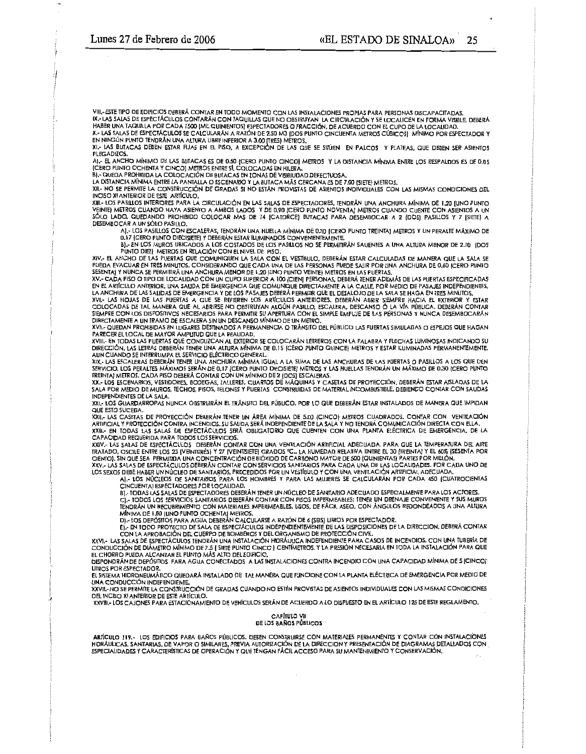VIII.- ESTE TIPO DE EDIFICIOS DEBERÁ CONTAR EN TODO MOMENTO CON LAS INSTALACIONES PROPIAS PARA PERSONAS DISCAPACITADAS.
IX.- LAS SALAS DE ESPECTÁCULOS CONTARÁN CON TAQUILLAS QUE NO OBSTRUYAN LA CIRCULACIÓN Y SE LOCALICEN EN FORMA VISIBLE. DEBERÁ HABER UNA TAQUILLA POR CADA 1500 (MIL QUINIENTOS) ESPECTADORES O FRACCIÓN, DE ACUERDO CON EL CUPO DE LA LOCALIDAD.
X.- LAS SALAS DE ESPECTÁCULOS SE CALCULARÁN A RAZÓN DE 2.50 M3 (DOS PUNTO CINCUENTA METROS CÚBICOS) MÍNIMO POR ESPECTADOR Y EN NINGÚN PUNTO TENDRÁN UNA ALTURA LIBRE INFERIOR A 3.00 (TRES) METROS.
XI.- LAS BUTACAS DEBEN ESTAR FIJAS EN EL PISO, A EXCEPCIÓN DE LAS QUE SE SITÚEN EN PALCOS Y PLATEAS, QUE DEBEN SER ASIENTOS PLEGADIZOS.
A).- EL ANCHO MÍNIMO DE LAS BUTACAS ES DE 0.50 (CERO PUNTO CINCO) METROS Y LA DISTANCIA MÍNIMA ENTRE LOS RESPALDOS ES DE 0.85 (CERO PUNTO OCHENTA Y CINCO) METROS ENTRE SÍ, COLOCADAS EN HILERA.
B).- QUEDA PROHIBIDA LA COLOCACIÓN DE BUTACAS EN ZONAS DE VISIBILIDAD DEFECTUOSA.
LA DISTANCIA MÍNIMA ENTRE LA PANTALLA O ESCENARIO Y LA BUTACA MÁS CERCANA ES DE 7.00 (SIETE) METROS.
XII.- NO SE PERMITE LA CONSTRUCCIÓN DE GRADAS SI NO ESTÁN PROVISTAS DE ASIENTOS INDIVIDUALES CON LAS MISMAS CONDICIONES DEL INCISO XI ANTERIOR DE ESTE ARTÍCULO.
XIII.- LOS PASILLOS INTERIORES PARA LA CIRCULACIÓN EN LAS SALAS DE ESPECTADORES, TENDRÁN UNA ANCHURA MÍNIMA DE 1.20 (UNO PUNTO VEINTE) METROS CUANDO HAYA ASIENTO A AMBOS LADOS Y DE 0.90 (CERO PUNTO NOVENTA) METROS CUANDO CUENTE CON ASIENTOS A UN SÓLO LADO, QUEDANDO PROHIBIDO COLOCAR MAS DE 14 (CATORCE) BUTACAS PARA DESEMBOCAR A 2 (DOS) PASILLOS Y 7 (SIETE) A DESEMBOCAR A UN SÓLO PASILLO.

A).- LOS PASILLOS CON ESCALERAS, TENDRÁN UNA HUELLA MÍNIMA DE 0.30 (CERO PUNTO TREINTA) METROS Y UN PERALTE MÁXIMO DE 0.17 (CERO PUNTO DIECISIETE) Y DEBERÁN ESTAR ILUMINADOS CONVENIENTEMENTE.
B).- EN LOS MUROS UBICADOS A LOS COSTADOS DE LOS PASILLOS NO SE PERMITIRÁN SALIENTES A UNA ALTURA MENOR DE 2.10 (DOS PUNTO DIEZ) METROS EN RELACIÓN CON EL NIVEL DE PISO.

XIV.- EL ANCHO DE LAS PUERTAS QUE COMUNIQUEN LA SALA CON EL VESTÍBULO, DEBERÁN ESTAR CALCULADAS DE MANERA QUE LA SALA SE PUEDA EVACUAR EN TRES MINUTOS. CONSIDERANDO QUE CADA UNA DE LAS PERSONAS PUEDE SALIR POR UNA ANCHURA DE 0.60 (CERO PUNTO SESENTA) Y NUNCA SE PERMITIRÁ UNA ANCHURA MENOR DE 1.20 (UNO PUNTO VEINTE) METROS EN LAS PUERTAS.
XV.- CADA PISO O TIPO DE LOCALIDAD CON UN CUPO SUPERIOR A 100 (CIEN) PERSONAS, DEBERÁ TENER ADEMÁS DE LAS PUERTAS ESPECIFICADAS EN EL ARTÍCULO ANTERIOR, UNA SALIDA DE EMERGENCIA QUE COMUNIQUE DIRECTAMENTE A LA CALLE, POR MEDIO DE PASAJES INDEPENDIENTES. LA ANCHURA DE LAS SALIDAS DE EMERGENCIA Y DE LOS PASAJES DEBERÁ PERMITIR QUE EL DESALOJO DE LA SALA SE HAGA EN TRES MINUTOS.
XVI.- LAS HOJAS DE LAS PUERTAS A QUE SE REFIEREN LOS ARTÍCULOS ANTERIORES, DEBERÁN ABRIR SIEMPRE HACIA EL EXTERIOR Y ESTAR COLOCADAS DE TAL MANERA QUE AL ABRIRSE NO OBSTRUYAN ALGÚN PASILLO, ESCALERA, DESCANSO Ó LA VÍA PÚBLICA. DEBERÁN CONTAR SIEMPRE CON LOS DISPOSITIVOS NECESARIOS PARA PERMITIR SU APERTURA CON EL SIMPLE EMPUJE DE LAS PERSONAS Y NUNCA DESEMBOCARÁN DIRECTAMENTE A UN TRAMO DE ESCALERA SIN UN DESCANSO MÍNIMO DE UN METRO.
XVII.- QUEDAN PROHIBIDAS EN LUGARES DESTINADOS A PERMANENCIA O TRÁNSITO DEL PÚBLICO LAS PUERTAS SIMULADAS O ESPEJOS QUE HAGAN PARECER EL LOCAL DE MAYOR AMPLITUD QUE LA REALIDAD.
XVIII.- EN TODAS LAS PUERTAS QUE CONDUZCAN AL EXTERIOR SE COLOCARÁN LETREROS CON LA PALABRA Y FLECHAS LUMINOSAS INDICANDO SU DIRECCIÓN, LAS LETRAS DEBERÁN TENER UNA ALTURA MÍNIMA DE 0.15 (CERO PUNTO QUINCE) METROS Y ESTAR ILUMINADAS PERMANENTEMENTE, AUN CUANDO SE INTERRUMPA EL SERVICIO ELÉCTRICO GENERAL.
XIX.- LAS ESCALERAS DEBERÁN TENER UNA ANCHURA MÍNIMA IGUAL A LA SUMA DE LAS ANCHURAS DE LAS PUERTAS O PASILLOS A LOS QUE DEN SERVICIO, LOS PERALTES MÁXIMOS SERÁN DE 0.17 (CERO PUNTO DIECISIETE) METROS Y LAS HUELLAS TENDRÁN UN MÁXIMO DE 0.30 (CERO PUNTO TREINTA) METROS. CADA PISO DEBERÁ CONTAR CON UN MÍNIMO DE 2 (DOS) ESCALERAS.
XX.- LOS ESCENARIOS, VESTIDORES, BODEGAS, TALLERES, CUARTOS DE MÁQUINAS Y CASETAS DE PROYECCIÓN, DEBERÁN ESTAR AISLADAS DE LA SALA POR MEDIO DE MUROS, TECHOS, PISOS, TELONES Y PUERTAS CONSTRUIDAS DE MATERIAL INCOMBUSTIBLE, DEBIENDO CONTAR CON SALIDAS INDEPENDIENTES DE LA SALA.
XXI.- LOS GUARDARROPAS NUNCA OBSTRUIRÁN EL TRÁNSITO DEL PÚBLICO, POR LO QUE DEBERÁN ESTAR INSTALADOS DE MANERA QUE IMPIDAN QUE ESTO SUCEDA.
XXII.- LAS CASETAS DE PROYECCIÓN DEBERÁN TENER UN ÁREA MÍNIMA DE 5.00 (CINCO) METROS CUADRADOS, CONTAR CON VENTILACIÓN ARTIFICIAL Y PROTECCIÓN CONTRA INCENDIOS. SU SALIDA SERÁ INDEPENDIENTE DE LA SALA Y NO TENDRÁ COMUNICACIÓN DIRECTA CON ELLA.
XXIII.- EN TODAS LAS SALAS DE ESPECTÁCULOS SERÁ OBLIGATORIO QUE CUENTEN CON UNA PLANTA ELÉCTRICA DE EMERGENCIA, DE LA CAPACIDAD REQUERIDA PARA TODOS LOS SERVICIOS.
XXIV.- LAS SALAS DE ESPECTÁCULOS DEBERÁN CONTAR CON UNA VENTILACIÓN ARTIFICIAL ADECUADA, PARA QUE LA TEMPERATURA DEL AIRE TRATADO, OSCILE ENTRE LOS 23 (VEINTITRÉS) Y 27 (VEINTISIETE) GRADOS °C., LA HUMEDAD RELATIVA ENTRE EL 30 (TREINTA) Y EL 60% (SESENTA POR CIENTO), SIN QUE SEA PERMITIDA UNA CONCENTRACIÓN DE BIÓXIDO DE CARBONO MAYOR DE 500 (QUINIENTAS) PARTES POR MILLÓN.
XXV.- LAS SALAS DE ESPECTÁCULOS DEBERÁN CONTAR CON SERVICIOS SANITARIOS PARA CADA UNA DE LAS LOCALIDADES. POR CADA UNO DE LOS SEXOS DEBE HABER UN NÚCLEO DE SANITARIOS, PRECEDIDOS POR UN VESTÍBULO Y CON UNA VENTILACIÓN ARTIFICIAL ADECUADA.

A).- LOS NÚCLEOS DE SANITARIOS PARA LOS HOMBRES Y PARA LAS MUJERES SE CALCULARÁN POR CADA 450 (CUATROCIENTAS CINCUENTA) ESPECTADORES POR LOCALIDAD.
B).- TODAS LAS SALAS DE ESPECTADORES DEBERÁN TENER UN NÚCLEO DE SANITARIO ADECUADO ESPECIALMENTE PARA LOS ACTORES.
C).- TODOS LOS SERVICIOS SANITARIOS DEBERÁN CONTAR CON PISOS IMPERMEABLES; TENER UN DRENAJE CONVENIENTE Y SUS MUROS TENDRÁN UN RECUBRIMIENTO CON MATERIALES IMPERMEABLES, LISOS, DE FÁCIL ASEO, CON ÁNGULOS REDONDEADOS A UNA ALTURA MÍNIMA DE 1.80 (UNO PUNTO OCHENTA) METROS.
D).- LOS DEPÓSITOS PARA AGUA DEBERÁN CALCULARSE A RAZÓN DE 6 (SEIS) LITROS POR ESPECTADOR.
E).- EN TODO PROYECTO DE SALA DE ESPECTÁCULOS INDEPENDIENTEMENTE DE LAS DISPOSICIONES DE LA DIRECCION, DEBERÁ CONTAR CON LA APROBACIÓN DEL CUERPO DE BOMBEROS Y DEL ORGANISMO DE PROTECCIÓN CIVIL.

XXVI.- LAS SALAS DE ESPECTÁCULOS TENDRÁN UNA INSTALACIÓN HIDRÁULICA INDEPENDIENTE PARA CASOS DE INCENDIOS, CON UNA TUBERÍA DE CONDUCCIÓN DE DIÁMETRO MÍNIMO DE 7.5 ( SIETE PUNTO CINCO ) CENTÍMETROS, Y LA PRESIÓN NECESARIA EN TODA LA INSTALACIÓN PARA QUE EL CHORRO PUEDA ALCANZAR EL PUNTO MÁS ALTO DEL EDIFICIO.
DISPONDRÁN DE DEPÓSITOS PARA AGUA CONECTADOS A LAS INSTALACIONES CONTRA INCENDIO CON UNA CAPACIDAD MÍNIMA DE 5 (CINCO) LITROS POR ESPECTADOR.
EL SISTEMA HIDRONEUMÁTICO QUEDARÁ INSTALADO DE TAL MANERA QUE FUNCIONE CON LA PLANTA ELÉCTRICA DE EMERGENCIA POR MEDIO DE UNA CONDUCCIÓN INDEPENDIENTE.
XXVII.- NO SE PERMITE LA CONSTRUCCIÓN DE GRADAS CUANDO NO ESTÉN PROVISTAS DE ASIENTOS INDIVIDUALES CON LAS MISMAS CONDICIONES DEL INCISO XI ANTERIOR DE ESTE ARTÍCULO.
XXVIII.- LOS CAJONES PARA ESTACIONAMIENTO DE VEHÍCULOS SERÁN DE ACUERDO A LO DISPUESTO EN EL ARTÍCULO 125 DE ESTE REGLAMENTO.

## CAPÍTULO VII
## DE LOS BAÑOS PÚBLICOS

**ARTÍCULO 119.-** LOS EDIFICIOS PARA BAÑOS PÚBLICOS, DEBEN CONSTRUIRSE CON MATERIALES PERMANENTES Y CONTAR CON INSTALACIONES HIDRÁULICAS, SANITARIAS, DE VAPOR O SIMILARES, PREVIA AUTORIZACIÓN DE LA DIRECCION Y PRESENTACIÓN DE DIAGRAMAS DETALLADOS CON ESPECIALIDADES Y CARACTERÍSTICAS DE OPERACIÓN Y QUE TENGAN FÁCIL ACCESO PARA SU MANTENIMIENTO Y CONSERVACIÓN.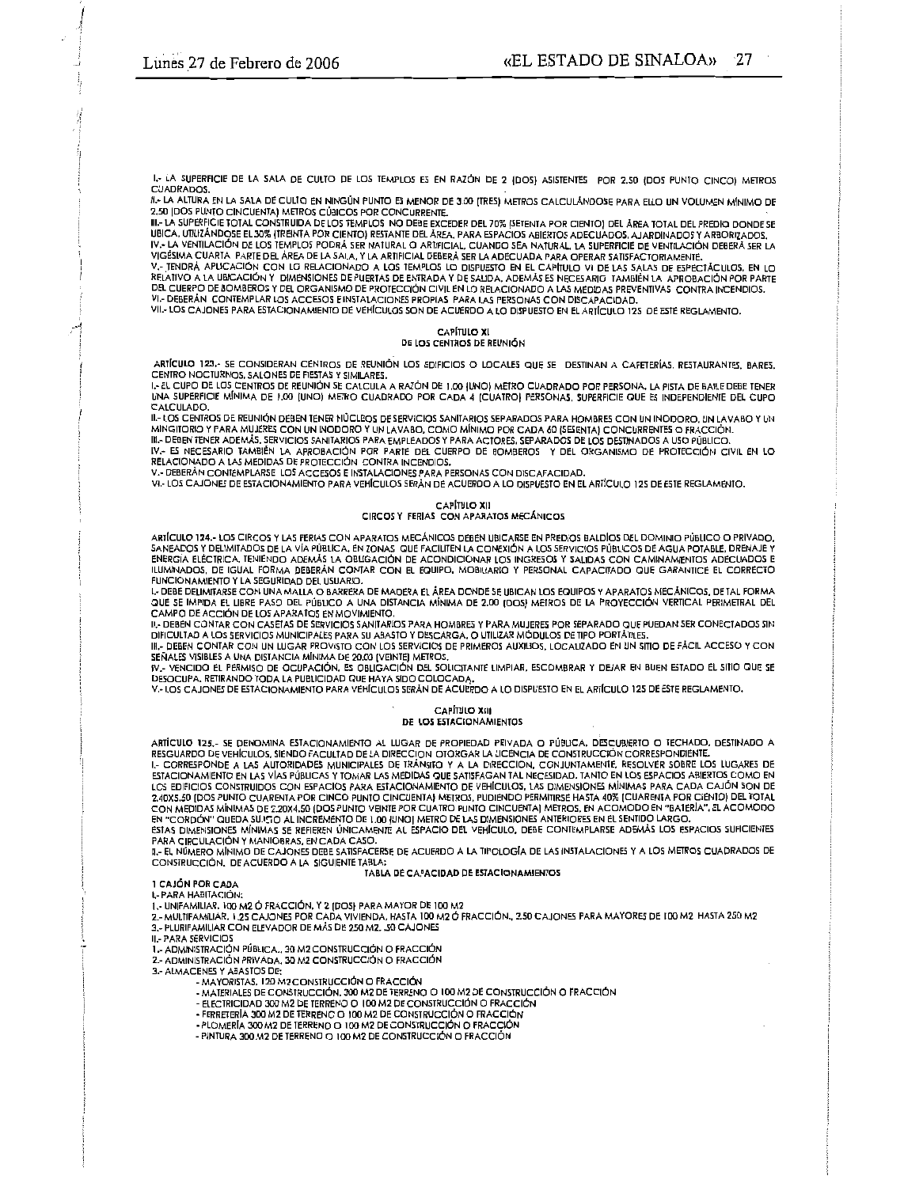I.- LA SUPERFICIE DE LA SALA DE CULTO DE LOS TEMPLOS ES EN RAZÓN DE 2 (DOS) ASISTENTES POR 2.50 (DOS PUNTO CINCO) METROS CUADRADOS.

II.- LA ALTURA EN LA SALA DE CULTO EN NINGÚN PUNTO ES MENOR DE 3.00 (TRES) METROS CALCULÁNDOSE PARA ELLO UN VOLUMEN MÍNIMO DE 2.50 (DOS PUNTO CINCUENTA) METROS CÚBICOS POR CONCURRENTE.

III.- LA SUPERFICIE TOTAL CONSTRUIDA DE LOS TEMPLOS NO DEBE EXCEDER DEL 70% (SETENTA POR CIENTO) DEL ÁREA TOTAL DEL PREDIO DONDE SE UBICA, UTILIZÁNDOSE EL 30% (TREINTA POR CIENTO) RESTANTE DEL ÁREA, PARA ESPACIOS ABIERTOS ADECUADOS, AJARDINADOS Y ARBORIZADOS.

IV.- LA VENTILACIÓN DE LOS TEMPLOS PODRÁ SER NATURAL O ARTIFICIAL, CUANDO SEA NATURAL, LA SUPERFICIE DE VENTILACIÓN DEBERÁ SER LA VIGÉSIMA CUARTA PARTE DEL ÁREA DE LA SALA, Y LA ARTIFICIAL DEBERÁ SER LA ADECUADA PARA OPERAR SATISFACTORIAMENTE.

V.- TENDRÁ APLICACIÓN CON LO RELACIONADO A LOS TEMPLOS LO DISPUESTO EN EL CAPÍTULO VI DE LAS SALAS DE ESPECTÁCULOS, EN LO RELATIVO A LA UBICACIÓN Y DIMENSIONES DE PUERTAS DE ENTRADA Y DE SALIDA, ADEMÁS ES NECESARIO TAMBIÉN LA APROBACIÓN POR PARTE DEL CUERPO DE BOMBEROS Y DEL ORGANISMO DE PROTECCIÓN CIVIL EN LO RELACIONADO A LAS MEDIDAS PREVENTIVAS CONTRA INCENDIOS.

VI.- DEBERÁN CONTEMPLAR LOS ACCESOS E INSTALACIONES PROPIAS PARA LAS PERSONAS CON DISCAPACIDAD.

VII.- LOS CAJONES PARA ESTACIONAMIENTO DE VEHÍCULOS SON DE ACUERDO A LO DISPUESTO EN EL ARTÍCULO 125 DE ESTE REGLAMENTO.

## CAPÍTULO XI
## DE LOS CENTROS DE REUNIÓN

**ARTÍCULO 123.-** SE CONSIDERAN CENTROS DE REUNIÓN LOS EDIFICIOS O LOCALES QUE SE DESTINAN A CAFETERÍAS, RESTAURANTES, BARES, CENTRO NOCTURNOS, SALONES DE FIESTAS Y SIMILARES.

I.- EL CUPO DE LOS CENTROS DE REUNIÓN SE CALCULA A RAZÓN DE 1.00 (UNO) METRO CUADRADO POR PERSONA, LA PISTA DE BAILE DEBE TENER UNA SUPERFICIE MÍNIMA DE 1.00 (UNO) METRO CUADRADO POR CADA 4 (CUATRO) PERSONAS, SUPERFICIE QUE ES INDEPENDIENTE DEL CUPO CALCULADO.

II.- LOS CENTROS DE REUNIÓN DEBEN TENER NÚCLEOS DE SERVICIOS SANITARIOS SEPARADOS PARA HOMBRES CON UN INODORO, UN LAVABO Y UN MINGITORIO Y PARA MUJERES CON UN INODORO Y UN LAVABO, COMO MÍNIMO POR CADA 60 (SESENTA) CONCURRENTES O FRACCIÓN.

III.- DEBEN TENER ADEMÁS, SERVICIOS SANITARIOS PARA EMPLEADOS Y PARA ACTORES, SEPARADOS DE LOS DESTINADOS A USO PÚBLICO.

IV.- ES NECESARIO TAMBIÉN LA APROBACIÓN POR PARTE DEL CUERPO DE BOMBEROS Y DEL ORGANISMO DE PROTECCIÓN CIVIL EN LO RELACIONADO A LAS MEDIDAS DE PROTECCIÓN CONTRA INCENDIOS.

V.- DEBERÁN CONTEMPLARSE LOS ACCESOS E INSTALACIONES PARA PERSONAS CON DISCAPACIDAD.

VI.- LOS CAJONES DE ESTACIONAMIENTO PARA VEHÍCULOS SERÁN DE ACUERDO A LO DISPUESTO EN EL ARTÍCULO 125 DE ESTE REGLAMENTO.

## CAPÍTULO XII
## CIRCOS Y FERIAS CON APARATOS MECÁNICOS

**ARTÍCULO 124.-** LOS CIRCOS Y LAS FERIAS CON APARATOS MECÁNICOS DEBEN UBICARSE EN PREDIOS BALDÍOS DEL DOMINIO PÚBLICO O PRIVADO, SANEADOS Y DELIMITADOS DE LA VÍA PÚBLICA, EN ZONAS QUE FACILITEN LA CONEXIÓN A LOS SERVICIOS PÚBLICOS DE AGUA POTABLE, DRENAJE Y ENERGÍA ELÉCTRICA, TENIENDO ADEMÁS LA OBLIGACIÓN DE ACONDICIONAR LOS INGRESOS Y SALIDAS CON CAMINAMIENTOS ADECUADOS E ILUMINADOS, DE IGUAL FORMA DEBERÁN CONTAR CON EL EQUIPO, MOBILIARIO Y PERSONAL CAPACITADO QUE GARANTICE EL CORRECTO FUNCIONAMIENTO Y LA SEGURIDAD DEL USUARIO.

I.- DEBE DELIMITARSE CON UNA MALLA O BARRERA DE MADERA EL ÁREA DONDE SE UBICAN LOS EQUIPOS Y APARATOS MECÁNICOS, DE TAL FORMA QUE SE IMPIDA EL LIBRE PASO DEL PÚBLICO A UNA DISTANCIA MÍNIMA DE 2.00 (DOS) METROS DE LA PROYECCIÓN VERTICAL PERIMETRAL DEL CAMPO DE ACCIÓN DE LOS APARATOS EN MOVIMIENTO.

II.- DEBEN CONTAR CON CASETAS DE SERVICIOS SANITARIOS PARA HOMBRES Y PARA MUJERES POR SEPARADO QUE PUEDAN SER CONECTADOS SIN DIFICULTAD A LOS SERVICIOS MUNICIPALES PARA SU ABASTO Y DESCARGA, O UTILIZAR MÓDULOS DE TIPO PORTÁTILES.

III.- DEBEN CONTAR CON UN LUGAR PROVISTO CON LOS SERVICIOS DE PRIMEROS AUXILIOS, LOCALIZADO EN UN SITIO DE FÁCIL ACCESO Y CON SEÑALES VISIBLES A UNA DISTANCIA MÍNIMA DE 20.00 (VEINTE) METROS.

IV.- VENCIDO EL PERMISO DE OCUPACIÓN, ES OBLIGACIÓN DEL SOLICITANTE LIMPIAR, ESCOMBRAR Y DEJAR EN BUEN ESTADO EL SITIO QUE SE DESOCUPA, RETIRANDO TODA LA PUBLICIDAD QUE HAYA SIDO COLOCADA.

V.- LOS CAJONES DE ESTACIONAMIENTO PARA VEHÍCULOS SERÁN DE ACUERDO A LO DISPUESTO EN EL ARTÍCULO 125 DE ESTE REGLAMENTO.

## CAPÍTULO XIII
## DE LOS ESTACIONAMIENTOS

**ARTÍCULO 125.-** SE DENOMINA ESTACIONAMIENTO AL LUGAR DE PROPIEDAD PRIVADA O PÚBLICA, DESCUBIERTO O TECHADO, DESTINADO A RESGUARDO DE VEHÍCULOS, SIENDO FACULTAD DE LA DIRECCION OTORGAR LA LICENCIA DE CONSTRUCCIÓN CORRESPONDIENTE.

I.- CORRESPONDE A LAS AUTORIDADES MUNICIPALES DE TRÁNSITO Y A LA DIRECCION, CONJUNTAMENTE, RESOLVER SOBRE LOS LUGARES DE ESTACIONAMIENTO EN LAS VÍAS PÚBLICAS Y TOMAR LAS MEDIDAS QUE SATISFAGAN TAL NECESIDAD. TANTO EN LOS ESPACIOS ABIERTOS COMO EN LOS EDIFICIOS CONSTRUIDOS CON ESPACIOS PARA ESTACIONAMIENTO DE VEHÍCULOS, LAS DIMENSIONES MÍNIMAS PARA CADA CAJÓN SON DE 2.40X5.50 (DOS PUNTO CUARENTA POR CINCO PUNTO CINCUENTA) METROS, PUDIENDO PERMITIRSE HASTA 40% (CUARENTA POR CIENTO) DEL TOTAL CON MEDIDAS MÍNIMAS DE 2.20X4.50 (DOS PUNTO VEINTE POR CUATRO PUNTO CINCUENTA) METROS, EN ACOMODO EN "BATERÍA", EL ACOMODO EN "CORDÓN" QUEDA SUJETO AL INCREMENTO DE 1.00 (UNO) METRO DE LAS DIMENSIONES ANTERIORES EN EL SENTIDO LARGO.

ESTAS DIMENSIONES MÍNIMAS SE REFIEREN ÚNICAMENTE AL ESPACIO DEL VEHÍCULO, DEBE CONTEMPLARSE ADEMÁS LOS ESPACIOS SUFICIENTES PARA CIRCULACIÓN Y MANIOBRAS, EN CADA CASO.

II.- EL NÚMERO MÍNIMO DE CAJONES DEBE SATISFACERSE DE ACUERDO A LA TIPOLOGÍA DE LAS INSTALACIONES Y A LOS METROS CUADRADOS DE CONSTRUCCIÓN, DE ACUERDO A LA SIGUIENTE TABLA:

**TABLA DE CAPACIDAD DE ESTACIONAMIENTOS**

1 CAJÓN POR CADA

I.- PARA HABITACIÓN:

1.- UNIFAMILIAR, 100 M2 Ó FRACCIÓN, Y 2 (DOS) PARA MAYOR DE 100 M2

2.- MULTIFAMILIAR, 1.25 CAJONES POR CADA VIVIENDA, HASTA 100 M2 Ó FRACCIÓN., 2.50 CAJONES PARA MAYORES DE 100 M2 HASTA 250 M2

3.- PLURIFAMILIAR CON ELEVADOR DE MÁS DE 250 M2, .50 CAJONES

II.- PARA SERVICIOS

1.- ADMINISTRACIÓN PÚBLICA., 30 M2 CONSTRUCCIÓN O FRACCIÓN

2.- ADMINISTRACIÓN PRIVADA, 30 M2 CONSTRUCCIÓN O FRACCIÓN

3.- ALMACENES Y ABASTOS DE:

- MAYORISTAS, 120 M2 CONSTRUCCIÓN O FRACCIÓN
- MATERIALES DE CONSTRUCCIÓN, 300 M2 DE TERRENO O 100 M2 DE CONSTRUCCIÓN O FRACCIÓN
- ELECTRICIDAD 300 M2 DE TERRENO O 100 M2 DE CONSTRUCCIÓN O FRACCIÓN
- FERRETERÍA 300 M2 DE TERRENO O 100 M2 DE CONSTRUCCIÓN O FRACCIÓN
- PLOMERÍA 300 M2 DE TERRENO O 100 M2 DE CONSTRUCCIÓN O FRACCIÓN
- PINTURA 300 M2 DE TERRENO O 100 M2 DE CONSTRUCCIÓN O FRACCIÓN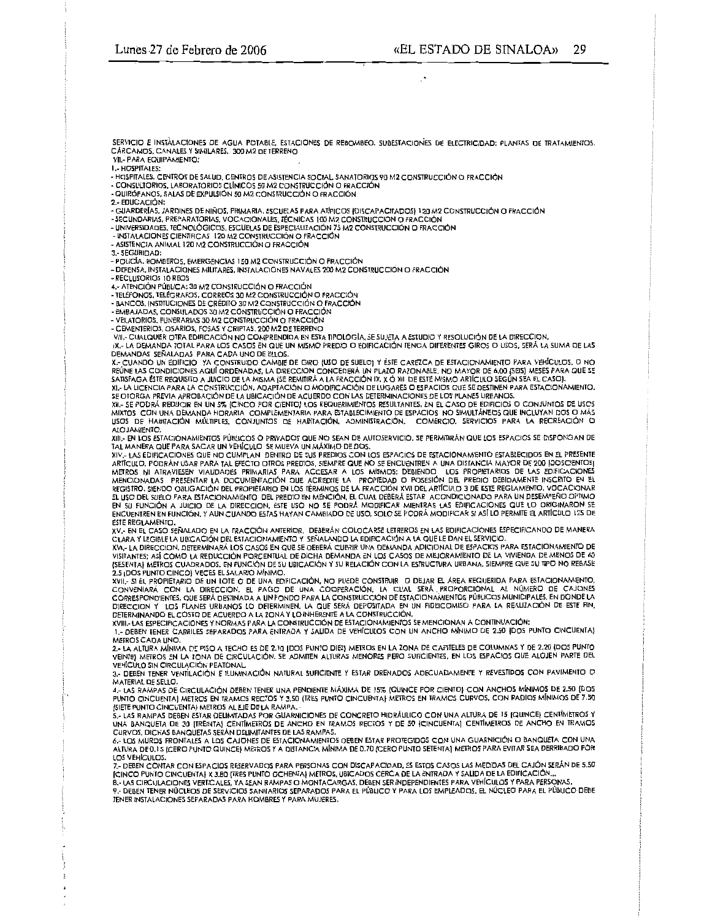SERVICIO E INSTALACIONES DE AGUA POTABLE, ESTACIONES DE REBOMBEO, SUBESTACIONES DE ELECTRICIDAD; PLANTAS DE TRATAMIENTOS, CÁRCAMOS, CANALES Y SIMILARES. 300 M2 DE TERRENO

VII.- PARA EQUIPAMIENTO:

1.- HOSPITALES:

- HOSPITALES, CENTROS DE SALUD, CENTROS DE ASISTENCIA SOCIAL SANATORIOS 90 M2 CONSTRUCCIÓN O FRACCIÓN
- CONSULTORIOS, LABORATORIOS CLÍNICOS 50 M2 CONSTRUCCIÓN O FRACCIÓN
- QUIRÓFANOS, SALAS DE EXPULSIÓN 50 M2 CONSTRUCCIÓN O FRACCIÓN

2.- EDUCACIÓN:

- GUARDERÍAS, JARDINES DE NIÑOS, PRIMARIA, ESCUELAS PARA ATÍPICOS (DISCAPACITADOS) 120 M2 CONSTRUCCIÓN O FRACCIÓN
- SECUNDARIAS, PREPARATORIAS, VOCACIONALES, TÉCNICAS 100 M2 CONSTRUCCIÓN O FRACCIÓN
- UNIVERSIDADES, TECNOLÓGICOS, ESCUELAS DE ESPECIALIZACIÓN 75 M2 CONSTRUCCIÓN O FRACCIÓN
- INSTALACIONES CIENTÍFICAS 120 M2 CONSTRUCCIÓN O FRACCIÓN
- ASISTENCIA ANIMAL 120 M2 CONSTRUCCIÓN O FRACCIÓN

3.- SEGURIDAD:

- POLICÍA, BOMBEROS, EMERGENCIAS 150 M2 CONSTRUCCIÓN O FRACCIÓN
- DEFENSA, INSTALACIONES MILITARES, INSTALACIONES NAVALES 200 M2 CONSTRUCCIÓN O FRACCIÓN
- RECLUSORIOS 10 REOS

4.- ATENCIÓN PÚBLICA: 30 M2 CONSTRUCCIÓN O FRACCIÓN

- TELÉFONOS, TELÉGRAFOS, CORREOS 30 M2 CONSTRUCCIÓN O FRACCIÓN
- BANCOS, INSTITUCIONES DE CRÉDITO 30 M2 CONSTRUCCIÓN O FRACCIÓN
- EMBAJADAS, CONSULADOS 30 M2 CONSTRUCCIÓN O FRACCIÓN
- VELATORIOS, FUNERARIAS 30 M2 CONSTRUCCIÓN O FRACCIÓN
- CEMENTERIOS, OSARIOS, FOSAS Y CRIPTAS. 200 M2 DE TERRENO

VIII.- CUALQUIER OTRA EDIFICACIÓN NO COMPRENDIDA EN ESTA TIPOLOGÍA, SE SUJETA A ESTUDIO Y RESOLUCIÓN DE LA DIRECCION.

IX.- LA DEMANDA TOTAL PARA LOS CASOS EN QUE UN MISMO PREDIO O EDIFICACIÓN TENGA DIFERENTES GIROS O USOS, SERÁ LA SUMA DE LAS DEMANDAS SEÑALADAS PARA CADA UNO DE ELLOS.

X.- CUANDO UN EDIFICIO YA CONSTRUIDO CAMBIE DE GIRO (USO DE SUELO) Y ÉSTE CAREZCA DE ESTACIONAMIENTO PARA VEHÍCULOS, O NO REÚNE LAS CONDICIONES AQUÍ ORDENADAS, LA DIRECCION CONCEDERÁ UN PLAZO RAZONABLE, NO MAYOR DE 6.00 (SEIS) MESES PARA QUE SE SATISFAGA ÉSTE REQUISITO A JUICIO DE LA MISMA (SE REMITIRÁ A LA FRACCIÓN IX, X Ó XII DE ESTE MISMO ARTÍCULO SEGÚN SEA EL CASO).

XI.- LA LICENCIA PARA LA CONSTRUCCIÓN, ADAPTACIÓN O MODIFICACIÓN DE LUGARES O ESPACIOS QUE SE DESTINEN PARA ESTACIONAMIENTO, SE OTORGA PREVIA APROBACIÓN DE LA UBICACIÓN DE ACUERDO CON LAS DETERMINACIONES DE LOS PLANES URBANOS.

XII.- SE PODRÁ REDUCIR EN UN 5% (CINCO POR CIENTO) LOS REQUERIMIENTOS RESULTANTES, EN EL CASO DE EDIFICIOS O CONJUNTOS DE USOS MIXTOS CON UNA DEMANDA HORARIA COMPLEMENTARIA PARA ESTABLECIMIENTO DE ESPACIOS NO SIMULTÁNEOS QUE INCLUYAN DOS O MÁS USOS DE HABITACIÓN MÚLTIPLES, CONJUNTOS DE HABITACIÓN, ADMINISTRACIÓN, COMERCIO, SERVICIOS PARA LA RECREACIÓN O ALOJAMIENTO.

XIII.- EN LOS ESTACIONAMIENTOS PÚBLICOS O PRIVADOS QUE NO SEAN DE AUTOSERVICIO, SE PERMITIRÁN QUE LOS ESPACIOS SE DISPONGAN DE TAL MANERA QUE PARA SACAR UN VEHÍCULO SE MUEVA UN MÁXIMO DE DOS.

XIV.- LAS EDIFICACIONES QUE NO CUMPLAN DENTRO DE SUS PREDIOS CON LOS ESPACIOS DE ESTACIONAMIENTO ESTABLECIDOS EN EL PRESENTE ARTÍCULO, PODRÁN USAR PARA TAL EFECTO OTROS PREDIOS, SIEMPRE QUE NO SE ENCUENTREN A UNA DISTANCIA MAYOR DE 200 (DOSCIENTOS) METROS NI ATRAVIESEN VIALIDADES PRIMARIAS PARA ACCESAR A LOS MISMOS; DEBIENDO LOS PROPIETARIOS DE LAS EDIFICACIONES MENCIONADAS PRESENTAR LA DOCUMENTACIÓN QUE ACREDITE LA PROPIEDAD O POSESIÓN DEL PREDIO DEBIDAMENTE INSCRITO EN EL REGISTRO, SIENDO OBLIGACIÓN DEL PROPIETARIO EN LOS TÉRMINOS DE LA FRACCIÓN XVII DEL ARTÍCULO 3 DE ESTE REGLAMENTO, VOCACIONAR EL USO DEL SUELO PARA ESTACIONAMIENTO DEL PREDIO EN MENCIÓN, EL CUAL DEBERÁ ESTAR ACONDICIONADO PARA UN DESEMPEÑO ÓPTIMO EN SU FUNCIÓN A JUICIO DE LA DIRECCION, ESTE USO NO SE PODRÁ MODIFICAR MIENTRAS LAS EDIFICACIONES QUE LO ORIGINARON SE ENCUENTREN EN FUNCIÓN, Y AUN CUANDO ESTAS HAYAN CAMBIADO DE USO, SOLO SE PODRÁ MODIFICAR SI ASÍ LO PERMITE EL ARTÍCULO 125 DE ESTE REGLAMENTO.

XV.- EN EL CASO SEÑALADO EN LA FRACCIÓN ANTERIOR, DEBERÁN COLOCARSE LETREROS EN LAS EDIFICACIONES ESPECIFICANDO DE MANERA CLARA Y LEGIBLE LA UBICACIÓN DEL ESTACIONAMIENTO Y SEÑALANDO LA EDIFICACIÓN A LA QUE LE DAN EL SERVICIO.

XVI.- LA DIRECCION, DETERMINARÁ LOS CASOS EN QUE SE DEBERÁ CUBRIR UNA DEMANDA ADICIONAL DE ESPACIOS PARA ESTACIONAMIENTO DE VISITANTES; ASÍ COMO LA REDUCCIÓN PORCENTUAL DE DICHA DEMANDA EN LOS CASOS DE MEJORAMIENTO DE LA VIVIENDA DE MENOS DE 60 (SESENTA) METROS CUADRADOS, EN FUNCIÓN DE SU UBICACIÓN Y SU RELACIÓN CON LA ESTRUCTURA URBANA, SIEMPRE QUE SU TIPO NO REBASE 2.5 (DOS PUNTO CINCO) VECES EL SALARIO MÍNIMO.

XVII.- SI EL PROPIETARIO DE UN LOTE O DE UNA EDIFICACIÓN, NO PUEDE CONSTRUIR O DEJAR EL ÁREA REQUERIDA PARA ESTACIONAMIENTO, CONVENIARÁ CON LA DIRECCION, EL PAGO DE UNA COOPERACIÓN, LA CUAL SERÁ PROPORCIONAL AL NÚMERO DE CAJONES CORRESPONDIENTES, QUE SERÁ DESTINADA A UN FONDO PARA LA CONSTRUCCIÓN DE ESTACIONAMIENTOS PÚBLICOS MUNICIPALES, EN DONDE LA DIRECCION Y LOS PLANES URBANOS LO DETERMINEN, LA QUE SERÁ DEPOSITADA EN UN FIDEICOMISO PARA LA REALIZACIÓN DE ESTE FIN, DETERMINANDO EL COSTO DE ACUERDO A LA ZONA Y LO INHERENTE A LA CONSTRUCCIÓN.

XVIII.- LAS ESPECIFICACIONES Y NORMAS PARA LA CONSTRUCCIÓN DE ESTACIONAMIENTOS SE MENCIONAN A CONTINUACIÓN:

1.- DEBEN TENER CARRILES SEPARADOS PARA ENTRADA Y SALIDA DE VEHÍCULOS CON UN ANCHO MÍNIMO DE 2.50 (DOS PUNTO CINCUENTA) METROS CADA UNO.

2.- LA ALTURA MÍNIMA DE PISO A TECHO ES DE 2.10 (DOS PUNTO DIEZ) METROS EN LA ZONA DE CAPITELES DE COLUMNAS Y DE 2.20 (DOS PUNTO VEINTE) METROS EN LA ZONA DE CIRCULACIÓN. SE ADMITEN ALTURAS MENORES PERO SUFICIENTES, EN LOS ESPACIOS QUE ALOJEN PARTE DEL VEHÍCULO SIN CIRCULACIÓN PEATONAL.

3.- DEBEN TENER VENTILACIÓN E ILUMINACIÓN NATURAL SUFICIENTE Y ESTAR DRENADOS ADECUADAMENTE Y REVESTIDOS CON PAVIMENTO O MATERIAL DE SELLO.

4.- LAS RAMPAS DE CIRCULACIÓN DEBEN TENER UNA PENDIENTE MÁXIMA DE 15% (QUINCE POR CIENTO) CON ANCHOS MÍNIMOS DE 2.50 (DOS PUNTO CINCUENTA) METROS EN TRAMOS RECTOS Y 3.50 (TRES PUNTO CINCUENTA) METROS EN TRAMOS CURVOS, CON RADIOS MÍNIMOS DE 7.50 (SIETE PUNTO CINCUENTA) METROS AL EJE DE LA RAMPA.

5.- LAS RAMPAS DEBEN ESTAR DELIMITADAS POR GUARNICIONES DE CONCRETO HIDRÁULICO CON UNA ALTURA DE 15 (QUINCE) CENTÍMETROS Y UNA BANQUETA DE 30 (TREINTA) CENTÍMETROS DE ANCHO EN TRAMOS RECTOS Y DE 50 (CINCUENTA) CENTÍMETROS DE ANCHO EN TRAMOS CURVOS, DICHAS BANQUETAS SERÁN DELIMITANTES DE LAS RAMPAS.

6.- LOS MUROS FRONTALES A LOS CAJONES DE ESTACIONAMIENTOS DEBEN ESTAR PROTEGIDOS CON UNA GUARNICIÓN O BANQUETA CON UNA ALTURA DE 0.15 (CERO PUNTO QUINCE) METROS Y A DISTANCIA MÍNIMA DE 0.70 (CERO PUNTO SETENTA) METROS PARA EVITAR SEA DERRIBADO POR LOS VEHÍCULOS.

7.- DEBEN CONTAR CON ESPACIOS RESERVADOS PARA PERSONAS CON DISCAPACIDAD, ES ESTOS CASOS LAS MEDIDAS DEL CAJÓN SERÁN DE 5.50 (CINCO PUNTO CINCUENTA) X 3.80 (TRES PUNTO OCHENTA) METROS, UBICADOS CERCA DE LA ENTRADA Y SALIDA DE LA EDIFICACIÓN...

8.- LAS CIRCULACIONES VERTICALES, YA SEAN RAMPAS O MONTACARGAS, DEBEN SER INDEPENDIENTES PARA VEHÍCULOS Y PARA PERSONAS.

9.- DEBEN TENER NÚCLEOS DE SERVICIOS SANITARIOS SEPARADOS PARA EL PÚBLICO Y PARA LOS EMPLEADOS. EL NÚCLEO PARA EL PÚBLICO DEBE TENER INSTALACIONES SEPARADAS PARA HOMBRES Y PARA MUJERES.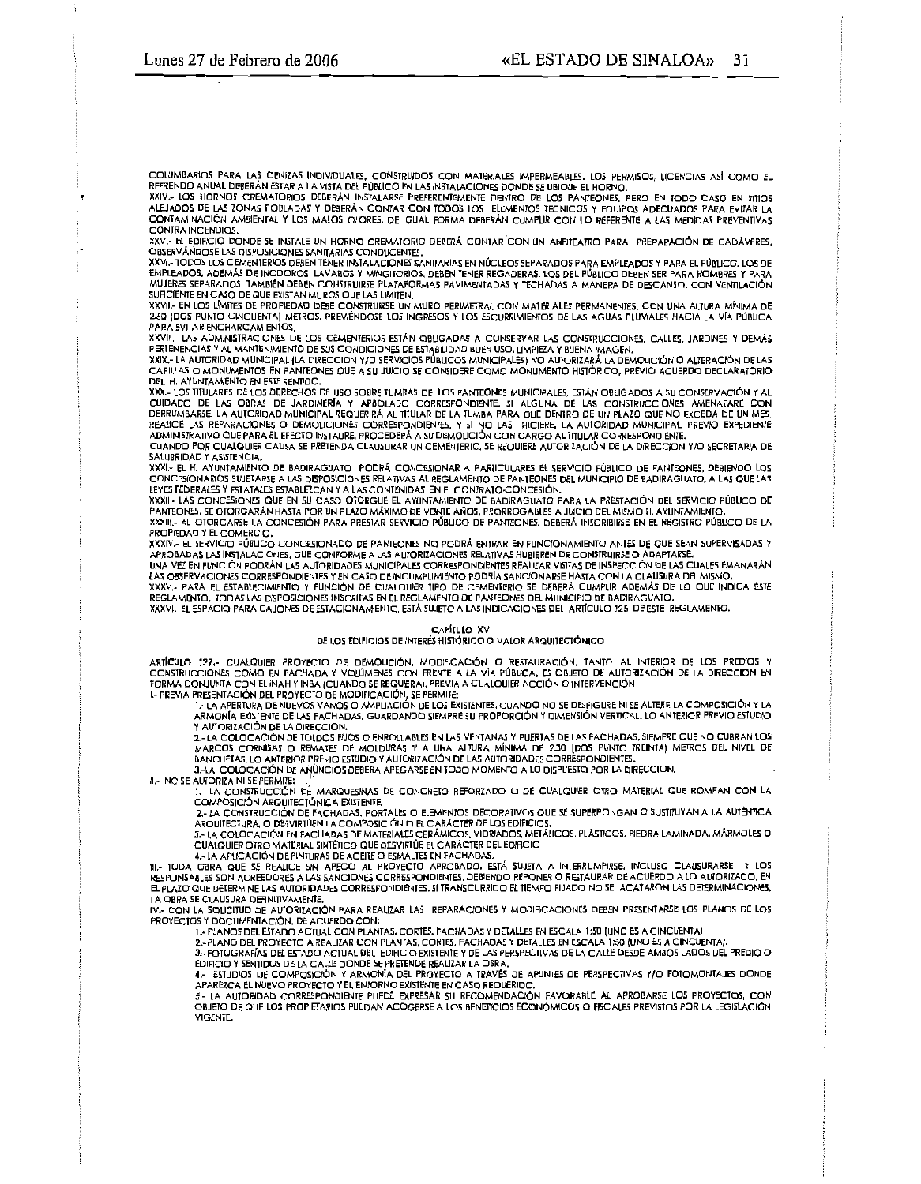COLUMBARIOS PARA LAS CENIZAS INDIVIDUALES, CONSTRUIDOS CON MATERIALES IMPERMEABLES. LOS PERMISOS, LICENCIAS ASÍ COMO EL REFRENDO ANUAL DEBERÁN ESTAR A LA VISTA DEL PÚBLICO EN LAS INSTALACIONES DONDE SE UBIQUE EL HORNO.

XXIV.- LOS HORNOS CREMATORIOS DEBERÁN INSTALARSE PREFERENTEMENTE DENTRO DE LOS PANTEONES, PERO EN TODO CASO EN SITIOS ALEJADOS DE LAS ZONAS POBLADAS Y DEBERÁN CONTAR CON TODOS LOS ELEMENTOS TÉCNICOS Y EQUIPOS ADECUADOS PARA EVITAR LA CONTAMINACIÓN AMBIENTAL Y LOS MALOS OLORES, DE IGUAL FORMA DEBERÁN CUMPLIR CON LO REFERENTE A LAS MEDIDAS PREVENTIVAS CONTRA INCENDIOS.

XXV.- EL EDIFICIO DONDE SE INSTALE UN HORNO CREMATORIO DEBERÁ CONTAR CON UN ANFITEATRO PARA PREPARACIÓN DE CADÁVERES, OBSERVÁNDOSE LAS DISPOSICIONES SANITARIAS CONDUCENTES.

XXVI.- TODOS LOS CEMENTERIOS DEBEN TENER INSTALACIONES SANITARIAS EN NÚCLEOS SEPARADOS PARA EMPLEADOS Y PARA EL PÚBLICO. LOS DE EMPLEADOS, ADEMÁS DE INODOROS, LAVABOS Y MINGITORIOS, DEBEN TENER REGADERAS. LOS DEL PÚBLICO DEBEN SER PARA HOMBRES Y PARA MUJERES SEPARADOS. TAMBIÉN DEBEN CONSTRUIRSE PLATAFORMAS PAVIMENTADAS Y TECHADAS A MANERA DE DESCANSO, CON VENTILACIÓN SUFICIENTE EN CASO DE QUE EXISTAN MUROS QUE LAS LIMITEN.

XXVII.- EN LOS LÍMITES DE PROPIEDAD DEBE CONSTRUIRSE UN MURO PERIMETRAL CON MATERIALES PERMANENTES, CON UNA ALTURA MÍNIMA DE 2.50 (DOS PUNTO CINCUENTA) METROS, PREVIÉNDOSE LOS INGRESOS Y LOS ESCURRIMIENTOS DE LAS AGUAS PLUVIALES HACIA LA VÍA PÚBLICA PARA EVITAR ENCHARCAMIENTOS.

XXVIII.- LAS ADMINISTRACIONES DE LOS CEMENTERIOS ESTÁN OBLIGADAS A CONSERVAR LAS CONSTRUCCIONES, CALLES, JARDINES Y DEMÁS PERTENENCIAS Y AL MANTENIMIENTO DE SUS CONDICIONES DE ESTABILIDAD BUEN USO, LIMPIEZA Y BUENA IMAGEN.

XXIX.- LA AUTORIDAD MUNICIPAL (LA DIRECCION Y/O SERVICIOS PÚBLICOS MUNICIPALES) NO AUTORIZARÁ LA DEMOLICIÓN O ALTERACIÓN DE LAS CAPILLAS O MONUMENTOS EN PANTEONES QUE A SU JUICIO SE CONSIDERE COMO MONUMENTO HISTÓRICO, PREVIO ACUERDO DECLARATORIO DEL H. AYUNTAMIENTO EN ESTE SENTIDO.

XXX.- LOS TITULARES DE LOS DERECHOS DE USO SOBRE TUMBAS DE LOS PANTEONES MUNICIPALES, ESTÁN OBLIGADOS A SU CONSERVACIÓN Y AL CUIDADO DE LAS OBRAS DE JARDINERÍA Y ARBOLADO CORRESPONDIENTE. SI ALGUNA DE LAS CONSTRUCCIONES AMENAZARE CON DERRUMBARSE, LA AUTORIDAD MUNICIPAL REQUERIRÁ AL TITULAR DE LA TUMBA PARA QUE DENTRO DE UN PLAZO QUE NO EXCEDA DE UN MES, REALICE LAS REPARACIONES O DEMOLICIONES CORRESPONDIENTES, Y SI NO LAS HICIERE, LA AUTORIDAD MUNICIPAL PREVIO EXPEDIENTE ADMINISTRATIVO QUE PARA EL EFECTO INSTAURE, PROCEDERÁ A SU DEMOLICIÓN CON CARGO AL TITULAR CORRESPONDIENTE.

CUANDO POR CUALQUIER CAUSA SE PRETENDA CLAUSURAR UN CEMENTERIO, SE REQUIERE AUTORIZACIÓN DE LA DIRECCION Y/O SECRETARIA DE SALUBRIDAD Y ASISTENCIA.

XXXI.- EL H. AYUNTAMIENTO DE BADIRAGUATO PODRÁ CONCESIONAR A PARTICULARES EL SERVICIO PÚBLICO DE PANTEONES, DEBIENDO LOS CONCESIONARIOS SUJETARSE A LAS DISPOSICIONES RELATIVAS AL REGLAMENTO DE PANTEONES DEL MUNICIPIO DE BADIRAGUATO, A LAS QUE LAS LEYES FEDERALES Y ESTATALES ESTABLEZCAN Y A LAS CONTENIDAS EN EL CONTRATO-CONCESIÓN.

XXXII.- LAS CONCESIONES QUE EN SU CASO OTORGUE EL AYUNTAMIENTO DE BADIRAGUATO PARA LA PRESTACIÓN DEL SERVICIO PÚBLICO DE PANTEONES, SE OTORGARÁN HASTA POR UN PLAZO MÁXIMO DE VEINTE AÑOS, PRORROGABLES A JUICIO DEL MISMO H. AYUNTAMIENTO.

XXXIII.- AL OTORGARSE LA CONCESIÓN PARA PRESTAR SERVICIO PÚBLICO DE PANTEONES, DEBERÁ INSCRIBIRSE EN EL REGISTRO PÚBLICO DE LA PROPIEDAD Y EL COMERCIO.

XXXIV.- EL SERVICIO PÚBLICO CONCESIONADO DE PANTEONES NO PODRÁ ENTRAR EN FUNCIONAMIENTO ANTES DE QUE SEAN SUPERVISADAS Y APROBADAS LAS INSTALACIONES, QUE CONFORME A LAS AUTORIZACIONES RELATIVAS HUBIEREN DE CONSTRUIRSE O ADAPTARSE.

UNA VEZ EN FUNCIÓN PODRÁN LAS AUTORIDADES MUNICIPALES CORRESPONDIENTES REALIZAR VISITAS DE INSPECCIÓN DE LAS CUALES EMANARÁN LAS OBSERVACIONES CORRESPONDIENTES Y EN CASO DE INCUMPLIMIENTO PODRÍA SANCIONARSE HASTA CON LA CLAUSURA DEL MISMO.

XXXV.- PARA EL ESTABLECIMIENTO Y FUNCIÓN DE CUALQUIER TIPO DE CEMENTERIO SE DEBERÁ CUMPLIR ADEMÁS DE LO QUE INDICA ÉSTE REGLAMENTO, TODAS LAS DISPOSICIONES INSCRITAS EN EL REGLAMENTO DE PANTEONES DEL MUNICIPIO DE BADIRAGUATO.

XXXVI.- EL ESPACIO PARA CAJONES DE ESTACIONAMIENTO, ESTÁ SUJETO A LAS INDICACIONES DEL ARTÍCULO 125 DE ESTE REGLAMENTO.

## CAPÍTULO XV
### DE LOS EDIFICIOS DE INTERÉS HISTÓRICO O VALOR ARQUITECTÓNICO

ARTÍCULO 127.- CUALQUIER PROYECTO DE DEMOLICIÓN, MODIFICACIÓN O RESTAURACIÓN, TANTO AL INTERIOR DE LOS PREDIOS Y CONSTRUCCIONES COMO EN FACHADA Y VOLÚMENES CON FRENTE A LA VÍA PÚBLICA, ES OBJETO DE AUTORIZACIÓN DE LA DIRECCION EN FORMA CONJUNTA CON EL INAH Y INBA (CUANDO SE REQUIERA), PREVIA A CUALQUIER ACCIÓN O INTERVENCION

I.- PREVIA PRESENTACIÓN DEL PROYECTO DE MODIFICACIÓN, SE PERMITE:

1.- LA APERTURA DE NUEVOS VANOS O AMPLIACIÓN DE LOS EXISTENTES, CUANDO NO SE DESFIGURE NI SE ALTERE LA COMPOSICIÓN Y LA ARMONÍA EXISTENTE DE LAS FACHADAS, GUARDANDO SIEMPRE SU PROPORCIÓN Y DIMENSIÓN VERTICAL. LO ANTERIOR PREVIO ESTUDIO Y AUTORIZACIÓN DE LA DIRECCION.

2.- LA COLOCACIÓN DE TOLDOS FIJOS O ENROLLABLES EN LAS VENTANAS Y PUERTAS DE LAS FACHADAS, SIEMPRE QUE NO CUBRAN LOS MARCOS CORNISAS O REMATES DE MOLDURAS Y A UNA ALTURA MÍNIMA DE 2.30 (DOS PUNTO TREINTA) METROS DEL NIVEL DE BANQUETAS, LO ANTERIOR PREVIO ESTUDIO Y AUTORIZACIÓN DE LAS AUTORIDADES CORRESPONDIENTES.

3.-LA COLOCACIÓN DE ANUNCIOS DEBERÁ APEGARSE EN TODO MOMENTO A LO DISPUESTO POR LA DIRECCION.

II.- NO SE AUTORIZA NI SE PERMITE:

1.- LA CONSTRUCCIÓN DE MARQUESINAS DE CONCRETO REFORZADO O DE CUALQUIER OTRO MATERIAL QUE ROMPAN CON LA COMPOSICIÓN ARQUITECTÓNICA EXISTENTE.

2.- LA CONSTRUCCIÓN DE FACHADAS, PORTALES O ELEMENTOS DECORATIVOS QUE SE SUPERPONGAN O SUSTITUYAN A LA AUTÉNTICA ARQUITECTURA, O DESVIRTÚEN LA COMPOSICIÓN O EL CARÁCTER DE LOS EDIFICIOS.

3.- LA COLOCACIÓN EN FACHADAS DE MATERIALES CERÁMICOS, VIDRIADOS, METÁLICOS, PLÁSTICOS, PIEDRA LAMINADA, MÁRMOLES O CUALQUIER OTRO MATERIAL SINTÉTICO QUE DESVIRTÚE EL CARÁCTER DEL EDIFICIO.

4.- LA APLICACIÓN DE PINTURAS DE ACEITE O ESMALTES EN FACHADAS.

III.- TODA OBRA QUE SE REALICE SIN APEGO AL PROYECTO APROBADO, ESTÁ SUJETA A INTERRUMPIRSE, INCLUSO CLAUSURARSE Y LOS RESPONSABLES SON ACREEDORES A LAS SANCIONES CORRESPONDIENTES, DEBIENDO REPONER O RESTAURAR DE ACUERDO A LO AUTORIZADO, EN EL PLAZO QUE DETERMINE LAS AUTORIDADES CORRESPONDIENTES. SI TRANSCURRIDO EL TIEMPO FIJADO NO SE ACATARON LAS DETERMINACIONES, LA OBRA SE CLAUSURA DEFINITIVAMENTE.

IV.- CON LA SOLICITUD DE AUTORIZACIÓN PARA REALIZAR LAS REPARACIONES Y MODIFICACIONES DEBEN PRESENTARSE LOS PLANOS DE LOS PROYECTOS Y DOCUMENTACIÓN, DE ACUERDO CON:

1.- PLANOS DEL ESTADO ACTUAL CON PLANTAS, CORTES, FACHADAS Y DETALLES EN ESCALA 1:50 (UNO ES A CINCUENTA)

2.- PLANO DEL PROYECTO A REALIZAR CON PLANTAS, CORTES, FACHADAS Y DETALLES EN ESCALA 1:50 (UNO ES A CINCUENTA).

3.- FOTOGRAFÍAS DEL ESTADO ACTUAL DEL EDIFICIO EXISTENTE Y DE LAS PERSPECTIVAS DE LA CALLE DESDE AMBOS LADOS DEL PREDIO O EDIFICIO Y SENTIDOS DE LA CALLE DONDE SE PRETENDE REALIZAR LA OBRA.

4.- ESTUDIOS DE COMPOSICIÓN Y ARMONÍA DEL PROYECTO A TRAVÉS DE APUNTES DE PERSPECTIVAS Y/O FOTOMONTAJES DONDE APAREZCA EL NUEVO PROYECTO Y EL ENTORNO EXISTENTE EN CASO REQUERIDO.

5.- LA AUTORIDAD CORRESPONDIENTE PUEDE EXPRESAR SU RECOMENDACIÓN FAVORABLE AL APROBARSE LOS PROYECTOS, CON OBJETO DE QUE LOS PROPIETARIOS PUEDAN ACOGERSE A LOS BENEFICIOS ECONÓMICOS O FISCALES PREVISTOS POR LA LEGISLACIÓN VIGENTE.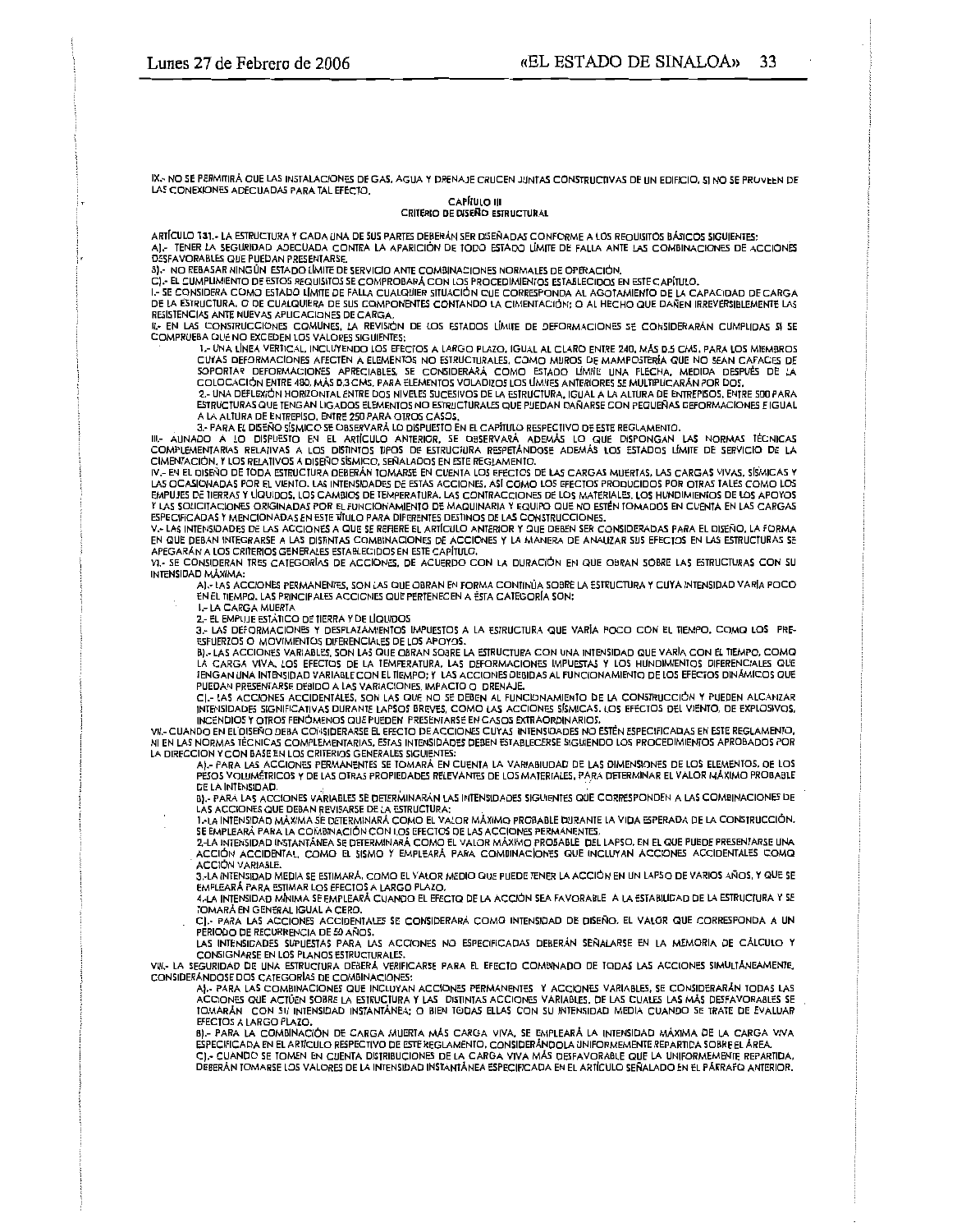IX.- NO SE PERMITIRÁ QUE LAS INSTALACIONES DE GAS, AGUA Y DRENAJE CRUCEN JUNTAS CONSTRUCTIVAS DE UN EDIFICIO, SI NO SE PROVEEN DE LAS CONEXIONES ADECUADAS PARA TAL EFECTO.

## CAPÍTULO III
### CRITERIO DE DISEÑO ESTRUCTURAL

ARTÍCULO 131.- LA ESTRUCTURA Y CADA UNA DE SUS PARTES DEBERÁN SER DISEÑADAS CONFORME A LOS REQUISITOS BÁSICOS SIGUIENTES:

A).- TENER LA SEGURIDAD ADECUADA CONTRA LA APARICIÓN DE TODO ESTADO LÍMITE DE FALLA ANTE LAS COMBINACIONES DE ACCIONES DESFAVORABLES QUE PUEDAN PRESENTARSE.

B).- NO REBASAR NINGÚN ESTADO LÍMITE DE SERVICIO ANTE COMBINACIONES NORMALES DE OPERACIÓN.

C).- EL CUMPLIMIENTO DE ESTOS REQUISITOS SE COMPROBARÁ CON LOS PROCEDIMIENTOS ESTABLECIDOS EN ESTE CAPÍTULO.

I.- SE CONSIDERA COMO ESTADO LÍMITE DE FALLA CUALQUIER SITUACIÓN QUE CORRESPONDA AL AGOTAMIENTO DE LA CAPACIDAD DE CARGA DE LA ESTRUCTURA, O DE CUALQUIERA DE SUS COMPONENTES CONTANDO LA CIMENTACIÓN; O AL HECHO QUE DAÑEN IRREVERSIBLEMENTE LAS RESISTENCIAS ANTE NUEVAS APLICACIONES DE CARGA.

II.- EN LAS CONSTRUCCIONES COMUNES, LA REVISIÓN DE LOS ESTADOS LÍMITE DE DEFORMACIONES SE CONSIDERARÁN CUMPLIDAS SI SE COMPRUEBA QUE NO EXCEDEN LOS VALORES SIGUIENTES:

1.- UNA LÍNEA VERTICAL, INCLUYENDO LOS EFECTOS A LARGO PLAZO, IGUAL AL CLARO ENTRE 240, MÁS 0.5 CMS, PARA LOS MIEMBROS CUYAS DEFORMACIONES AFECTEN A ELEMENTOS NO ESTRUCTURALES, COMO MUROS DE MAMPOSTERÍA QUE NO SEAN CAPACES DE SOPORTAR DEFORMACIONES APRECIABLES, SE CONSIDERARÁ COMO ESTADO LÍMITE UNA FLECHA, MEDIDA DESPUÉS DE LA COLOCACIÓN ENTRE 480, MÁS 0.3 CMS. PARA ELEMENTOS VOLADIZOS LOS LÍMITES ANTERIORES SE MULTIPLICARÁN POR DOS.

2.- UNA DEFLEXIÓN HORIZONTAL ENTRE DOS NIVELES SUCESIVOS DE LA ESTRUCTURA, IGUAL A LA ALTURA DE ENTREPISOS, ENTRE 500 PARA ESTRUCTURAS QUE TENGAN LIGADOS ELEMENTOS NO ESTRUCTURALES QUE PUEDAN DAÑARSE CON PEQUEÑAS DEFORMACIONES E IGUAL A LA ALTURA DE ENTREPISO, ENTRE 250 PARA OTROS CASOS.

3.- PARA EL DISEÑO SÍSMICO SE OBSERVARÁ LO DISPUESTO EN EL CAPÍTULO RESPECTIVO DE ESTE REGLAMENTO.

III.- AUNADO A LO DISPUESTO EN EL ARTÍCULO ANTERIOR, SE OBSERVARÁ ADEMÁS LO QUE DISPONGAN LAS NORMAS TÉCNICAS COMPLEMENTARIAS RELATIVAS A LOS DISTINTOS TIPOS DE ESTRUCTURA RESPETÁNDOSE ADEMÁS LOS ESTADOS LÍMITE DE SERVICIO DE LA CIMENTACIÓN, Y LOS RELATIVOS A DISEÑO SÍSMICO, SEÑALADOS EN ESTE REGLAMENTO.

IV.- EN EL DISEÑO DE TODA ESTRUCTURA DEBERÁN TOMARSE EN CUENTA LOS EFECTOS DE LAS CARGAS MUERTAS, LAS CARGAS VIVAS, SÍSMICAS Y LAS OCASIONADAS POR EL VIENTO. LAS INTENSIDADES DE ESTAS ACCIONES, ASÍ COMO LOS EFECTOS PRODUCIDOS POR OTRAS TALES COMO LOS EMPUJES DE TIERRAS Y LÍQUIDOS, LOS CAMBIOS DE TEMPERATURA, LAS CONTRACCIONES DE LOS MATERIALES, LOS HUNDIMIENTOS DE LOS APOYOS Y LAS SOLICITACIONES ORIGINADAS POR EL FUNCIONAMIENTO DE MAQUINARIA Y EQUIPO QUE NO ESTÉN TOMADOS EN CUENTA EN LAS CARGAS ESPECIFICADAS Y MENCIONADAS EN ESTE TÍTULO PARA DIFERENTES DESTINOS DE LAS CONSTRUCCIONES.

V.- LAS INTENSIDADES DE LAS ACCIONES A QUE SE REFIERE EL ARTÍCULO ANTERIOR Y QUE DEBEN SER CONSIDERADAS PARA EL DISEÑO, LA FORMA EN QUE DEBAN INTEGRARSE A LAS DISTINTAS COMBINACIONES DE ACCIONES Y LA MANERA DE ANALIZAR SUS EFECTOS EN LAS ESTRUCTURAS SE APEGARÁN A LOS CRITERIOS GENERALES ESTABLECIDOS EN ESTE CAPÍTULO.

VI.- SE CONSIDERAN TRES CATEGORÍAS DE ACCIONES, DE ACUERDO CON LA DURACIÓN EN QUE OBRAN SOBRE LAS ESTRUCTURAS CON SU INTENSIDAD MÁXIMA:

A).- LAS ACCIONES PERMANENTES, SON LAS QUE OBRAN EN FORMA CONTINUA SOBRE LA ESTRUCTURA Y CUYA INTENSIDAD VARÍA POCO EN EL TIEMPO. LAS PRINCIPALES ACCIONES QUE PERTENECEN A ÉSTA CATEGORÍA SON:

1.- LA CARGA MUERTA

2.- EL EMPUJE ESTÁTICO DE TIERRA Y DE LÍQUIDOS

3.- LAS DEFORMACIONES Y DESPLAZAMIENTOS IMPUESTOS A LA ESTRUCTURA QUE VARÍA POCO CON EL TIEMPO, COMO LOS PRE-ESFUERZOS O MOVIMIENTOS DIFERENCIALES DE LOS APOYOS.

B).- LAS ACCIONES VARIABLES, SON LAS QUE OBRAN SOBRE LA ESTRUCTURA CON UNA INTENSIDAD QUE VARÍA CON EL TIEMPO, COMO LA CARGA VIVA, LOS EFECTOS DE LA TEMPERATURA, LAS DEFORMACIONES IMPUESTAS Y LOS HUNDIMIENTOS DIFERENCIALES QUE TENGAN UNA INTENSIDAD VARIABLE CON EL TIEMPO; Y LAS ACCIONES DEBIDAS AL FUNCIONAMIENTO DE LOS EFECTOS DINÁMICOS QUE PUEDAN PRESENTARSE DEBIDO A LAS VARIACIONES, IMPACTO O DRENAJE.

C).- LAS ACCIONES ACCIDENTALES, SON LAS QUE NO SE DEBEN AL FUNCIONAMIENTO DE LA CONSTRUCCIÓN Y PUEDEN ALCANZAR INTENSIDADES SIGNIFICATIVAS DURANTE LAPSOS BREVES, COMO LAS ACCIONES SÍSMICAS, LOS EFECTOS DEL VIENTO, DE EXPLOSIVOS, INCENDIOS Y OTROS FENÓMENOS QUE PUEDEN PRESENTARSE EN CASOS EXTRAORDINARIOS.

VII.- CUANDO EN EL DISEÑO DEBA CONSIDERARSE EL EFECTO DE ACCIONES CUYAS INTENSIDADES NO ESTÉN ESPECIFICADAS EN ESTE REGLAMENTO, NI EN LAS NORMAS TÉCNICAS COMPLEMENTARIAS, ESTAS INTENSIDADES DEBEN ESTABLECERSE SIGUIENDO LOS PROCEDIMIENTOS APROBADOS POR LA DIRECCION Y CON BASE EN LOS CRITERIOS GENERALES SIGUIENTES:

A).- PARA LAS ACCIONES PERMANENTES SE TOMARÁ EN CUENTA LA VARIABILIDAD DE LAS DIMENSIONES DE LOS ELEMENTOS, DE LOS PESOS VOLUMÉTRICOS Y DE LAS OTRAS PROPIEDADES RELEVANTES DE LOS MATERIALES, PARA DETERMINAR EL VALOR MÁXIMO PROBABLE DE LA INTENSIDAD.

B).- PARA LAS ACCIONES VARIABLES SE DETERMINARÁN LAS INTENSIDADES SIGUIENTES QUE CORRESPONDEN A LAS COMBINACIONES DE LAS ACCIONES QUE DEBAN REVISARSE DE LA ESTRUCTURA:

1.-LA INTENSIDAD MÁXIMA SE DETERMINARÁ COMO EL VALOR MÁXIMO PROBABLE DURANTE LA VIDA ESPERADA DE LA CONSTRUCCIÓN. SE EMPLEARÁ PARA LA COMBINACIÓN CON LOS EFECTOS DE LAS ACCIONES PERMANENTES.

2.-LA INTENSIDAD INSTANTÁNEA SE DETERMINARÁ COMO EL VALOR MÁXIMO PROBABLE DEL LAPSO, EN EL QUE PUEDE PRESENTARSE UNA ACCIÓN ACCIDENTAL, COMO EL SISMO Y EMPLEARÁ PARA COMBINACIONES QUE INCLUYAN ACCIONES ACCIDENTALES COMO ACCIÓN VARIABLE.

3.-LA INTENSIDAD MEDIA SE ESTIMARÁ, COMO EL VALOR MEDIO QUE PUEDE TENER LA ACCIÓN EN UN LAPSO DE VARIOS AÑOS, Y QUE SE EMPLEARÁ PARA ESTIMAR LOS EFECTOS A LARGO PLAZO.

4.-LA INTENSIDAD MÍNIMA SE EMPLEARÁ CUANDO EL EFECTO DE LA ACCIÓN SEA FAVORABLE A LA ESTABILIDAD DE LA ESTRUCTURA Y SE TOMARÁ EN GENERAL IGUAL A CERO.

C).- PARA LAS ACCIONES ACCIDENTALES SE CONSIDERARÁ COMO INTENSIDAD DE DISEÑO, EL VALOR QUE CORRESPONDA A UN PERIODO DE RECURRENCIA DE 50 AÑOS.

LAS INTENSIDADES SUPUESTAS PARA LAS ACCIONES NO ESPECIFICADAS DEBERÁN SEÑALARSE EN LA MEMORIA DE CÁLCULO Y CONSIGNARSE EN LOS PLANOS ESTRUCTURALES.

VIII.- LA SEGURIDAD DE UNA ESTRUCTURA DEBERÁ VERIFICARSE PARA EL EFECTO COMBINADO DE TODAS LAS ACCIONES SIMULTÁNEAMENTE, CONSIDERÁNDOSE DOS CATEGORÍAS DE COMBINACIONES:

A).- PARA LAS COMBINACIONES QUE INCLUYAN ACCIONES PERMANENTES Y ACCIONES VARIABLES, SE CONSIDERARÁN TODAS LAS ACCIONES QUE ACTÚEN SOBRE LA ESTRUCTURA Y LAS DISTINTAS ACCIONES VARIABLES, DE LAS CUALES LAS MÁS DESFAVORABLES SE TOMARÁN CON SU INTENSIDAD INSTANTÁNEA; O BIEN TODAS ELLAS CON SU INTENSIDAD MEDIA CUANDO SE TRATE DE EVALUAR EFECTOS A LARGO PLAZO.

B).- PARA LA COMBINACIÓN DE CARGA MUERTA MÁS CARGA VIVA, SE EMPLEARÁ LA INTENSIDAD MÁXIMA DE LA CARGA VIVA ESPECIFICADA EN EL ARTÍCULO RESPECTIVO DE ESTE REGLAMENTO, CONSIDERÁNDOLA UNIFORMEMENTE REPARTIDA SOBRE EL ÁREA.

C).- CUANDO SE TOMEN EN CUENTA DISTRIBUCIONES DE LA CARGA VIVA MÁS DESFAVORABLE QUE LA UNIFORMEMENTE REPARTIDA, DEBERÁN TOMARSE LOS VALORES DE LA INTENSIDAD INSTANTÁNEA ESPECIFICADA EN EL ARTÍCULO SEÑALADO EN EL PÁRRAFO ANTERIOR.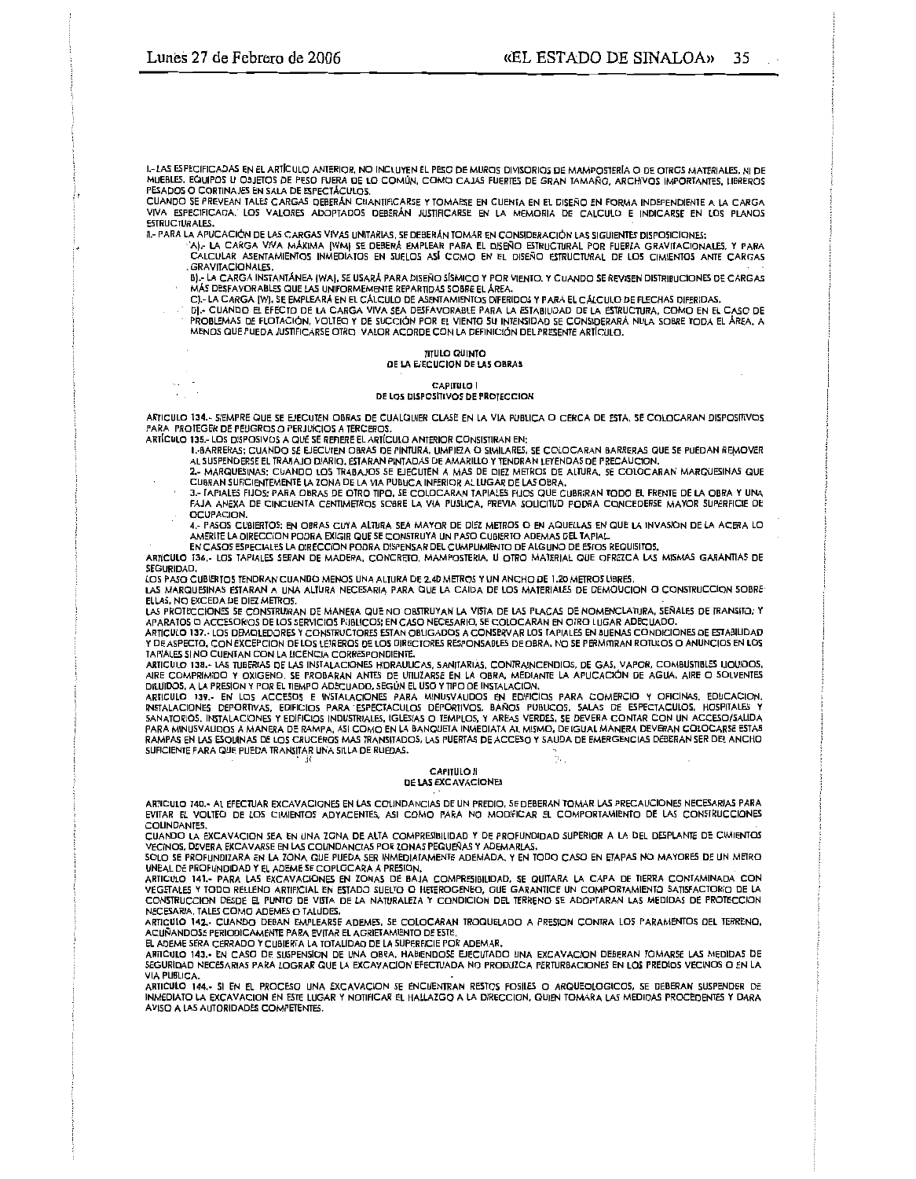I.- LAS ESPECIFICADAS EN EL ARTÍCULO ANTERIOR, NO INCLUYEN EL PESO DE MUROS DIVISORIOS DE MAMPOSTERÍA O DE OTROS MATERIALES, NI DE MUEBLES, EQUIPOS U OBJETOS DE PESO FUERA DE LO COMÚN, COMO CAJAS FUERTES DE GRAN TAMAÑO, ARCHIVOS IMPORTANTES, LIBREROS PESADOS O CORTINAJES EN SALA DE ESPECTÁCULOS.

CUANDO SE PREVEAN TALES CARGAS DEBERÁN CUANTIFICARSE Y TOMARSE EN CUENTA EN EL DISEÑO EN FORMA INDEPENDIENTE A LA CARGA VIVA ESPECIFICADA. LOS VALORES ADOPTADOS DEBERÁN JUSTIFICARSE EN LA MEMORIA DE CALCULO E INDICARSE EN LOS PLANOS ESTRUCTURALES.

II.- PARA LA APLICACIÓN DE LAS CARGAS VIVAS UNITARIAS, SE DEBERÁN TOMAR EN CONSIDERACIÓN LAS SIGUIENTES DISPOSICIONES:

A).- LA CARGA VIVA MÁXIMA (WM) SE DEBERÁ EMPLEAR PARA EL DISEÑO ESTRUCTURAL POR FUERZA GRAVITACIONALES, Y PARA CALCULAR ASENTAMIENTOS INMEDIATOS EN SUELOS ASÍ COMO EN EL DISEÑO ESTRUCTURAL DE LOS CIMIENTOS ANTE CARGAS GRAVITACIONALES.

B).- LA CARGA INSTANTÁNEA (WA), SE USARÁ PARA DISEÑO SÍSMICO Y POR VIENTO, Y CUANDO SE REVISEN DISTRIBUCIONES DE CARGAS MÁS DESFAVORABLES QUE LAS UNIFORMEMENTE REPARTIDAS SOBRE EL ÁREA.

C).- LA CARGA (W), SE EMPLEARÁ EN EL CÁLCULO DE ASENTAMIENTOS DIFERIDOS Y PARA EL CÁLCULO DE FLECHAS DIFERIDAS.

D).- CUANDO EL EFECTO DE LA CARGA VIVA SEA DESFAVORABLE PARA LA ESTABILIDAD DE LA ESTRUCTURA, COMO EN EL CASO DE PROBLEMAS DE FLOTACIÓN, VOLTEO Y DE SUCCIÓN POR EL VIENTO SU INTENSIDAD SE CONSIDERARÁ NULA SOBRE TODA EL ÁREA, A MENOS QUE PUEDA JUSTIFICARSE OTRO VALOR ACORDE CON LA DEFINICIÓN DEL PRESENTE ARTÍCULO.

## TITULO QUINTO
## DE LA EJECUCION DE LAS OBRAS

### CAPITULO I
### DE LOS DISPOSITIVOS DE PROTECCION

ARTICULO 134.- SIEMPRE QUE SE EJECUTEN OBRAS DE CUALQUIER CLASE EN LA VIA PUBLICA O CERCA DE ESTA, SE COLOCARAN DISPOSITIVOS PARA PROTEGER DE PELIGROS O PERJUICIOS A TERCEROS.

ARTÍCULO 135.- LOS DISPOSIVOS A QUÉ SE REFIERE EL ARTÍCULO ANTERIOR CONSISTIRAN EN:

1.-BARRERAS: CUANDO SE EJECUTEN OBRAS DE PINTURA, LIMPIEZA O SIMILARES, SE COLOCARAN BARRERAS QUE SE PUEDAN REMOVER AL SUSPENDERSE EL TRABAJO DIARIO. ESTARAN PINTADAS DE AMARILLO Y TENDRAN LEYENDAS DE PRECAUCION.

2.- MARQUESINAS: CUANDO LOS TRABAJOS SE EJECUTEN A MAS DE DIEZ METROS DE ALTURA, SE COLOCARAN MARQUESINAS QUE CUBRAN SUFICIENTEMENTE LA ZONA DE LA VIA PUBLICA INFERIOR AL LUGAR DE LAS OBRA.

3.- TAPIALES FIJOS: PARA OBRAS DE OTRO TIPO, SE COLOCARAN TAPIALES FIJOS QUE CUBRIRAN TODO EL FRENTE DE LA OBRA Y UNA FAJA ANEXA DE CINCUENTA CENTIMETROS SOBRE LA VIA PUBLICA, PREVIA SOLICITUD PODRA CONCEDERSE MAYOR SUPERFICIE DE OCUPACION.

4.- PASOS CUBIERTOS: EN OBRAS CUYA ALTURA SEA MAYOR DE DIEZ METROS O EN AQUELLAS EN QUE LA INVASION DE LA ACERA LO AMERITE LA DIRECCION PODRA EXIGIR QUE SE CONSTRUYA UN PASO CUBIERTO ADEMAS DEL TAPIAL.

EN CASOS ESPECIALES LA DIRECCION PODRA DISPENSAR DEL CUMPLIMIENTO DE ALGUNO DE ESTOS REQUISITOS.

ARTICULO 136.- LOS TAPIALES SERAN DE MADERA, CONCRETO, MAMPOSTERIA, U OTRO MATERIAL QUE OFREZCA LAS MISMAS GARANTIAS DE SEGURIDAD.

LOS PASO CUBIERTOS TENDRAN CUANDO MENOS UNA ALTURA DE 2.40 METROS Y UN ANCHO DE 1.20 METROS LIBRES.

LAS MARQUESINAS ESTARAN A UNA ALTURA NECESARIA PARA QUE LA CAIDA DE LOS MATERIALES DE DEMOLICION O CONSTRUCCION SOBRE ELLAS, NO EXCEDA DE DIEZ METROS.

LAS PROTECCIONES SE CONSTRUIRAN DE MANERA QUE NO OBSTRUYAN LA VISTA DE LAS PLACAS DE NOMENCLATURA, SEÑALES DE TRANSITO, Y APARATOS O ACCESORIOS DE LOS SERVICIOS PUBLICOS; EN CASO NECESARIO, SE COLOCARAN EN OTRO LUGAR ADECUADO.

ARTICULO 137.- LOS DEMOLEDORES Y CONSTRUCTORES ESTAN OBLIGADOS A CONSERVAR LOS TAPIALES EN BUENAS CONDICIONES DE ESTABILIDAD Y DE ASPECTO, CON EXCEPCION DE LOS LETREROS DE LOS DIRECTORES RESPONSABLES DE OBRA, NO SE PERMITIRAN ROTULOS O ANUNCIOS EN LOS TAPIALES SI NO CUENTAN CON LA LICENCIA CORRESPONDIENTE.

ARTICULO 138.- LAS TUBERIAS DE LAS INSTALACIONES HIDRAULICAS, SANITARIAS, CONTRAINCENDIOS, DE GAS, VAPOR, COMBUSTIBLES LIQUIDOS, AIRE COMPRIMIDO Y OXIGENO, SE PROBARAN ANTES DE UTILIZARSE EN LA OBRA, MEDIANTE LA APLICACIÓN DE AGUA, AIRE O SOLVENTES DILUIDOS, A LA PRESION Y POR EL TIEMPO ADECUADO, SEGÚN EL USO Y TIPO DE INSTALACION.

ARTICULO 139.- EN LOS ACCESOS E INSTALACIONES PARA MINUSVALIDOS EN EDIFICIOS PARA COMERCIO Y OFICINAS, EDUCACION, INSTALACIONES DEPORTIVAS, EDIFICIOS PARA ESPECTACULOS DEPORTIVOS, BAÑOS PUBLICOS, SALAS DE ESPECTACULOS, HOSPITALES Y SANATORIOS, INSTALACIONES Y EDIFICIOS INDUSTRIALES, IGLESIAS O TEMPLOS, Y AREAS VERDES, SE DEVERA CONTAR CON UN ACCESO/SALIDA PARA MINUSVALIDOS A MANERA DE RAMPA, ASI COMO EN LA BANQUETA INMEDIATA AL MISMO, DE IGUAL MANERA DEVERAN COLOCARSE ESTAS RAMPAS EN LAS ESQUINAS DE LOS CRUCEROS MAS TRANSITADOS, LAS PUERTAS DE ACCESO Y SALIDA DE EMERGENCIAS DEBERAN SER DEL ANCHO SUFICIENTE PARA QUE PUEDA TRANSITAR UNA SILLA DE RUEDAS.

### CAPITULO II
### DE LAS EXCAVACIONES

ARTICULO 140.- AL EFECTUAR EXCAVACIONES EN LAS COLINDANCIAS DE UN PREDIO, SE DEBERAN TOMAR LAS PRECAUCIONES NECESARIAS PARA EVITAR EL VOLTEO DE LOS CIMIENTOS ADYACENTES, ASI COMO PARA NO MODIFICAR EL COMPORTAMIENTO DE LAS CONSTRUCCIONES COLINDANTES.

CUANDO LA EXCAVACION SEA EN UNA ZONA DE ALTA COMPRESIBILIDAD Y DE PROFUNDIDAD SUPERIOR A LA DEL DESPLANTE DE CIMIENTOS VECINOS, DEVERA EXCAVARSE EN LAS COLINDANCIAS POR ZONAS PEQUEÑAS Y ADEMARLAS.

SOLO SE PROFUNDIZARA EN LA ZONA QUE PUEDA SER INMEDIATAMENTE ADEMADA, Y EN TODO CASO EN ETAPAS NO MAYORES DE UN METRO LINEAL DE PROFUNDIDAD Y EL ADEME SE COPLOCARA A PRESION.

ARTICULO 141.- PARA LAS EXCAVACIONES EN ZONAS DE BAJA COMPRESIBILIDAD, SE QUITARA LA CAPA DE TIERRA CONTAMINADA CON VEGETALES Y TODO RELLENO ARTIFICIAL EN ESTADO SUELTO O HETEROGENEO, QUE GARANTICE UN COMPORTAMIENTO SATISFACTORIO DE LA CONSTRUCCION DESDE EL PUNTO DE VISTA DE LA NATURALEZA Y CONDICION DEL TERRENO SE ADOPTARAN LAS MEDIDAS DE PROTECCION NECESARIA, TALES COMO ADEMES O TALUDES.

ARTICULO 142.- CUANDO DEBAN EMPLEARSE ADEMES, SE COLOCARAN TROQUELADO A PRESION CONTRA LOS PARAMENTOS DEL TERRENO, ACUÑANDOSE PERIODICAMENTE PARA EVITAR EL AGRIETAMIENTO DE ESTE.

EL ADEME SERA CERRADO Y CUBRIERA LA TOTALIDAD DE LA SUPERFICIE POR ADEMAR.

ARTICULO 143.- EN CASO DE SUSPENSION DE UNA OBRA, HABIENDOSE EJECUTADO UNA EXCAVACION DEBERAN TOMARSE LAS MEDIDAS DE SEGURIDAD NECESARIAS PARA LOGRAR QUE LA EXCAVACION EFECTUADA NO PRODUZCA PERTURBACIONES EN LOS PREDIOS VECINOS O EN LA VIA PUBLICA.

ARTICULO 144.- SI EN EL PROCESO UNA EXCAVACION SE ENCUENTRAN RESTOS FOSILES O ARQUEOLOGICOS, SE DEBERAN SUSPENDER DE INMEDIATO LA EXCAVACION EN ESTE LUGAR Y NOTIFICAR EL HALLAZGO A LA DIRECCION, QUIEN TOMARA LAS MEDIDAS PROCEDENTES Y DARA AVISO A LAS AUTORIDADES COMPETENTES.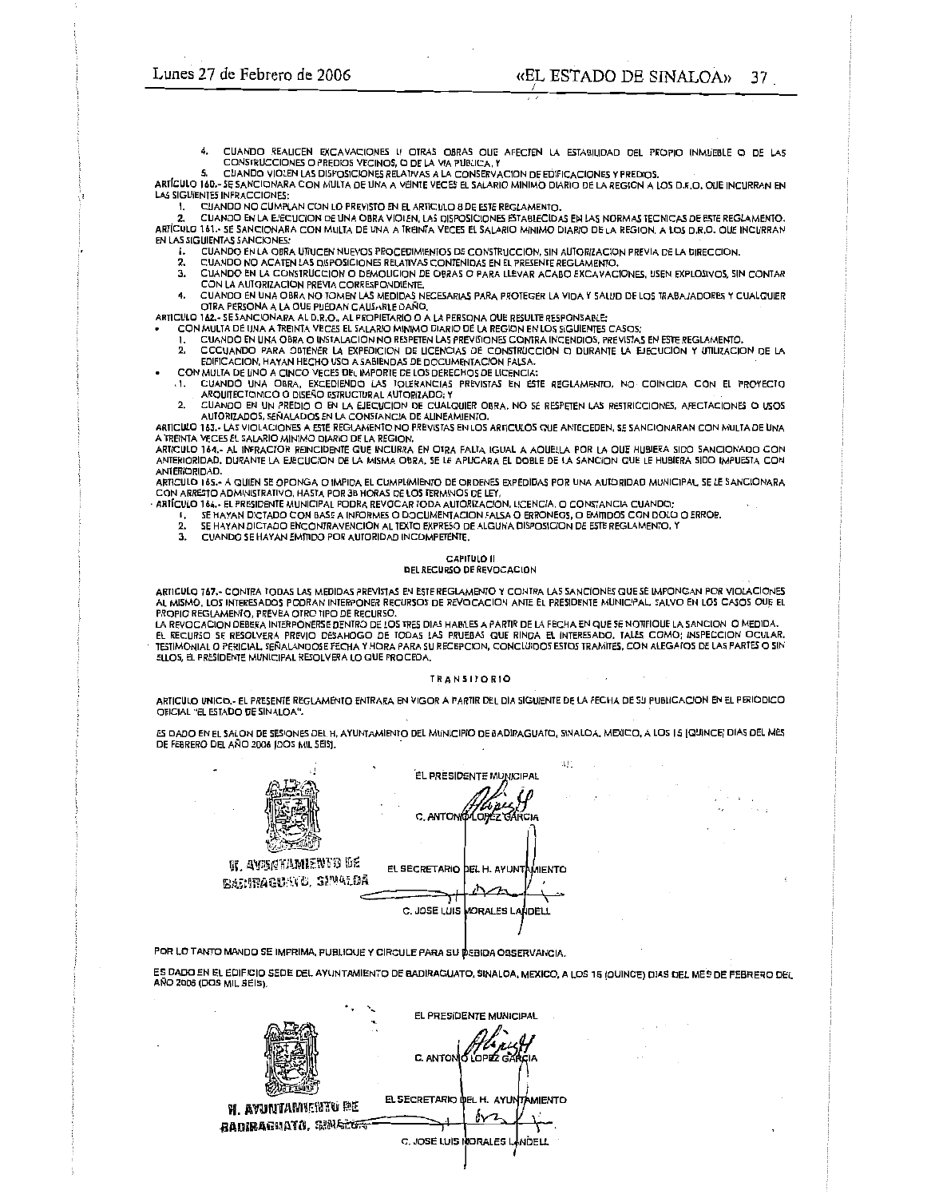4. CUANDO REALICEN EXCAVACIONES U OTRAS OBRAS QUE AFECTEN LA ESTABILIDAD DEL PROPIO INMUEBLE O DE LAS CONSTRUCCIONES O PREDIOS VECINOS, O DE LA VIA PUBLICA, Y
5. CUANDO VIOLEN LAS DISPOSICIONES RELATIVAS A LA CONSERVACION DE EDIFICACIONES Y PREDIOS.

ARTÍCULO 160.- SE SANCIONARA CON MULTA DE UNA A VEINTE VECES EL SALARIO MINIMO DIARIO DE LA REGION A LOS D.R.O. QUE INCURRAN EN LAS SIGUIENTES INFRACCIONES:

1. CUANDO NO CUMPLAN CON LO PREVISTO EN EL ARTICULO 8 DE ESTE REGLAMENTO.
2. CUANDO EN LA EJECUCION DE UNA OBRA VIOLEN, LAS DISPOSICIONES ESTABLECIDAS EN LAS NORMAS TECNICAS DE ESTE REGLAMENTO.

ARTÍCULO 161.- SE SANCIONARA CON MULTA DE UNA A TREINTA VECES EL SALARIO MINIMO DIARIO DE LA REGION, A LOS D.R.O. QUE INCURRAN EN LAS SIGUIENTAS SANCIONES:

1. CUANDO EN LA OBRA UTILICEN NUEVOS PROCEDIMIENTOS DE CONSTRUCCION, SIN AUTORIZACION PREVIA DE LA DIRECCION.
2. CUANDO NO ACATEN LAS DISPOSICIONES RELATIVAS CONTENIDAS EN EL PRESENTE REGLAMENTO.
3. CUANDO EN LA CONSTRUCCION O DEMOLICION DE OBRAS O PARA LLEVAR ACABO EXCAVACIONES, USEN EXPLOSIVOS, SIN CONTAR CON LA AUTORIZACION PREVIA CORRESPONDIENTE.
4. CUANDO EN UNA OBRA NO TOMEN LAS MEDIDAS NECESARIAS PARA PROTEGER LA VIDA Y SALUD DE LOS TRABAJADORES Y CUALQUIER OTRA PERSONA A LA QUE PUEDAN CAUSARLE DAÑO.

ARTICULO 162.- SE SANCIONARA AL D.R.O., AL PROPIETARIO O A LA PERSONA QUE RESULTE RESPONSABLE:

- CON MULTA DE UNA A TREINTA VECES EL SALARIO MINIMO DIARIO DE LA REGION EN LOS SIGUIENTES CASOS;
  1. CUANDO EN UNA OBRA O INSTALACION NO RESPETEN LAS PREVISIONES CONTRA INCENDIOS, PREVISTAS EN ESTE REGLAMENTO.
  2. CCUANDO PARA OBTENER LA EXPEDICION DE LICENCIAS DE CONSTRUCCION O DURANTE LA EJECUCION Y UTILIZACION DE LA EDIFICACION, HAYAN HECHO USO A SABIENDAS DE DOCUMENTACION FALSA.
- CON MULTA DE UNO A CINCO VECES DEL IMPORTE DE LOS DERECHOS DE LICENCIA:
  1. CUANDO UNA OBRA, EXCEDIENDO LAS TOLERANCIAS PREVISTAS EN ESTE REGLAMENTO, NO COINCIDA CON EL PROYECTO ARQUITECTONICO O DISEÑO ESTRUCTURAL AUTORIZADO; Y
  2. CUANDO EN UN PREDIO O EN LA EJECUCION DE CUALQUIER OBRA, NO SE RESPETEN LAS RESTRICCIONES, AFECTACIONES O USOS AUTORIZADOS, SEÑALADOS EN LA CONSTANCIA DE ALINEAMIENTO.

ARTICULO 163.- LAS VIOLACIONES A ESTE REGLAMENTO NO PREVISTAS EN LOS ARTICULOS QUE ANTECEDEN, SE SANCIONARAN CON MULTA DE UNA A TREINTA VECES EL SALARIO MINIMO DIARIO DE LA REGION.

ARTICULO 164.- AL INFRACTOR REINCIDENTE QUE INCURRA EN OTRA FALTA IGUAL A AQUELLA POR LA QUE HUBIERA SIDO SANCIONADO CON ANTERIORIDAD, DURANTE LA EJECUCION DE LA MISMA OBRA, SE LE APLICARA EL DOBLE DE LA SANCION QUE LE HUBIERA SIDO IMPUESTA CON ANTERIORIDAD.

ARTICULO 165.- A QUIEN SE OPONGA O IMPIDA EL CUMPLIMIENTO DE ORDENES EXPEDIDAS POR UNA AUTORIDAD MUNICIPAL SE LE SANCIONARA CON ARRESTO ADMINISTRATIVO, HASTA POR 36 HORAS DE LOS TERMINOS DE LEY.

ARTÍCULO 166.- EL PRESIDENTE MUNICIPAL PODRA REVOCAR TODA AUTORIZACION, LICENCIA, O CONSTANCIA CUANDO:

1. SE HAYAN DICTADO CON BASE A INFORMES O DOCUMENTACION FALSA O ERRONEOS, O EMITIDOS CON DOLO O ERROR.
2. SE HAYAN DICTADO ENCONTRAVENCION AL TEXTO EXPRESO DE ALGUNA DISPOSICION DE ESTE REGLAMENTO, Y
3. CUANDO SE HAYAN EMITIDO POR AUTORIDAD INCOMPETENTE.

## CAPITULO II
## DEL RECURSO DE REVOCACION

ARTICULO 167.- CONTRA TODAS LAS MEDIDAS PREVISTAS EN ESTE REGLAMENTO Y CONTRA LAS SANCIONES QUE SE IMPONGAN POR VIOLACIONES AL MISMO, LOS INTERESADOS PODRAN INTERPONER RECURSOS DE REVOCACION ANTE EL PRESIDENTE MUNICIPAL, SALVO EN LOS CASOS QUE EL PROPIO REGLAMENTO, PREVEA OTRO TIPO DE RECURSO.

LA REVOCACION DEBERA INTERPONERSE DENTRO DE LOS TRES DIAS HABILES A PARTIR DE LA FECHA EN QUE SE NOTIFIQUE LA SANCION O MEDIDA.

EL RECURSO SE RESOLVERA PREVIO DESAHOGO DE TODAS LAS PRUEBAS QUE RINDA EL INTERESADO, TALES COMO: INSPECCION OCULAR, TESTIMONIAL O PERICIAL, SEÑALANDOSE FECHA Y HORA PARA SU RECEPCION, CONCLUIDOS ESTOS TRAMITES, CON ALEGATOS DE LAS PARTES O SIN ELLOS, EL PRESIDENTE MUNICIPAL RESOLVERA LO QUE PROCEDA.

## TRANSITORIO

ARTICULO UNICO.- EL PRESENTE REGLAMENTO ENTRARA EN VIGOR A PARTIR DEL DIA SIGUIENTE DE LA FECHA DE SU PUBLICACION EN EL PERIODICO OFICIAL "EL ESTADO DE SINALOA".

ES DADO EN EL SALON DE SESIONES DEL H. AYUNTAMIENTO DEL MUNICIPIO DE BADIRAGUATO, SINALOA, MEXICO, A LOS 15 (QUINCE) DIAS DEL MES DE FEBRERO DEL AÑO 2006 (DOS MIL SEIS).

EL PRESIDENTE MUNICIPAL

C. ANTONIO LOPEZ GARCIA

H. AYUNTAMIENTO DE BADIRAGUATO, SINALOA

EL SECRETARIO DEL H. AYUNTAMIENTO

C. JOSE LUIS MORALES LANDELL

POR LO TANTO MANDO SE IMPRIMA, PUBLIQUE Y CIRCULE PARA SU DEBIDA OBSERVANCIA.

ES DADO EN EL EDIFICIO SEDE DEL AYUNTAMIENTO DE BADIRAGUATO, SINALOA, MEXICO, A LOS 15 (QUINCE) DIAS DEL MES DE FEBRERO DEL AÑO 2006 (DOS MIL SEIS).

EL PRESIDENTE MUNICIPAL

C. ANTONIO LOPEZ GARCIA

H. AYUNTAMIENTO DE BADIRAGUATO, SINALOA

EL SECRETARIO DEL H. AYUNTAMIENTO

C. JOSE LUIS MORALES LANDELL